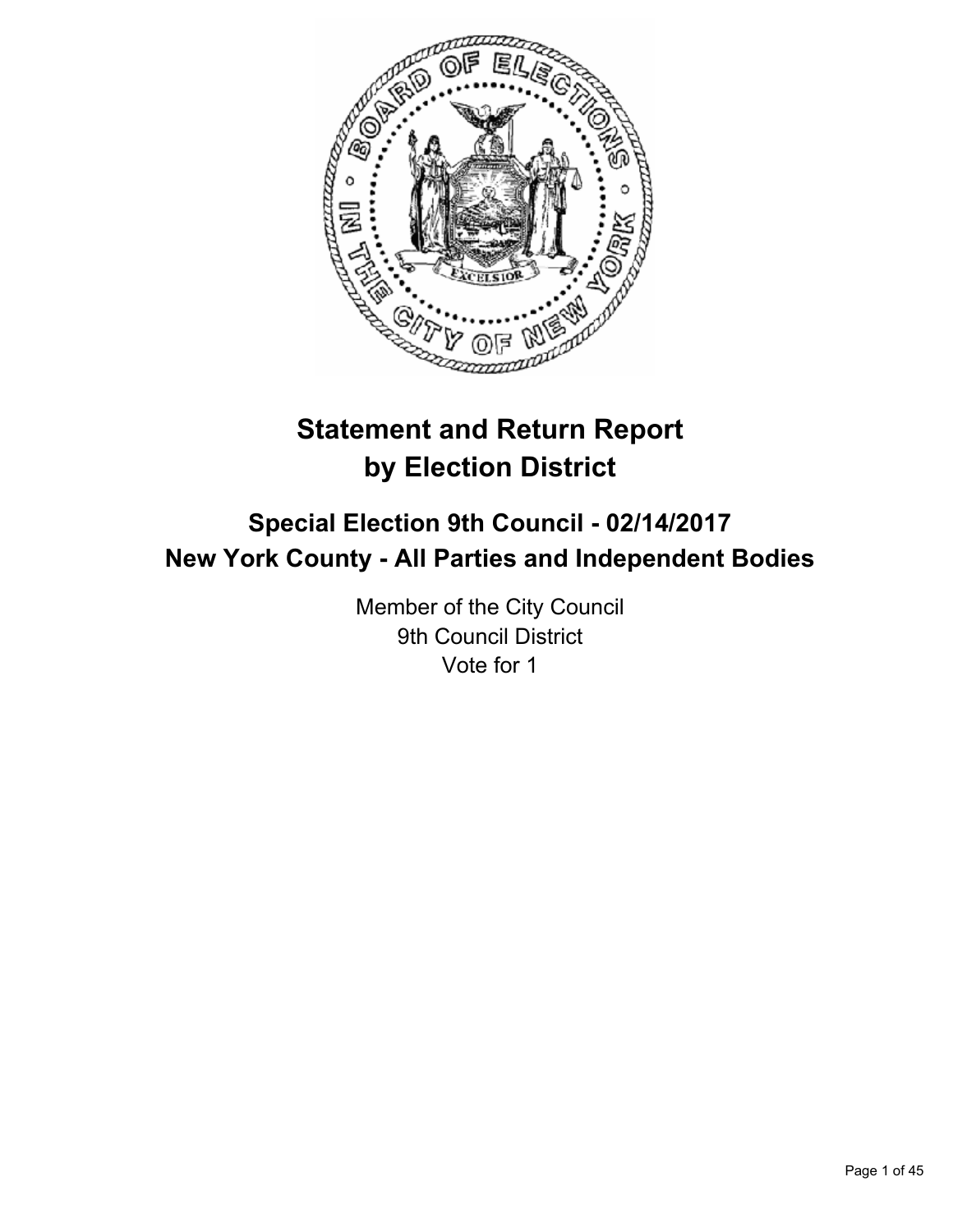# Statement and Return Report by Election District

## Special Election 9th Council - 02/14/2017
## New York County - All Parties and Independent Bodies

Member of the City Council
9th Council District
Vote for 1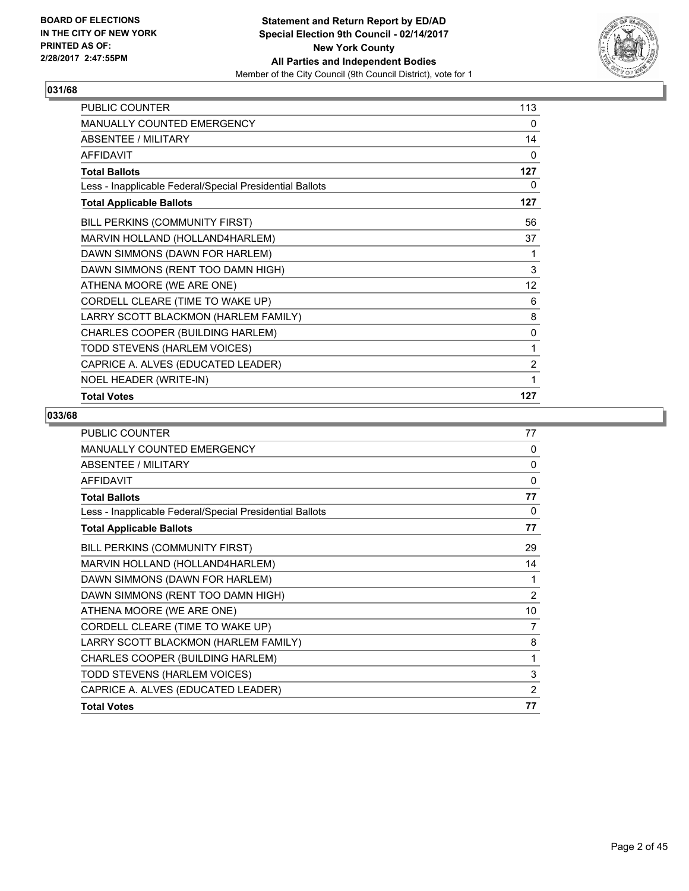## 031/68

| | |
|---|---|
| PUBLIC COUNTER | 113 |
| MANUALLY COUNTED EMERGENCY | 0 |
| ABSENTEE / MILITARY | 14 |
| AFFIDAVIT | 0 |
| **Total Ballots** | **127** |
| Less - Inapplicable Federal/Special Presidential Ballots | 0 |
| **Total Applicable Ballots** | **127** |
| BILL PERKINS (COMMUNITY FIRST) | 56 |
| MARVIN HOLLAND (HOLLAND4HARLEM) | 37 |
| DAWN SIMMONS (DAWN FOR HARLEM) | 1 |
| DAWN SIMMONS (RENT TOO DAMN HIGH) | 3 |
| ATHENA MOORE (WE ARE ONE) | 12 |
| CORDELL CLEARE (TIME TO WAKE UP) | 6 |
| LARRY SCOTT BLACKMON (HARLEM FAMILY) | 8 |
| CHARLES COOPER (BUILDING HARLEM) | 0 |
| TODD STEVENS (HARLEM VOICES) | 1 |
| CAPRICE A. ALVES (EDUCATED LEADER) | 2 |
| NOEL HEADER (WRITE-IN) | 1 |
| **Total Votes** | **127** |

## 033/68

| | |
|---|---|
| PUBLIC COUNTER | 77 |
| MANUALLY COUNTED EMERGENCY | 0 |
| ABSENTEE / MILITARY | 0 |
| AFFIDAVIT | 0 |
| **Total Ballots** | **77** |
| Less - Inapplicable Federal/Special Presidential Ballots | 0 |
| **Total Applicable Ballots** | **77** |
| BILL PERKINS (COMMUNITY FIRST) | 29 |
| MARVIN HOLLAND (HOLLAND4HARLEM) | 14 |
| DAWN SIMMONS (DAWN FOR HARLEM) | 1 |
| DAWN SIMMONS (RENT TOO DAMN HIGH) | 2 |
| ATHENA MOORE (WE ARE ONE) | 10 |
| CORDELL CLEARE (TIME TO WAKE UP) | 7 |
| LARRY SCOTT BLACKMON (HARLEM FAMILY) | 8 |
| CHARLES COOPER (BUILDING HARLEM) | 1 |
| TODD STEVENS (HARLEM VOICES) | 3 |
| CAPRICE A. ALVES (EDUCATED LEADER) | 2 |
| **Total Votes** | **77** |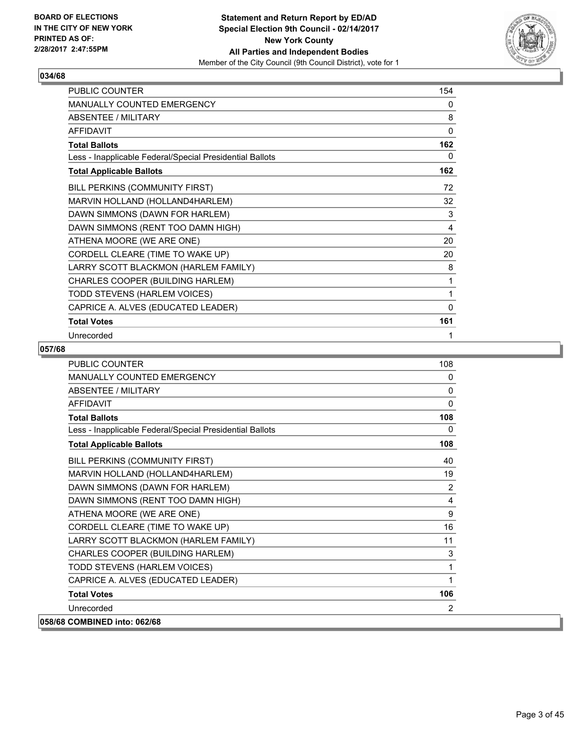**BOARD OF ELECTIONS IN THE CITY OF NEW YORK PRINTED AS OF: 2/28/2017 2:47:55PM**

**Statement and Return Report by ED/AD Special Election 9th Council - 02/14/2017 New York County All Parties and Independent Bodies**
Member of the City Council (9th Council District), vote for 1

## 034/68

| | |
|---|---|
| PUBLIC COUNTER | 154 |
| MANUALLY COUNTED EMERGENCY | 0 |
| ABSENTEE / MILITARY | 8 |
| AFFIDAVIT | 0 |
| **Total Ballots** | **162** |
| Less - Inapplicable Federal/Special Presidential Ballots | 0 |
| **Total Applicable Ballots** | **162** |
| BILL PERKINS (COMMUNITY FIRST) | 72 |
| MARVIN HOLLAND (HOLLAND4HARLEM) | 32 |
| DAWN SIMMONS (DAWN FOR HARLEM) | 3 |
| DAWN SIMMONS (RENT TOO DAMN HIGH) | 4 |
| ATHENA MOORE (WE ARE ONE) | 20 |
| CORDELL CLEARE (TIME TO WAKE UP) | 20 |
| LARRY SCOTT BLACKMON (HARLEM FAMILY) | 8 |
| CHARLES COOPER (BUILDING HARLEM) | 1 |
| TODD STEVENS (HARLEM VOICES) | 1 |
| CAPRICE A. ALVES (EDUCATED LEADER) | 0 |
| **Total Votes** | **161** |
| Unrecorded | 1 |

## 057/68

| | |
|---|---|
| PUBLIC COUNTER | 108 |
| MANUALLY COUNTED EMERGENCY | 0 |
| ABSENTEE / MILITARY | 0 |
| AFFIDAVIT | 0 |
| **Total Ballots** | **108** |
| Less - Inapplicable Federal/Special Presidential Ballots | 0 |
| **Total Applicable Ballots** | **108** |
| BILL PERKINS (COMMUNITY FIRST) | 40 |
| MARVIN HOLLAND (HOLLAND4HARLEM) | 19 |
| DAWN SIMMONS (DAWN FOR HARLEM) | 2 |
| DAWN SIMMONS (RENT TOO DAMN HIGH) | 4 |
| ATHENA MOORE (WE ARE ONE) | 9 |
| CORDELL CLEARE (TIME TO WAKE UP) | 16 |
| LARRY SCOTT BLACKMON (HARLEM FAMILY) | 11 |
| CHARLES COOPER (BUILDING HARLEM) | 3 |
| TODD STEVENS (HARLEM VOICES) | 1 |
| CAPRICE A. ALVES (EDUCATED LEADER) | 1 |
| **Total Votes** | **106** |
| Unrecorded | 2 |

## 058/68 COMBINED into: 062/68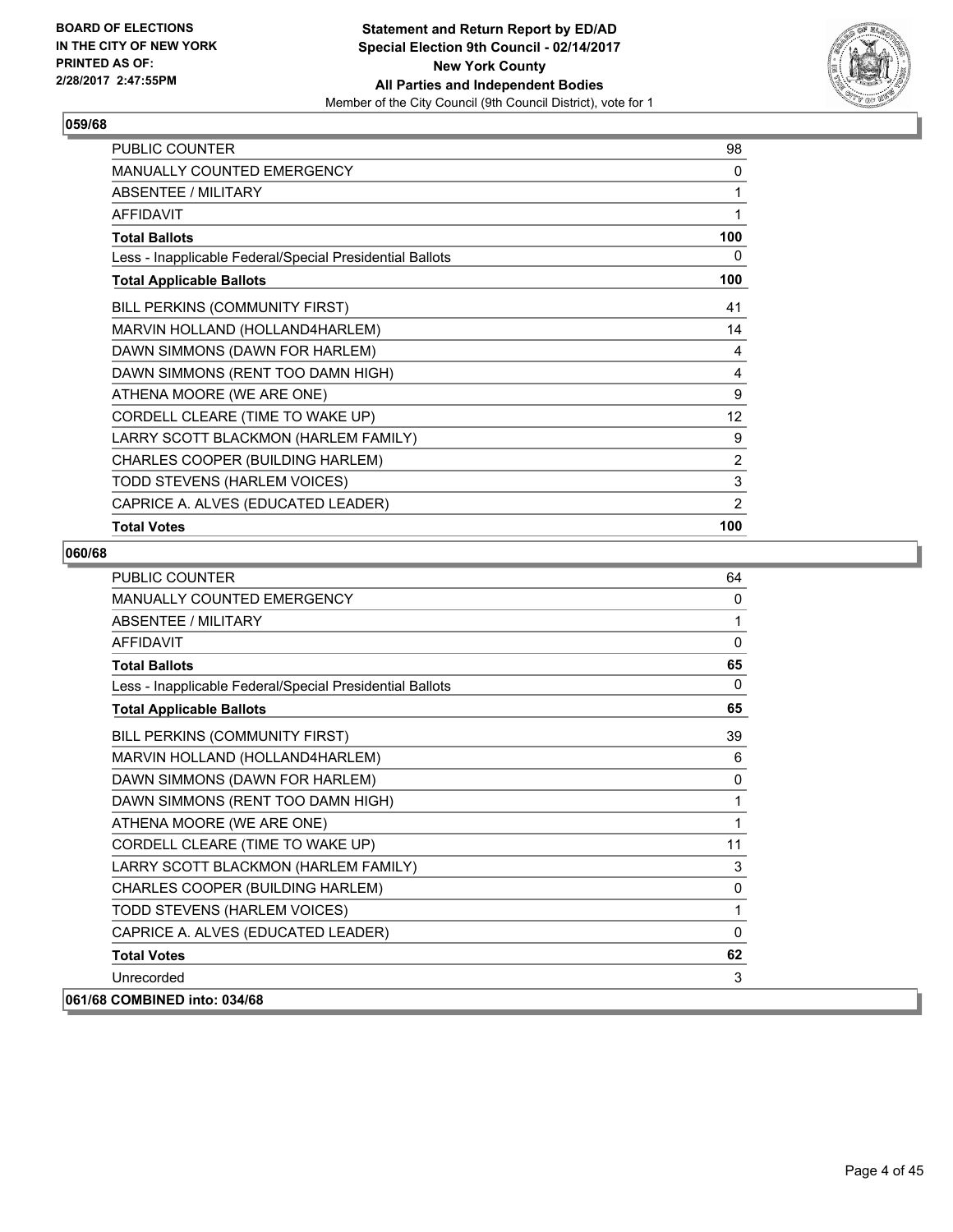### 059/68

| | |
|---|---|
| PUBLIC COUNTER | 98 |
| MANUALLY COUNTED EMERGENCY | 0 |
| ABSENTEE / MILITARY | 1 |
| AFFIDAVIT | 1 |
| **Total Ballots** | **100** |
| Less - Inapplicable Federal/Special Presidential Ballots | 0 |
| **Total Applicable Ballots** | **100** |
| BILL PERKINS (COMMUNITY FIRST) | 41 |
| MARVIN HOLLAND (HOLLAND4HARLEM) | 14 |
| DAWN SIMMONS (DAWN FOR HARLEM) | 4 |
| DAWN SIMMONS (RENT TOO DAMN HIGH) | 4 |
| ATHENA MOORE (WE ARE ONE) | 9 |
| CORDELL CLEARE (TIME TO WAKE UP) | 12 |
| LARRY SCOTT BLACKMON (HARLEM FAMILY) | 9 |
| CHARLES COOPER (BUILDING HARLEM) | 2 |
| TODD STEVENS (HARLEM VOICES) | 3 |
| CAPRICE A. ALVES (EDUCATED LEADER) | 2 |
| **Total Votes** | **100** |

### 060/68

| | |
|---|---|
| PUBLIC COUNTER | 64 |
| MANUALLY COUNTED EMERGENCY | 0 |
| ABSENTEE / MILITARY | 1 |
| AFFIDAVIT | 0 |
| **Total Ballots** | **65** |
| Less - Inapplicable Federal/Special Presidential Ballots | 0 |
| **Total Applicable Ballots** | **65** |
| BILL PERKINS (COMMUNITY FIRST) | 39 |
| MARVIN HOLLAND (HOLLAND4HARLEM) | 6 |
| DAWN SIMMONS (DAWN FOR HARLEM) | 0 |
| DAWN SIMMONS (RENT TOO DAMN HIGH) | 1 |
| ATHENA MOORE (WE ARE ONE) | 1 |
| CORDELL CLEARE (TIME TO WAKE UP) | 11 |
| LARRY SCOTT BLACKMON (HARLEM FAMILY) | 3 |
| CHARLES COOPER (BUILDING HARLEM) | 0 |
| TODD STEVENS (HARLEM VOICES) | 1 |
| CAPRICE A. ALVES (EDUCATED LEADER) | 0 |
| **Total Votes** | **62** |
| Unrecorded | 3 |

### 061/68 COMBINED into: 034/68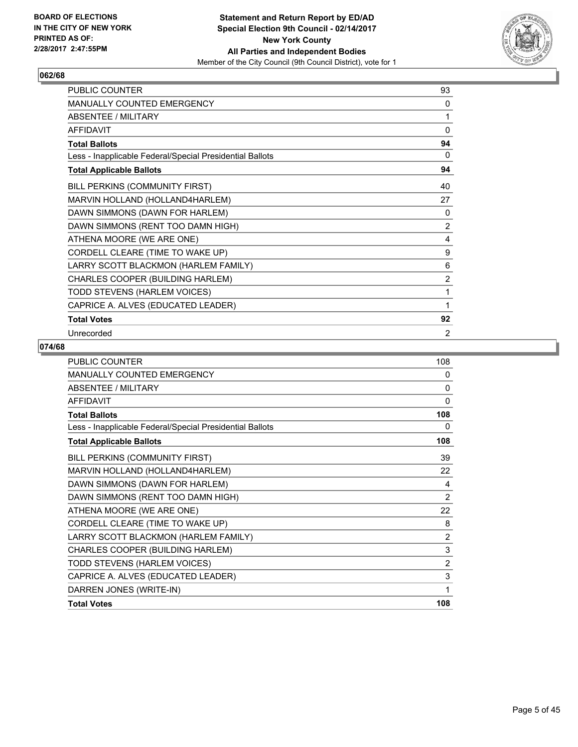## 062/68

| | |
|---|---|
| PUBLIC COUNTER | 93 |
| MANUALLY COUNTED EMERGENCY | 0 |
| ABSENTEE / MILITARY | 1 |
| AFFIDAVIT | 0 |
| **Total Ballots** | **94** |
| Less - Inapplicable Federal/Special Presidential Ballots | 0 |
| **Total Applicable Ballots** | **94** |
| BILL PERKINS (COMMUNITY FIRST) | 40 |
| MARVIN HOLLAND (HOLLAND4HARLEM) | 27 |
| DAWN SIMMONS (DAWN FOR HARLEM) | 0 |
| DAWN SIMMONS (RENT TOO DAMN HIGH) | 2 |
| ATHENA MOORE (WE ARE ONE) | 4 |
| CORDELL CLEARE (TIME TO WAKE UP) | 9 |
| LARRY SCOTT BLACKMON (HARLEM FAMILY) | 6 |
| CHARLES COOPER (BUILDING HARLEM) | 2 |
| TODD STEVENS (HARLEM VOICES) | 1 |
| CAPRICE A. ALVES (EDUCATED LEADER) | 1 |
| **Total Votes** | **92** |
| Unrecorded | 2 |

## 074/68

| | |
|---|---|
| PUBLIC COUNTER | 108 |
| MANUALLY COUNTED EMERGENCY | 0 |
| ABSENTEE / MILITARY | 0 |
| AFFIDAVIT | 0 |
| **Total Ballots** | **108** |
| Less - Inapplicable Federal/Special Presidential Ballots | 0 |
| **Total Applicable Ballots** | **108** |
| BILL PERKINS (COMMUNITY FIRST) | 39 |
| MARVIN HOLLAND (HOLLAND4HARLEM) | 22 |
| DAWN SIMMONS (DAWN FOR HARLEM) | 4 |
| DAWN SIMMONS (RENT TOO DAMN HIGH) | 2 |
| ATHENA MOORE (WE ARE ONE) | 22 |
| CORDELL CLEARE (TIME TO WAKE UP) | 8 |
| LARRY SCOTT BLACKMON (HARLEM FAMILY) | 2 |
| CHARLES COOPER (BUILDING HARLEM) | 3 |
| TODD STEVENS (HARLEM VOICES) | 2 |
| CAPRICE A. ALVES (EDUCATED LEADER) | 3 |
| DARREN JONES (WRITE-IN) | 1 |
| **Total Votes** | **108** |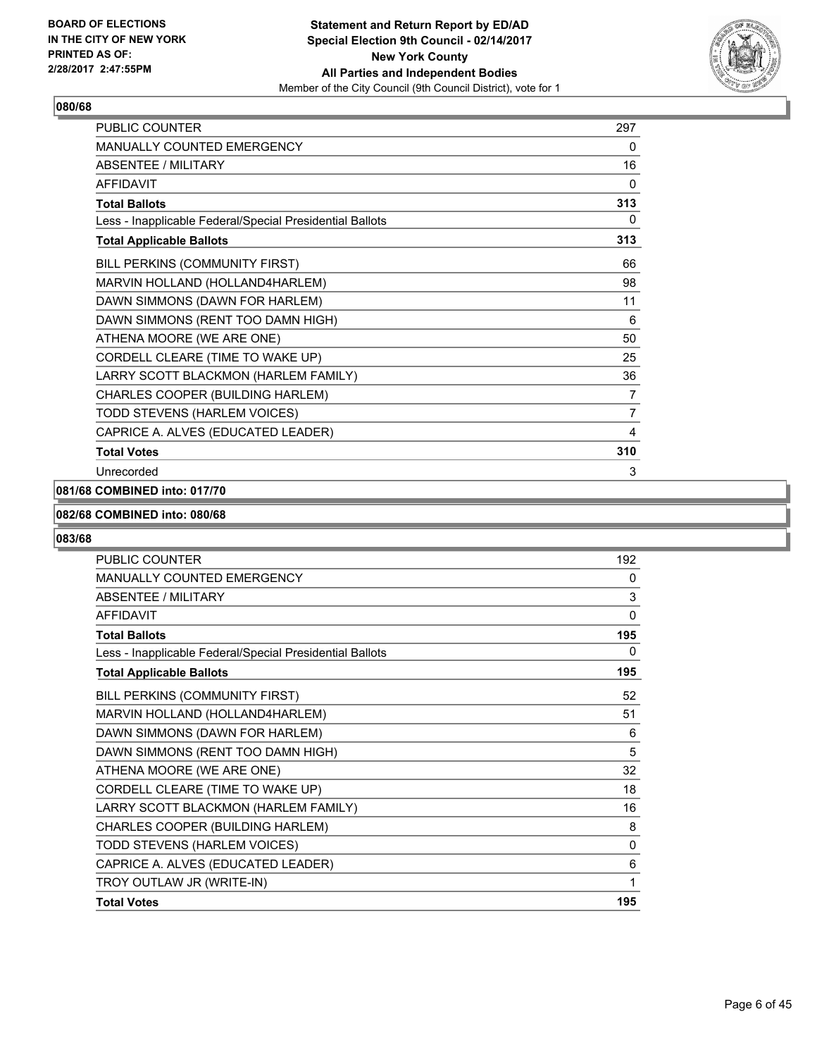### 080/68

| | |
|---|---|
| PUBLIC COUNTER | 297 |
| MANUALLY COUNTED EMERGENCY | 0 |
| ABSENTEE / MILITARY | 16 |
| AFFIDAVIT | 0 |
| **Total Ballots** | **313** |
| Less - Inapplicable Federal/Special Presidential Ballots | 0 |
| **Total Applicable Ballots** | **313** |
| BILL PERKINS (COMMUNITY FIRST) | 66 |
| MARVIN HOLLAND (HOLLAND4HARLEM) | 98 |
| DAWN SIMMONS (DAWN FOR HARLEM) | 11 |
| DAWN SIMMONS (RENT TOO DAMN HIGH) | 6 |
| ATHENA MOORE (WE ARE ONE) | 50 |
| CORDELL CLEARE (TIME TO WAKE UP) | 25 |
| LARRY SCOTT BLACKMON (HARLEM FAMILY) | 36 |
| CHARLES COOPER (BUILDING HARLEM) | 7 |
| TODD STEVENS (HARLEM VOICES) | 7 |
| CAPRICE A. ALVES (EDUCATED LEADER) | 4 |
| **Total Votes** | **310** |
| Unrecorded | 3 |

### 081/68 COMBINED into: 017/70

### 082/68 COMBINED into: 080/68

### 083/68

| | |
|---|---|
| PUBLIC COUNTER | 192 |
| MANUALLY COUNTED EMERGENCY | 0 |
| ABSENTEE / MILITARY | 3 |
| AFFIDAVIT | 0 |
| **Total Ballots** | **195** |
| Less - Inapplicable Federal/Special Presidential Ballots | 0 |
| **Total Applicable Ballots** | **195** |
| BILL PERKINS (COMMUNITY FIRST) | 52 |
| MARVIN HOLLAND (HOLLAND4HARLEM) | 51 |
| DAWN SIMMONS (DAWN FOR HARLEM) | 6 |
| DAWN SIMMONS (RENT TOO DAMN HIGH) | 5 |
| ATHENA MOORE (WE ARE ONE) | 32 |
| CORDELL CLEARE (TIME TO WAKE UP) | 18 |
| LARRY SCOTT BLACKMON (HARLEM FAMILY) | 16 |
| CHARLES COOPER (BUILDING HARLEM) | 8 |
| TODD STEVENS (HARLEM VOICES) | 0 |
| CAPRICE A. ALVES (EDUCATED LEADER) | 6 |
| TROY OUTLAW JR (WRITE-IN) | 1 |
| **Total Votes** | **195** |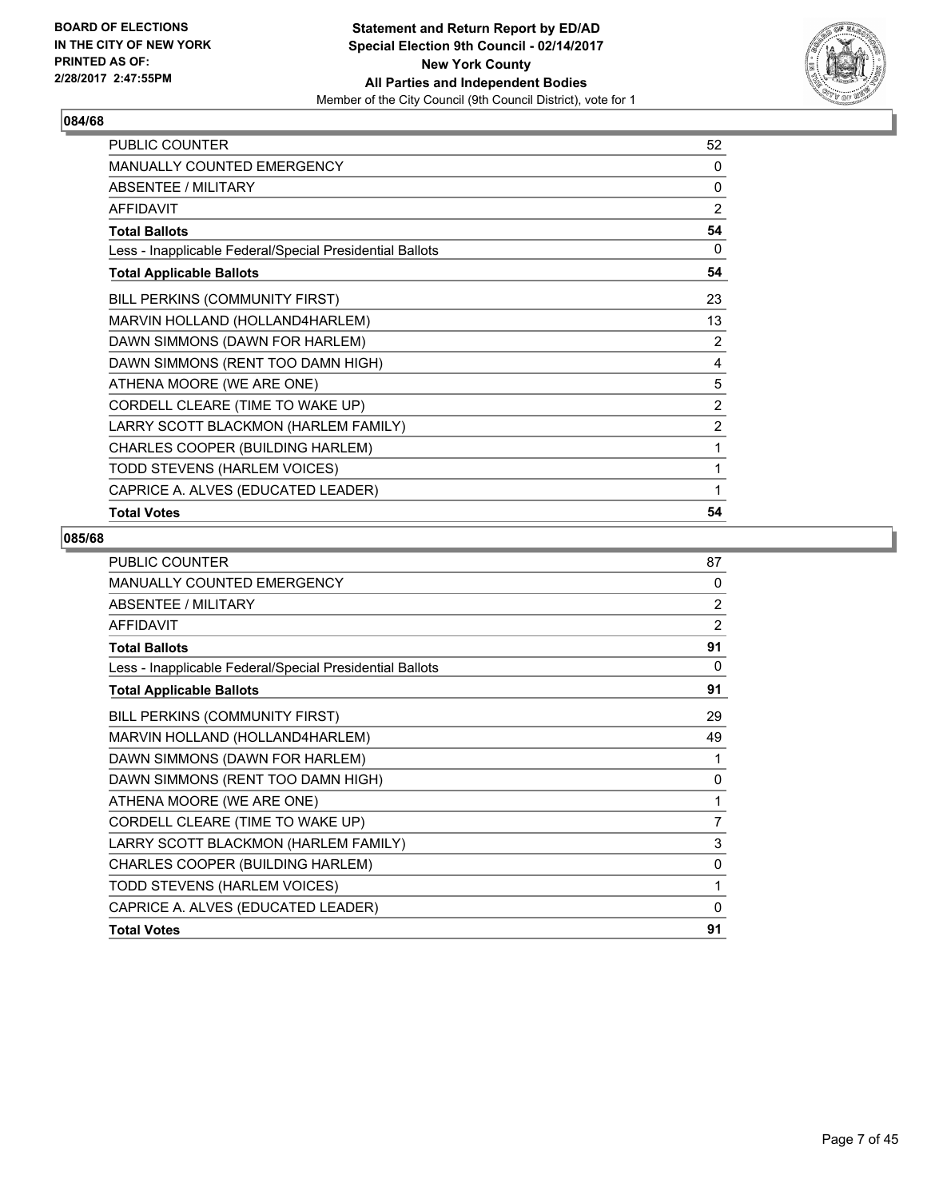**BOARD OF ELECTIONS IN THE CITY OF NEW YORK PRINTED AS OF: 2/28/2017 2:47:55PM**

**Statement and Return Report by ED/AD Special Election 9th Council - 02/14/2017 New York County All Parties and Independent Bodies**

Member of the City Council (9th Council District), vote for 1

### 084/68

| | |
|---|---|
| PUBLIC COUNTER | 52 |
| MANUALLY COUNTED EMERGENCY | 0 |
| ABSENTEE / MILITARY | 0 |
| AFFIDAVIT | 2 |
| **Total Ballots** | **54** |
| Less - Inapplicable Federal/Special Presidential Ballots | 0 |
| **Total Applicable Ballots** | **54** |
| BILL PERKINS (COMMUNITY FIRST) | 23 |
| MARVIN HOLLAND (HOLLAND4HARLEM) | 13 |
| DAWN SIMMONS (DAWN FOR HARLEM) | 2 |
| DAWN SIMMONS (RENT TOO DAMN HIGH) | 4 |
| ATHENA MOORE (WE ARE ONE) | 5 |
| CORDELL CLEARE (TIME TO WAKE UP) | 2 |
| LARRY SCOTT BLACKMON (HARLEM FAMILY) | 2 |
| CHARLES COOPER (BUILDING HARLEM) | 1 |
| TODD STEVENS (HARLEM VOICES) | 1 |
| CAPRICE A. ALVES (EDUCATED LEADER) | 1 |
| **Total Votes** | **54** |

### 085/68

| | |
|---|---|
| PUBLIC COUNTER | 87 |
| MANUALLY COUNTED EMERGENCY | 0 |
| ABSENTEE / MILITARY | 2 |
| AFFIDAVIT | 2 |
| **Total Ballots** | **91** |
| Less - Inapplicable Federal/Special Presidential Ballots | 0 |
| **Total Applicable Ballots** | **91** |
| BILL PERKINS (COMMUNITY FIRST) | 29 |
| MARVIN HOLLAND (HOLLAND4HARLEM) | 49 |
| DAWN SIMMONS (DAWN FOR HARLEM) | 1 |
| DAWN SIMMONS (RENT TOO DAMN HIGH) | 0 |
| ATHENA MOORE (WE ARE ONE) | 1 |
| CORDELL CLEARE (TIME TO WAKE UP) | 7 |
| LARRY SCOTT BLACKMON (HARLEM FAMILY) | 3 |
| CHARLES COOPER (BUILDING HARLEM) | 0 |
| TODD STEVENS (HARLEM VOICES) | 1 |
| CAPRICE A. ALVES (EDUCATED LEADER) | 0 |
| **Total Votes** | **91** |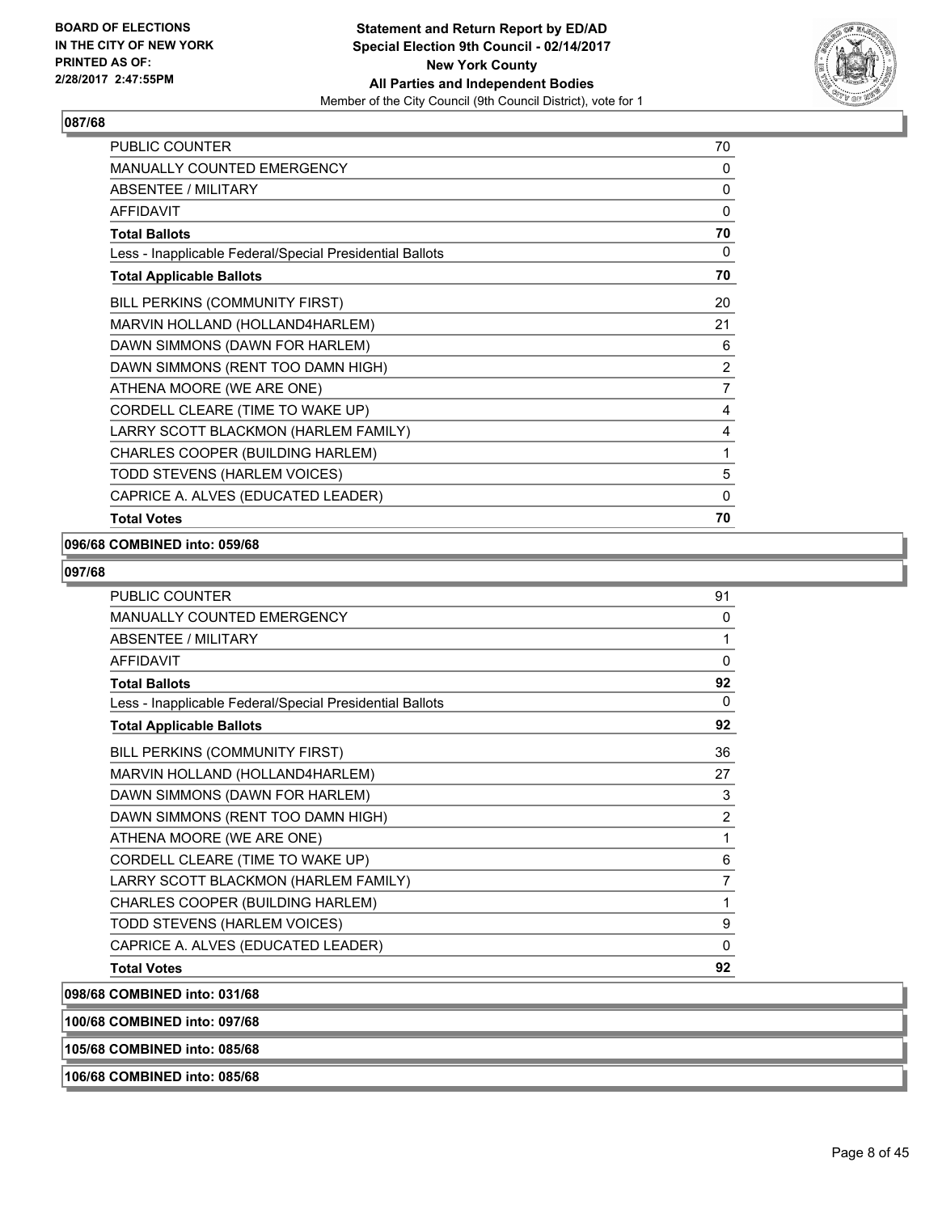**087/68**

| | |
|---|---|
| PUBLIC COUNTER | 70 |
| MANUALLY COUNTED EMERGENCY | 0 |
| ABSENTEE / MILITARY | 0 |
| AFFIDAVIT | 0 |
| **Total Ballots** | **70** |
| Less - Inapplicable Federal/Special Presidential Ballots | 0 |
| **Total Applicable Ballots** | **70** |
| BILL PERKINS (COMMUNITY FIRST) | 20 |
| MARVIN HOLLAND (HOLLAND4HARLEM) | 21 |
| DAWN SIMMONS (DAWN FOR HARLEM) | 6 |
| DAWN SIMMONS (RENT TOO DAMN HIGH) | 2 |
| ATHENA MOORE (WE ARE ONE) | 7 |
| CORDELL CLEARE (TIME TO WAKE UP) | 4 |
| LARRY SCOTT BLACKMON (HARLEM FAMILY) | 4 |
| CHARLES COOPER (BUILDING HARLEM) | 1 |
| TODD STEVENS (HARLEM VOICES) | 5 |
| CAPRICE A. ALVES (EDUCATED LEADER) | 0 |
| **Total Votes** | **70** |

**096/68 COMBINED into: 059/68**

**097/68**

| | |
|---|---|
| PUBLIC COUNTER | 91 |
| MANUALLY COUNTED EMERGENCY | 0 |
| ABSENTEE / MILITARY | 1 |
| AFFIDAVIT | 0 |
| **Total Ballots** | **92** |
| Less - Inapplicable Federal/Special Presidential Ballots | 0 |
| **Total Applicable Ballots** | **92** |
| BILL PERKINS (COMMUNITY FIRST) | 36 |
| MARVIN HOLLAND (HOLLAND4HARLEM) | 27 |
| DAWN SIMMONS (DAWN FOR HARLEM) | 3 |
| DAWN SIMMONS (RENT TOO DAMN HIGH) | 2 |
| ATHENA MOORE (WE ARE ONE) | 1 |
| CORDELL CLEARE (TIME TO WAKE UP) | 6 |
| LARRY SCOTT BLACKMON (HARLEM FAMILY) | 7 |
| CHARLES COOPER (BUILDING HARLEM) | 1 |
| TODD STEVENS (HARLEM VOICES) | 9 |
| CAPRICE A. ALVES (EDUCATED LEADER) | 0 |
| **Total Votes** | **92** |

**098/68 COMBINED into: 031/68**

**100/68 COMBINED into: 097/68**

**105/68 COMBINED into: 085/68**

**106/68 COMBINED into: 085/68**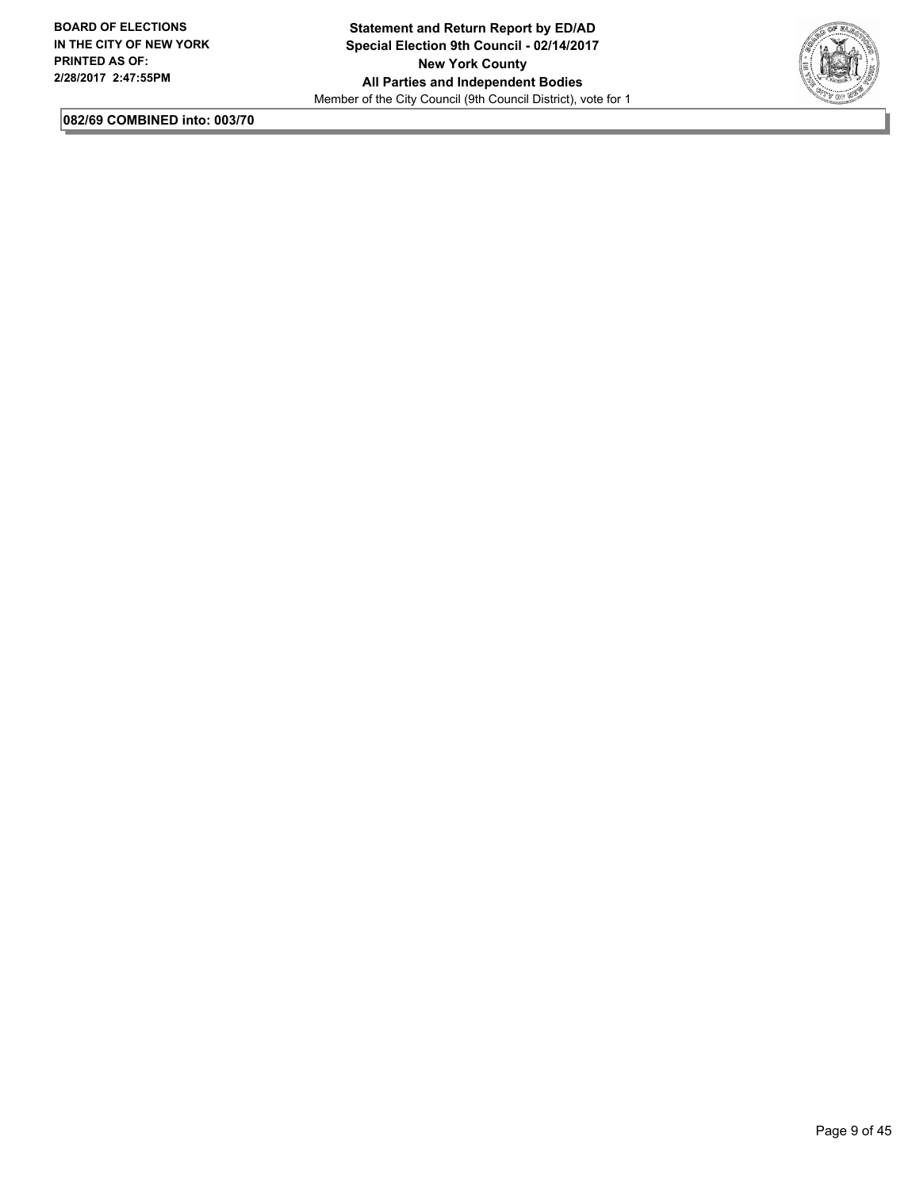**082/69 COMBINED into: 003/70**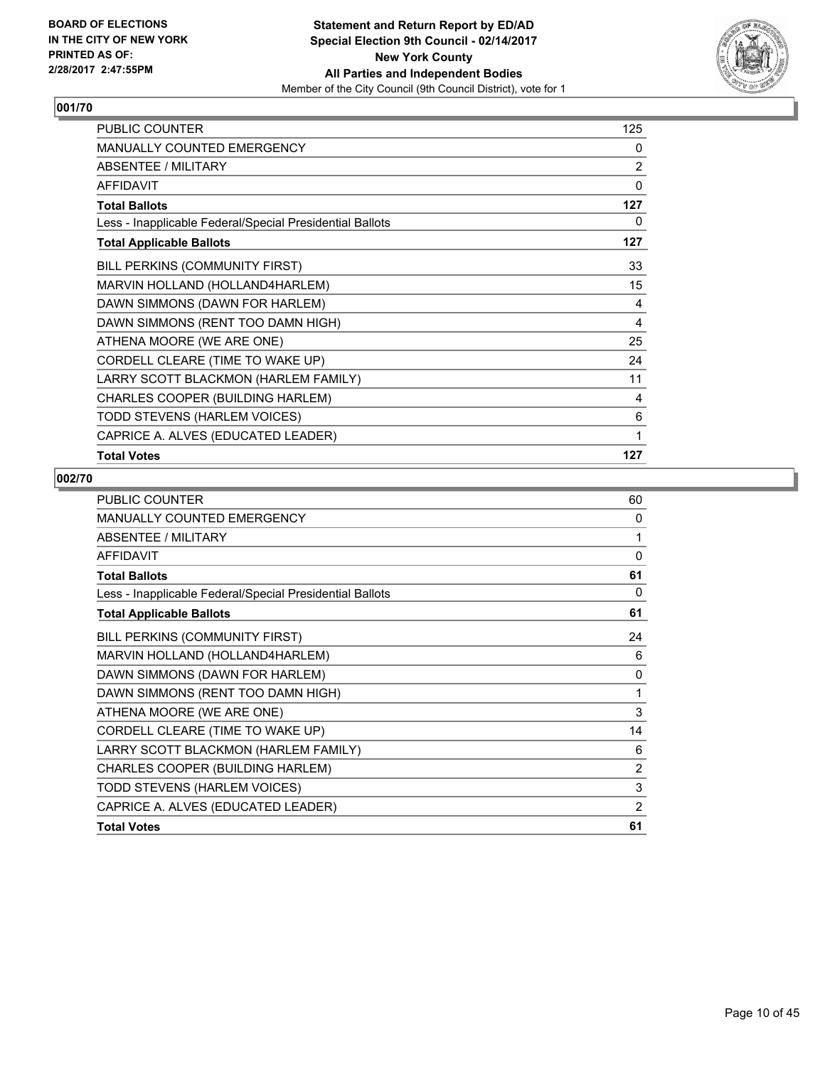BOARD OF ELECTIONS
IN THE CITY OF NEW YORK
PRINTED AS OF:
2/28/2017 2:47:55PM

**Statement and Return Report by ED/AD**
**Special Election 9th Council - 02/14/2017**
**New York County**
**All Parties and Independent Bodies**
Member of the City Council (9th Council District), vote for 1

### 001/70

| | |
|---|---|
| PUBLIC COUNTER | 125 |
| MANUALLY COUNTED EMERGENCY | 0 |
| ABSENTEE / MILITARY | 2 |
| AFFIDAVIT | 0 |
| **Total Ballots** | **127** |
| Less - Inapplicable Federal/Special Presidential Ballots | 0 |
| **Total Applicable Ballots** | **127** |
| BILL PERKINS (COMMUNITY FIRST) | 33 |
| MARVIN HOLLAND (HOLLAND4HARLEM) | 15 |
| DAWN SIMMONS (DAWN FOR HARLEM) | 4 |
| DAWN SIMMONS (RENT TOO DAMN HIGH) | 4 |
| ATHENA MOORE (WE ARE ONE) | 25 |
| CORDELL CLEARE (TIME TO WAKE UP) | 24 |
| LARRY SCOTT BLACKMON (HARLEM FAMILY) | 11 |
| CHARLES COOPER (BUILDING HARLEM) | 4 |
| TODD STEVENS (HARLEM VOICES) | 6 |
| CAPRICE A. ALVES (EDUCATED LEADER) | 1 |
| **Total Votes** | **127** |

### 002/70

| | |
|---|---|
| PUBLIC COUNTER | 60 |
| MANUALLY COUNTED EMERGENCY | 0 |
| ABSENTEE / MILITARY | 1 |
| AFFIDAVIT | 0 |
| **Total Ballots** | **61** |
| Less - Inapplicable Federal/Special Presidential Ballots | 0 |
| **Total Applicable Ballots** | **61** |
| BILL PERKINS (COMMUNITY FIRST) | 24 |
| MARVIN HOLLAND (HOLLAND4HARLEM) | 6 |
| DAWN SIMMONS (DAWN FOR HARLEM) | 0 |
| DAWN SIMMONS (RENT TOO DAMN HIGH) | 1 |
| ATHENA MOORE (WE ARE ONE) | 3 |
| CORDELL CLEARE (TIME TO WAKE UP) | 14 |
| LARRY SCOTT BLACKMON (HARLEM FAMILY) | 6 |
| CHARLES COOPER (BUILDING HARLEM) | 2 |
| TODD STEVENS (HARLEM VOICES) | 3 |
| CAPRICE A. ALVES (EDUCATED LEADER) | 2 |
| **Total Votes** | **61** |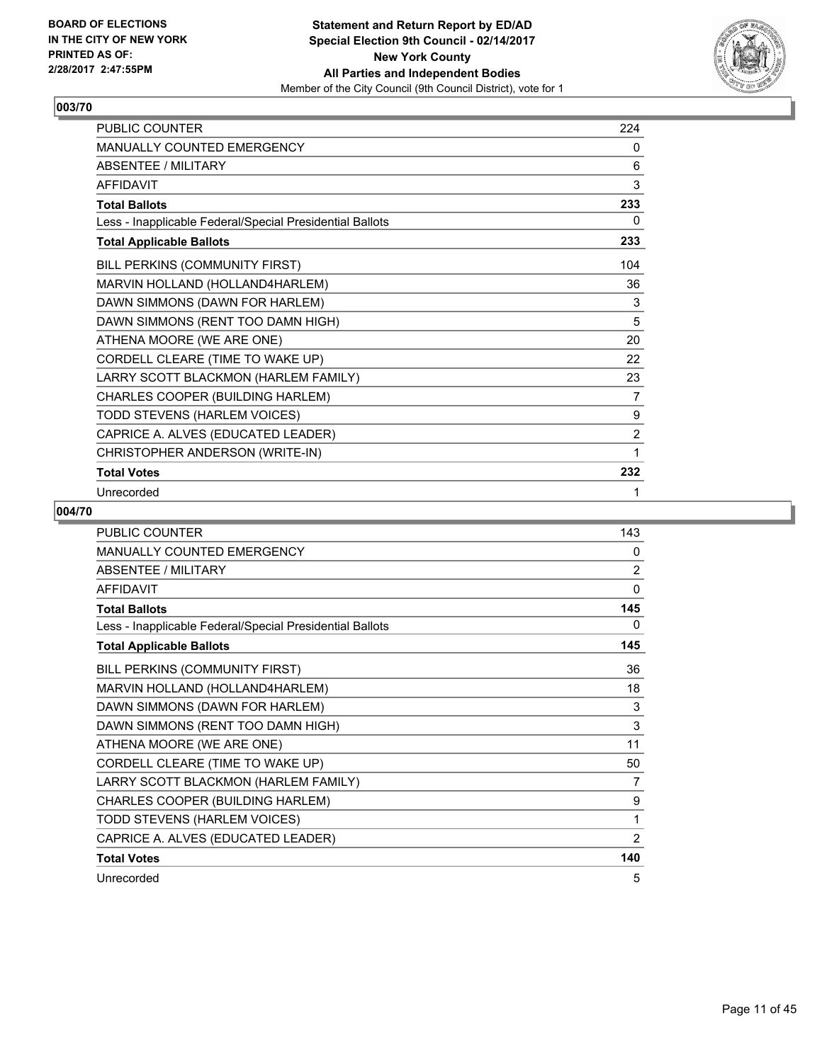BOARD OF ELECTIONS
IN THE CITY OF NEW YORK
PRINTED AS OF:
2/28/2017 2:47:55PM

**Statement and Return Report by ED/AD**
**Special Election 9th Council - 02/14/2017**
**New York County**
**All Parties and Independent Bodies**
Member of the City Council (9th Council District), vote for 1

## 003/70

| | |
|---|---|
| PUBLIC COUNTER | 224 |
| MANUALLY COUNTED EMERGENCY | 0 |
| ABSENTEE / MILITARY | 6 |
| AFFIDAVIT | 3 |
| **Total Ballots** | **233** |
| Less - Inapplicable Federal/Special Presidential Ballots | 0 |
| **Total Applicable Ballots** | **233** |
| BILL PERKINS (COMMUNITY FIRST) | 104 |
| MARVIN HOLLAND (HOLLAND4HARLEM) | 36 |
| DAWN SIMMONS (DAWN FOR HARLEM) | 3 |
| DAWN SIMMONS (RENT TOO DAMN HIGH) | 5 |
| ATHENA MOORE (WE ARE ONE) | 20 |
| CORDELL CLEARE (TIME TO WAKE UP) | 22 |
| LARRY SCOTT BLACKMON (HARLEM FAMILY) | 23 |
| CHARLES COOPER (BUILDING HARLEM) | 7 |
| TODD STEVENS (HARLEM VOICES) | 9 |
| CAPRICE A. ALVES (EDUCATED LEADER) | 2 |
| CHRISTOPHER ANDERSON (WRITE-IN) | 1 |
| **Total Votes** | **232** |
| Unrecorded | 1 |

## 004/70

| | |
|---|---|
| PUBLIC COUNTER | 143 |
| MANUALLY COUNTED EMERGENCY | 0 |
| ABSENTEE / MILITARY | 2 |
| AFFIDAVIT | 0 |
| **Total Ballots** | **145** |
| Less - Inapplicable Federal/Special Presidential Ballots | 0 |
| **Total Applicable Ballots** | **145** |
| BILL PERKINS (COMMUNITY FIRST) | 36 |
| MARVIN HOLLAND (HOLLAND4HARLEM) | 18 |
| DAWN SIMMONS (DAWN FOR HARLEM) | 3 |
| DAWN SIMMONS (RENT TOO DAMN HIGH) | 3 |
| ATHENA MOORE (WE ARE ONE) | 11 |
| CORDELL CLEARE (TIME TO WAKE UP) | 50 |
| LARRY SCOTT BLACKMON (HARLEM FAMILY) | 7 |
| CHARLES COOPER (BUILDING HARLEM) | 9 |
| TODD STEVENS (HARLEM VOICES) | 1 |
| CAPRICE A. ALVES (EDUCATED LEADER) | 2 |
| **Total Votes** | **140** |
| Unrecorded | 5 |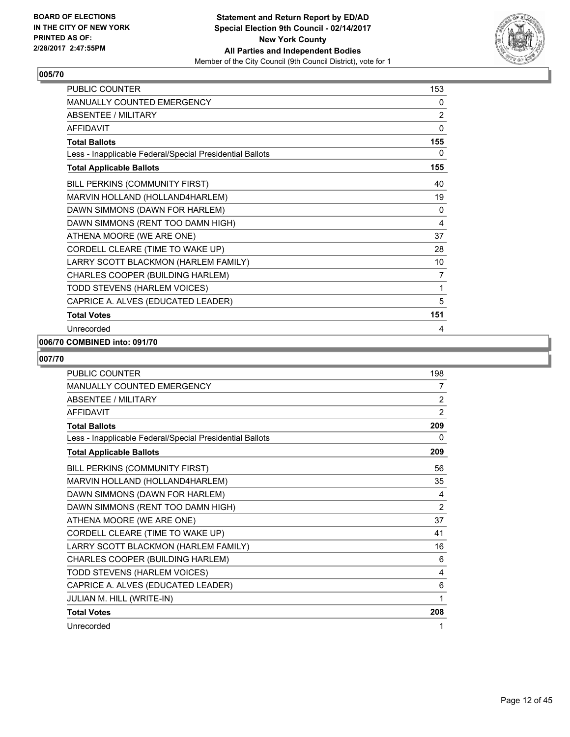**BOARD OF ELECTIONS IN THE CITY OF NEW YORK PRINTED AS OF: 2/28/2017 2:47:55PM**

**Statement and Return Report by ED/AD Special Election 9th Council - 02/14/2017 New York County All Parties and Independent Bodies**

Member of the City Council (9th Council District), vote for 1

## 005/70

| | |
|---|---|
| PUBLIC COUNTER | 153 |
| MANUALLY COUNTED EMERGENCY | 0 |
| ABSENTEE / MILITARY | 2 |
| AFFIDAVIT | 0 |
| **Total Ballots** | **155** |
| Less - Inapplicable Federal/Special Presidential Ballots | 0 |
| **Total Applicable Ballots** | **155** |
| BILL PERKINS (COMMUNITY FIRST) | 40 |
| MARVIN HOLLAND (HOLLAND4HARLEM) | 19 |
| DAWN SIMMONS (DAWN FOR HARLEM) | 0 |
| DAWN SIMMONS (RENT TOO DAMN HIGH) | 4 |
| ATHENA MOORE (WE ARE ONE) | 37 |
| CORDELL CLEARE (TIME TO WAKE UP) | 28 |
| LARRY SCOTT BLACKMON (HARLEM FAMILY) | 10 |
| CHARLES COOPER (BUILDING HARLEM) | 7 |
| TODD STEVENS (HARLEM VOICES) | 1 |
| CAPRICE A. ALVES (EDUCATED LEADER) | 5 |
| **Total Votes** | **151** |
| Unrecorded | 4 |

## 006/70 COMBINED into: 091/70

## 007/70

| | |
|---|---|
| PUBLIC COUNTER | 198 |
| MANUALLY COUNTED EMERGENCY | 7 |
| ABSENTEE / MILITARY | 2 |
| AFFIDAVIT | 2 |
| **Total Ballots** | **209** |
| Less - Inapplicable Federal/Special Presidential Ballots | 0 |
| **Total Applicable Ballots** | **209** |
| BILL PERKINS (COMMUNITY FIRST) | 56 |
| MARVIN HOLLAND (HOLLAND4HARLEM) | 35 |
| DAWN SIMMONS (DAWN FOR HARLEM) | 4 |
| DAWN SIMMONS (RENT TOO DAMN HIGH) | 2 |
| ATHENA MOORE (WE ARE ONE) | 37 |
| CORDELL CLEARE (TIME TO WAKE UP) | 41 |
| LARRY SCOTT BLACKMON (HARLEM FAMILY) | 16 |
| CHARLES COOPER (BUILDING HARLEM) | 6 |
| TODD STEVENS (HARLEM VOICES) | 4 |
| CAPRICE A. ALVES (EDUCATED LEADER) | 6 |
| JULIAN M. HILL (WRITE-IN) | 1 |
| **Total Votes** | **208** |
| Unrecorded | 1 |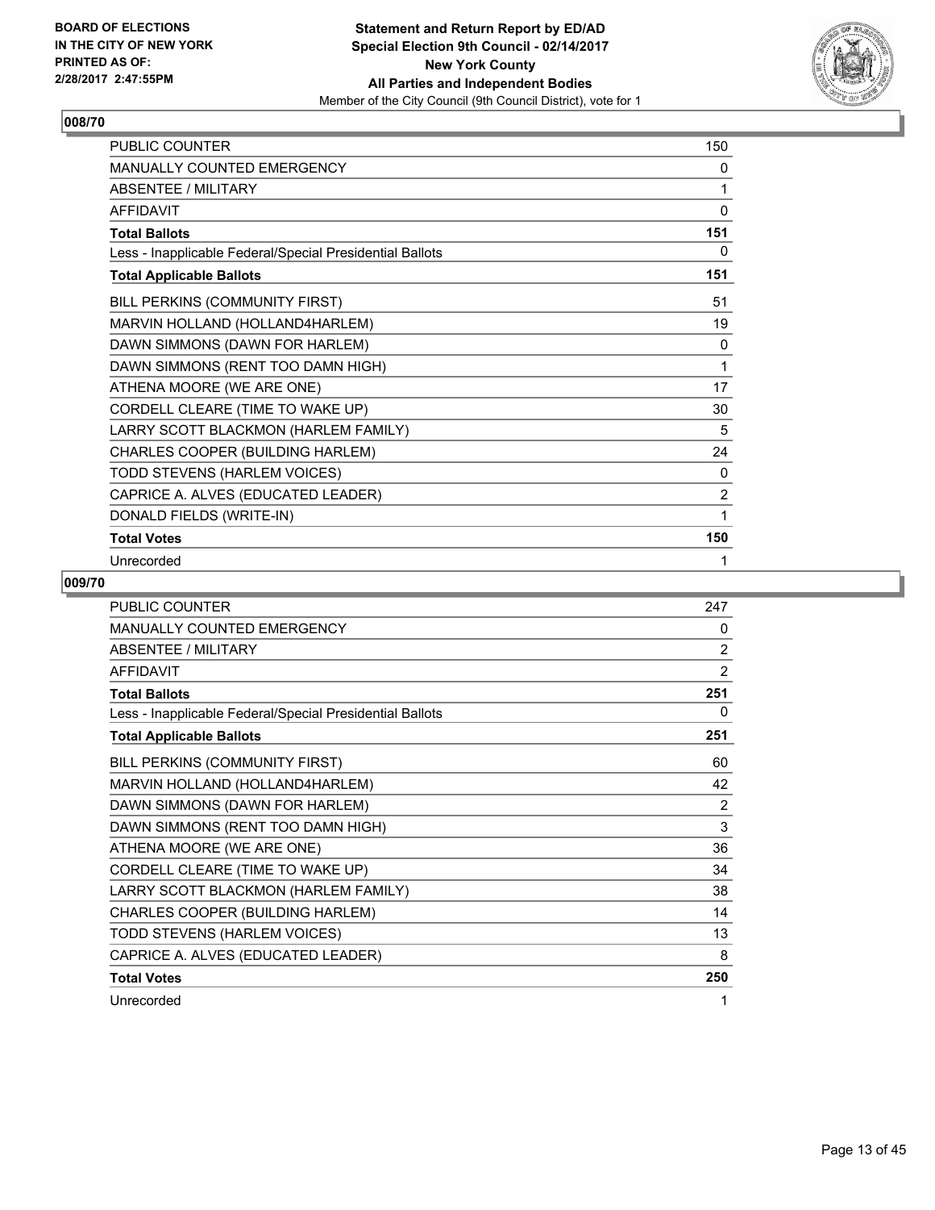**BOARD OF ELECTIONS IN THE CITY OF NEW YORK PRINTED AS OF: 2/28/2017 2:47:55PM**

**Statement and Return Report by ED/AD Special Election 9th Council - 02/14/2017 New York County All Parties and Independent Bodies**
Member of the City Council (9th Council District), vote for 1

## 008/70

| | |
|---|---|
| PUBLIC COUNTER | 150 |
| MANUALLY COUNTED EMERGENCY | 0 |
| ABSENTEE / MILITARY | 1 |
| AFFIDAVIT | 0 |
| **Total Ballots** | **151** |
| Less - Inapplicable Federal/Special Presidential Ballots | 0 |
| **Total Applicable Ballots** | **151** |
| BILL PERKINS (COMMUNITY FIRST) | 51 |
| MARVIN HOLLAND (HOLLAND4HARLEM) | 19 |
| DAWN SIMMONS (DAWN FOR HARLEM) | 0 |
| DAWN SIMMONS (RENT TOO DAMN HIGH) | 1 |
| ATHENA MOORE (WE ARE ONE) | 17 |
| CORDELL CLEARE (TIME TO WAKE UP) | 30 |
| LARRY SCOTT BLACKMON (HARLEM FAMILY) | 5 |
| CHARLES COOPER (BUILDING HARLEM) | 24 |
| TODD STEVENS (HARLEM VOICES) | 0 |
| CAPRICE A. ALVES (EDUCATED LEADER) | 2 |
| DONALD FIELDS (WRITE-IN) | 1 |
| **Total Votes** | **150** |
| Unrecorded | 1 |

## 009/70

| | |
|---|---|
| PUBLIC COUNTER | 247 |
| MANUALLY COUNTED EMERGENCY | 0 |
| ABSENTEE / MILITARY | 2 |
| AFFIDAVIT | 2 |
| **Total Ballots** | **251** |
| Less - Inapplicable Federal/Special Presidential Ballots | 0 |
| **Total Applicable Ballots** | **251** |
| BILL PERKINS (COMMUNITY FIRST) | 60 |
| MARVIN HOLLAND (HOLLAND4HARLEM) | 42 |
| DAWN SIMMONS (DAWN FOR HARLEM) | 2 |
| DAWN SIMMONS (RENT TOO DAMN HIGH) | 3 |
| ATHENA MOORE (WE ARE ONE) | 36 |
| CORDELL CLEARE (TIME TO WAKE UP) | 34 |
| LARRY SCOTT BLACKMON (HARLEM FAMILY) | 38 |
| CHARLES COOPER (BUILDING HARLEM) | 14 |
| TODD STEVENS (HARLEM VOICES) | 13 |
| CAPRICE A. ALVES (EDUCATED LEADER) | 8 |
| **Total Votes** | **250** |
| Unrecorded | 1 |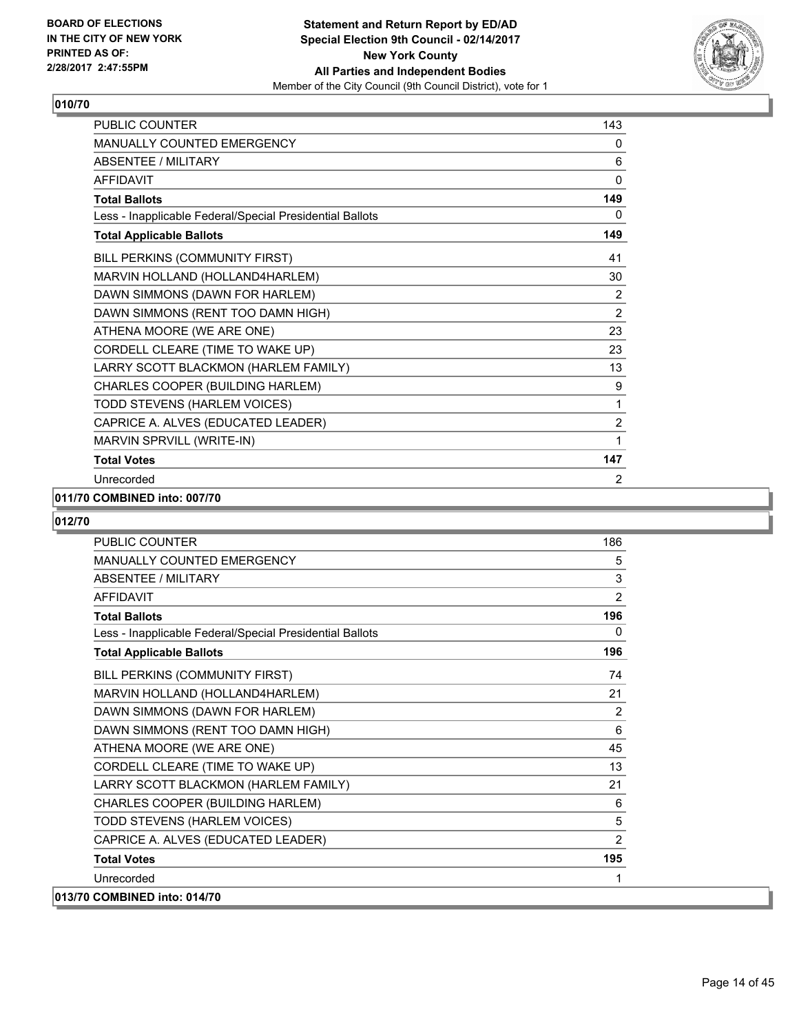**BOARD OF ELECTIONS IN THE CITY OF NEW YORK PRINTED AS OF: 2/28/2017 2:47:55PM**

**Statement and Return Report by ED/AD Special Election 9th Council - 02/14/2017 New York County All Parties and Independent Bodies**
Member of the City Council (9th Council District), vote for 1

## 010/70

| | |
|---|---|
| PUBLIC COUNTER | 143 |
| MANUALLY COUNTED EMERGENCY | 0 |
| ABSENTEE / MILITARY | 6 |
| AFFIDAVIT | 0 |
| **Total Ballots** | **149** |
| Less - Inapplicable Federal/Special Presidential Ballots | 0 |
| **Total Applicable Ballots** | **149** |
| BILL PERKINS (COMMUNITY FIRST) | 41 |
| MARVIN HOLLAND (HOLLAND4HARLEM) | 30 |
| DAWN SIMMONS (DAWN FOR HARLEM) | 2 |
| DAWN SIMMONS (RENT TOO DAMN HIGH) | 2 |
| ATHENA MOORE (WE ARE ONE) | 23 |
| CORDELL CLEARE (TIME TO WAKE UP) | 23 |
| LARRY SCOTT BLACKMON (HARLEM FAMILY) | 13 |
| CHARLES COOPER (BUILDING HARLEM) | 9 |
| TODD STEVENS (HARLEM VOICES) | 1 |
| CAPRICE A. ALVES (EDUCATED LEADER) | 2 |
| MARVIN SPRVILL (WRITE-IN) | 1 |
| **Total Votes** | **147** |
| Unrecorded | 2 |

**011/70 COMBINED into: 007/70**

## 012/70

| | |
|---|---|
| PUBLIC COUNTER | 186 |
| MANUALLY COUNTED EMERGENCY | 5 |
| ABSENTEE / MILITARY | 3 |
| AFFIDAVIT | 2 |
| **Total Ballots** | **196** |
| Less - Inapplicable Federal/Special Presidential Ballots | 0 |
| **Total Applicable Ballots** | **196** |
| BILL PERKINS (COMMUNITY FIRST) | 74 |
| MARVIN HOLLAND (HOLLAND4HARLEM) | 21 |
| DAWN SIMMONS (DAWN FOR HARLEM) | 2 |
| DAWN SIMMONS (RENT TOO DAMN HIGH) | 6 |
| ATHENA MOORE (WE ARE ONE) | 45 |
| CORDELL CLEARE (TIME TO WAKE UP) | 13 |
| LARRY SCOTT BLACKMON (HARLEM FAMILY) | 21 |
| CHARLES COOPER (BUILDING HARLEM) | 6 |
| TODD STEVENS (HARLEM VOICES) | 5 |
| CAPRICE A. ALVES (EDUCATED LEADER) | 2 |
| **Total Votes** | **195** |
| Unrecorded | 1 |

**013/70 COMBINED into: 014/70**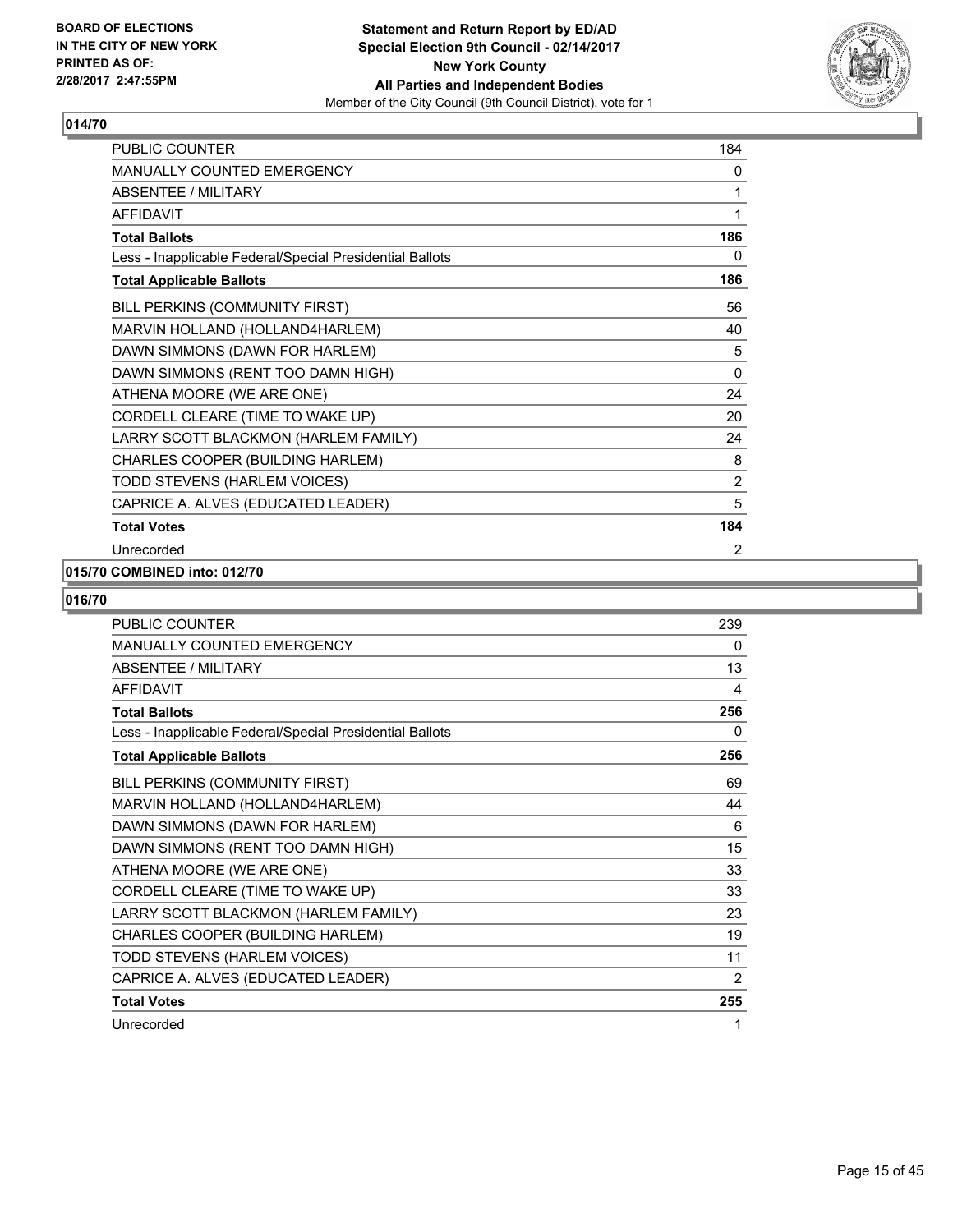**BOARD OF ELECTIONS IN THE CITY OF NEW YORK PRINTED AS OF: 2/28/2017 2:47:55PM**

**Statement and Return Report by ED/AD Special Election 9th Council - 02/14/2017 New York County All Parties and Independent Bodies**
Member of the City Council (9th Council District), vote for 1

## 014/70

| | |
|---|---|
| PUBLIC COUNTER | 184 |
| MANUALLY COUNTED EMERGENCY | 0 |
| ABSENTEE / MILITARY | 1 |
| AFFIDAVIT | 1 |
| **Total Ballots** | **186** |
| Less - Inapplicable Federal/Special Presidential Ballots | 0 |
| **Total Applicable Ballots** | **186** |
| BILL PERKINS (COMMUNITY FIRST) | 56 |
| MARVIN HOLLAND (HOLLAND4HARLEM) | 40 |
| DAWN SIMMONS (DAWN FOR HARLEM) | 5 |
| DAWN SIMMONS (RENT TOO DAMN HIGH) | 0 |
| ATHENA MOORE (WE ARE ONE) | 24 |
| CORDELL CLEARE (TIME TO WAKE UP) | 20 |
| LARRY SCOTT BLACKMON (HARLEM FAMILY) | 24 |
| CHARLES COOPER (BUILDING HARLEM) | 8 |
| TODD STEVENS (HARLEM VOICES) | 2 |
| CAPRICE A. ALVES (EDUCATED LEADER) | 5 |
| **Total Votes** | **184** |
| Unrecorded | 2 |

## 015/70 COMBINED into: 012/70

## 016/70

| | |
|---|---|
| PUBLIC COUNTER | 239 |
| MANUALLY COUNTED EMERGENCY | 0 |
| ABSENTEE / MILITARY | 13 |
| AFFIDAVIT | 4 |
| **Total Ballots** | **256** |
| Less - Inapplicable Federal/Special Presidential Ballots | 0 |
| **Total Applicable Ballots** | **256** |
| BILL PERKINS (COMMUNITY FIRST) | 69 |
| MARVIN HOLLAND (HOLLAND4HARLEM) | 44 |
| DAWN SIMMONS (DAWN FOR HARLEM) | 6 |
| DAWN SIMMONS (RENT TOO DAMN HIGH) | 15 |
| ATHENA MOORE (WE ARE ONE) | 33 |
| CORDELL CLEARE (TIME TO WAKE UP) | 33 |
| LARRY SCOTT BLACKMON (HARLEM FAMILY) | 23 |
| CHARLES COOPER (BUILDING HARLEM) | 19 |
| TODD STEVENS (HARLEM VOICES) | 11 |
| CAPRICE A. ALVES (EDUCATED LEADER) | 2 |
| **Total Votes** | **255** |
| Unrecorded | 1 |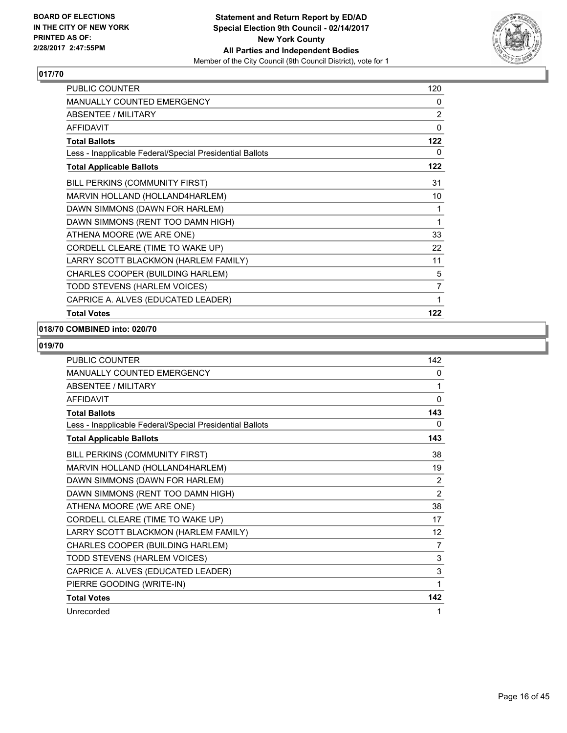**017/70**

| | |
|---|---|
| PUBLIC COUNTER | 120 |
| MANUALLY COUNTED EMERGENCY | 0 |
| ABSENTEE / MILITARY | 2 |
| AFFIDAVIT | 0 |
| **Total Ballots** | **122** |
| Less - Inapplicable Federal/Special Presidential Ballots | 0 |
| **Total Applicable Ballots** | **122** |
| BILL PERKINS (COMMUNITY FIRST) | 31 |
| MARVIN HOLLAND (HOLLAND4HARLEM) | 10 |
| DAWN SIMMONS (DAWN FOR HARLEM) | 1 |
| DAWN SIMMONS (RENT TOO DAMN HIGH) | 1 |
| ATHENA MOORE (WE ARE ONE) | 33 |
| CORDELL CLEARE (TIME TO WAKE UP) | 22 |
| LARRY SCOTT BLACKMON (HARLEM FAMILY) | 11 |
| CHARLES COOPER (BUILDING HARLEM) | 5 |
| TODD STEVENS (HARLEM VOICES) | 7 |
| CAPRICE A. ALVES (EDUCATED LEADER) | 1 |
| **Total Votes** | **122** |

**018/70 COMBINED into: 020/70**

**019/70**

| | |
|---|---|
| PUBLIC COUNTER | 142 |
| MANUALLY COUNTED EMERGENCY | 0 |
| ABSENTEE / MILITARY | 1 |
| AFFIDAVIT | 0 |
| **Total Ballots** | **143** |
| Less - Inapplicable Federal/Special Presidential Ballots | 0 |
| **Total Applicable Ballots** | **143** |
| BILL PERKINS (COMMUNITY FIRST) | 38 |
| MARVIN HOLLAND (HOLLAND4HARLEM) | 19 |
| DAWN SIMMONS (DAWN FOR HARLEM) | 2 |
| DAWN SIMMONS (RENT TOO DAMN HIGH) | 2 |
| ATHENA MOORE (WE ARE ONE) | 38 |
| CORDELL CLEARE (TIME TO WAKE UP) | 17 |
| LARRY SCOTT BLACKMON (HARLEM FAMILY) | 12 |
| CHARLES COOPER (BUILDING HARLEM) | 7 |
| TODD STEVENS (HARLEM VOICES) | 3 |
| CAPRICE A. ALVES (EDUCATED LEADER) | 3 |
| PIERRE GOODING (WRITE-IN) | 1 |
| **Total Votes** | **142** |
| Unrecorded | 1 |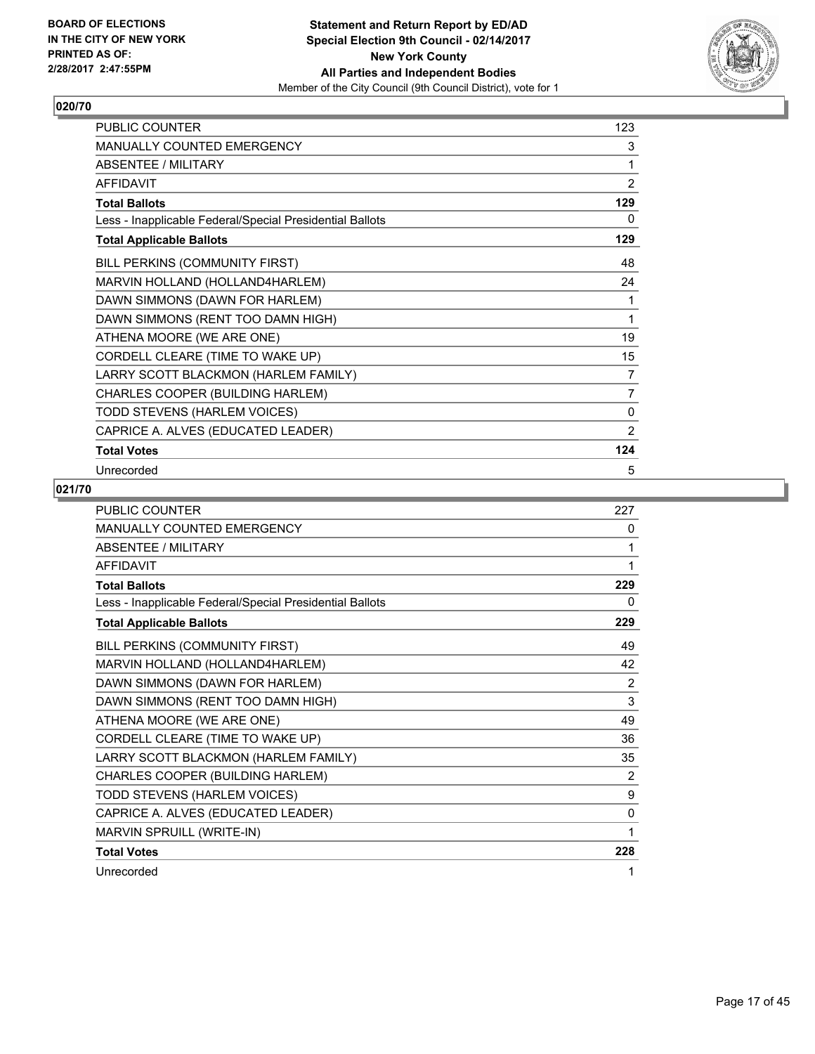**BOARD OF ELECTIONS IN THE CITY OF NEW YORK PRINTED AS OF: 2/28/2017 2:47:55PM**

**Statement and Return Report by ED/AD Special Election 9th Council - 02/14/2017 New York County All Parties and Independent Bodies**
Member of the City Council (9th Council District), vote for 1

## 020/70

| | |
|---|---|
| PUBLIC COUNTER | 123 |
| MANUALLY COUNTED EMERGENCY | 3 |
| ABSENTEE / MILITARY | 1 |
| AFFIDAVIT | 2 |
| **Total Ballots** | **129** |
| Less - Inapplicable Federal/Special Presidential Ballots | 0 |
| **Total Applicable Ballots** | **129** |
| BILL PERKINS (COMMUNITY FIRST) | 48 |
| MARVIN HOLLAND (HOLLAND4HARLEM) | 24 |
| DAWN SIMMONS (DAWN FOR HARLEM) | 1 |
| DAWN SIMMONS (RENT TOO DAMN HIGH) | 1 |
| ATHENA MOORE (WE ARE ONE) | 19 |
| CORDELL CLEARE (TIME TO WAKE UP) | 15 |
| LARRY SCOTT BLACKMON (HARLEM FAMILY) | 7 |
| CHARLES COOPER (BUILDING HARLEM) | 7 |
| TODD STEVENS (HARLEM VOICES) | 0 |
| CAPRICE A. ALVES (EDUCATED LEADER) | 2 |
| **Total Votes** | **124** |
| Unrecorded | 5 |

## 021/70

| | |
|---|---|
| PUBLIC COUNTER | 227 |
| MANUALLY COUNTED EMERGENCY | 0 |
| ABSENTEE / MILITARY | 1 |
| AFFIDAVIT | 1 |
| **Total Ballots** | **229** |
| Less - Inapplicable Federal/Special Presidential Ballots | 0 |
| **Total Applicable Ballots** | **229** |
| BILL PERKINS (COMMUNITY FIRST) | 49 |
| MARVIN HOLLAND (HOLLAND4HARLEM) | 42 |
| DAWN SIMMONS (DAWN FOR HARLEM) | 2 |
| DAWN SIMMONS (RENT TOO DAMN HIGH) | 3 |
| ATHENA MOORE (WE ARE ONE) | 49 |
| CORDELL CLEARE (TIME TO WAKE UP) | 36 |
| LARRY SCOTT BLACKMON (HARLEM FAMILY) | 35 |
| CHARLES COOPER (BUILDING HARLEM) | 2 |
| TODD STEVENS (HARLEM VOICES) | 9 |
| CAPRICE A. ALVES (EDUCATED LEADER) | 0 |
| MARVIN SPRUILL (WRITE-IN) | 1 |
| **Total Votes** | **228** |
| Unrecorded | 1 |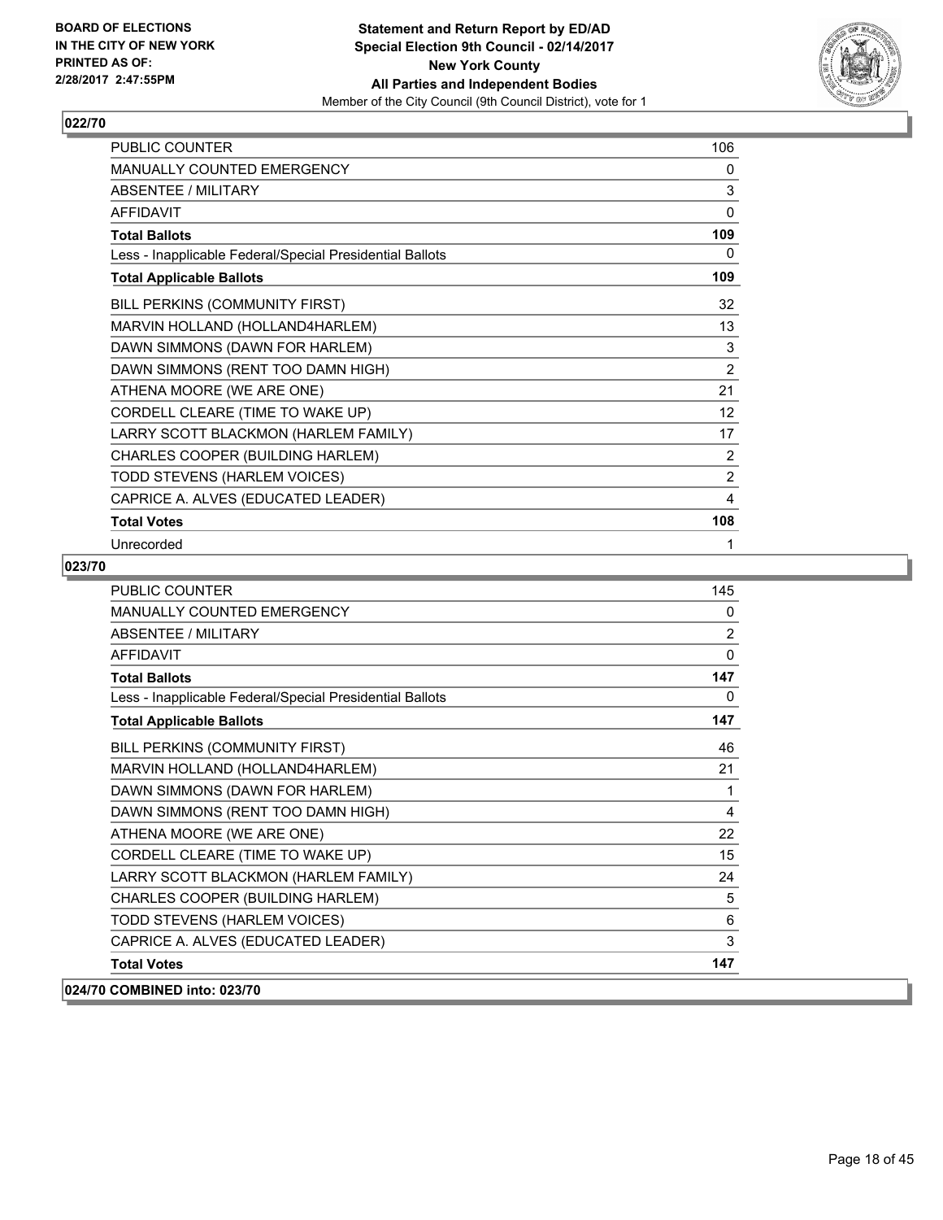## 022/70

| | |
|---|---|
| PUBLIC COUNTER | 106 |
| MANUALLY COUNTED EMERGENCY | 0 |
| ABSENTEE / MILITARY | 3 |
| AFFIDAVIT | 0 |
| **Total Ballots** | **109** |
| Less - Inapplicable Federal/Special Presidential Ballots | 0 |
| **Total Applicable Ballots** | **109** |
| BILL PERKINS (COMMUNITY FIRST) | 32 |
| MARVIN HOLLAND (HOLLAND4HARLEM) | 13 |
| DAWN SIMMONS (DAWN FOR HARLEM) | 3 |
| DAWN SIMMONS (RENT TOO DAMN HIGH) | 2 |
| ATHENA MOORE (WE ARE ONE) | 21 |
| CORDELL CLEARE (TIME TO WAKE UP) | 12 |
| LARRY SCOTT BLACKMON (HARLEM FAMILY) | 17 |
| CHARLES COOPER (BUILDING HARLEM) | 2 |
| TODD STEVENS (HARLEM VOICES) | 2 |
| CAPRICE A. ALVES (EDUCATED LEADER) | 4 |
| **Total Votes** | **108** |
| Unrecorded | 1 |

## 023/70

| | |
|---|---|
| PUBLIC COUNTER | 145 |
| MANUALLY COUNTED EMERGENCY | 0 |
| ABSENTEE / MILITARY | 2 |
| AFFIDAVIT | 0 |
| **Total Ballots** | **147** |
| Less - Inapplicable Federal/Special Presidential Ballots | 0 |
| **Total Applicable Ballots** | **147** |
| BILL PERKINS (COMMUNITY FIRST) | 46 |
| MARVIN HOLLAND (HOLLAND4HARLEM) | 21 |
| DAWN SIMMONS (DAWN FOR HARLEM) | 1 |
| DAWN SIMMONS (RENT TOO DAMN HIGH) | 4 |
| ATHENA MOORE (WE ARE ONE) | 22 |
| CORDELL CLEARE (TIME TO WAKE UP) | 15 |
| LARRY SCOTT BLACKMON (HARLEM FAMILY) | 24 |
| CHARLES COOPER (BUILDING HARLEM) | 5 |
| TODD STEVENS (HARLEM VOICES) | 6 |
| CAPRICE A. ALVES (EDUCATED LEADER) | 3 |
| **Total Votes** | **147** |

## 024/70 COMBINED into: 023/70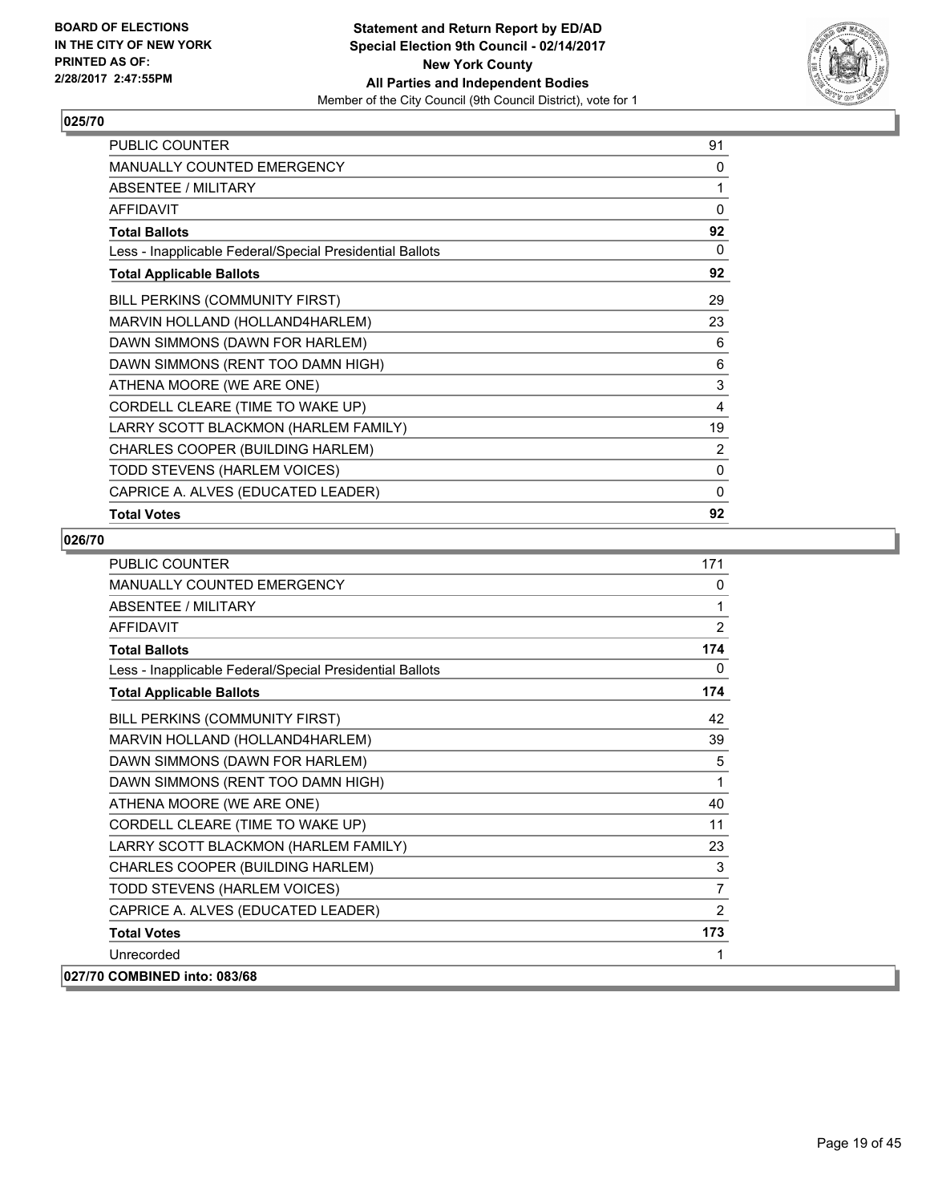## 025/70

| | |
|---|---|
| PUBLIC COUNTER | 91 |
| MANUALLY COUNTED EMERGENCY | 0 |
| ABSENTEE / MILITARY | 1 |
| AFFIDAVIT | 0 |
| **Total Ballots** | **92** |
| Less - Inapplicable Federal/Special Presidential Ballots | 0 |
| **Total Applicable Ballots** | **92** |
| BILL PERKINS (COMMUNITY FIRST) | 29 |
| MARVIN HOLLAND (HOLLAND4HARLEM) | 23 |
| DAWN SIMMONS (DAWN FOR HARLEM) | 6 |
| DAWN SIMMONS (RENT TOO DAMN HIGH) | 6 |
| ATHENA MOORE (WE ARE ONE) | 3 |
| CORDELL CLEARE (TIME TO WAKE UP) | 4 |
| LARRY SCOTT BLACKMON (HARLEM FAMILY) | 19 |
| CHARLES COOPER (BUILDING HARLEM) | 2 |
| TODD STEVENS (HARLEM VOICES) | 0 |
| CAPRICE A. ALVES (EDUCATED LEADER) | 0 |
| **Total Votes** | **92** |

## 026/70

| | |
|---|---|
| PUBLIC COUNTER | 171 |
| MANUALLY COUNTED EMERGENCY | 0 |
| ABSENTEE / MILITARY | 1 |
| AFFIDAVIT | 2 |
| **Total Ballots** | **174** |
| Less - Inapplicable Federal/Special Presidential Ballots | 0 |
| **Total Applicable Ballots** | **174** |
| BILL PERKINS (COMMUNITY FIRST) | 42 |
| MARVIN HOLLAND (HOLLAND4HARLEM) | 39 |
| DAWN SIMMONS (DAWN FOR HARLEM) | 5 |
| DAWN SIMMONS (RENT TOO DAMN HIGH) | 1 |
| ATHENA MOORE (WE ARE ONE) | 40 |
| CORDELL CLEARE (TIME TO WAKE UP) | 11 |
| LARRY SCOTT BLACKMON (HARLEM FAMILY) | 23 |
| CHARLES COOPER (BUILDING HARLEM) | 3 |
| TODD STEVENS (HARLEM VOICES) | 7 |
| CAPRICE A. ALVES (EDUCATED LEADER) | 2 |
| **Total Votes** | **173** |
| Unrecorded | 1 |

**027/70 COMBINED into: 083/68**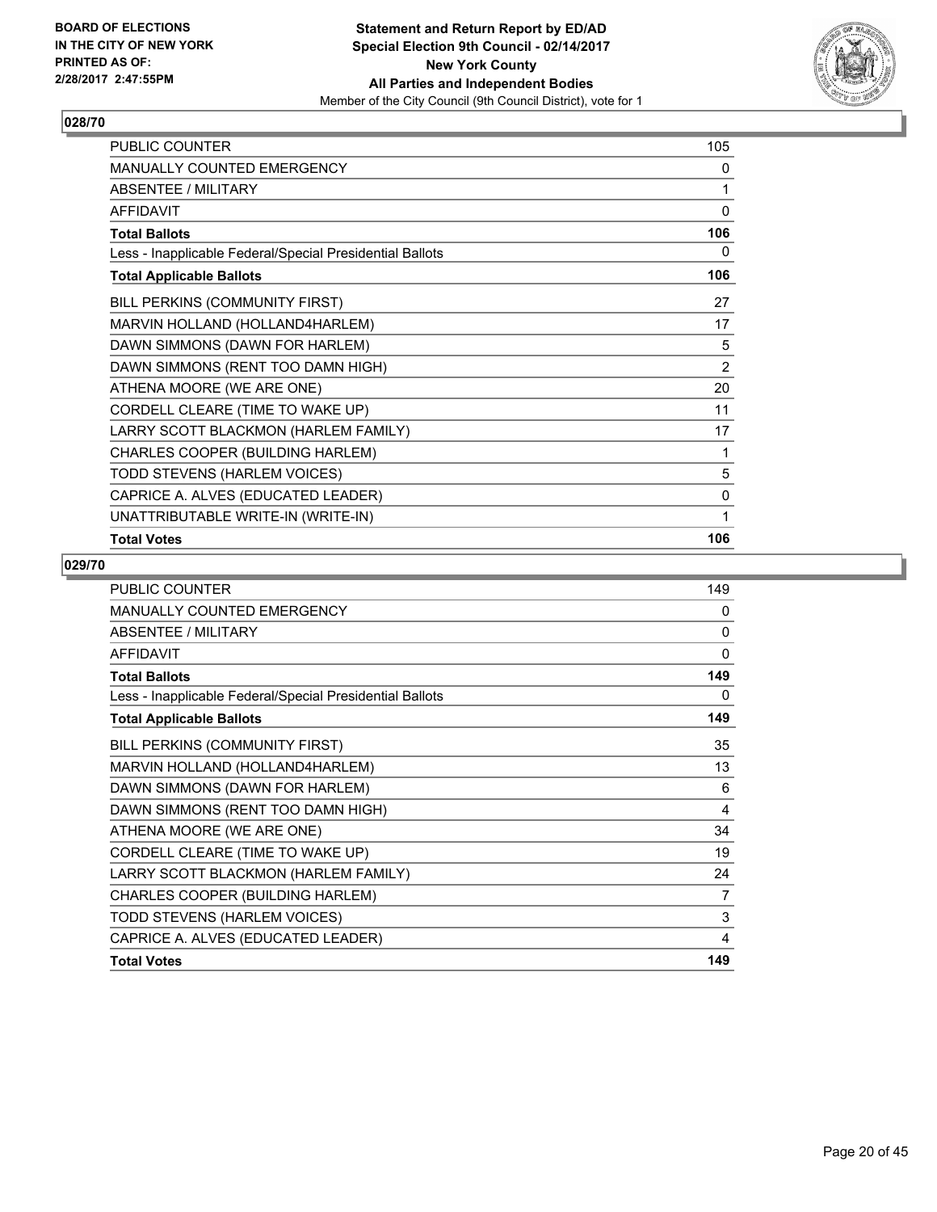BOARD OF ELECTIONS
IN THE CITY OF NEW YORK
PRINTED AS OF:
2/28/2017 2:47:55PM

**Statement and Return Report by ED/AD**
**Special Election 9th Council - 02/14/2017**
**New York County**
**All Parties and Independent Bodies**
Member of the City Council (9th Council District), vote for 1

### 028/70

| | |
|---|---|
| PUBLIC COUNTER | 105 |
| MANUALLY COUNTED EMERGENCY | 0 |
| ABSENTEE / MILITARY | 1 |
| AFFIDAVIT | 0 |
| **Total Ballots** | **106** |
| Less - Inapplicable Federal/Special Presidential Ballots | 0 |
| **Total Applicable Ballots** | **106** |
| BILL PERKINS (COMMUNITY FIRST) | 27 |
| MARVIN HOLLAND (HOLLAND4HARLEM) | 17 |
| DAWN SIMMONS (DAWN FOR HARLEM) | 5 |
| DAWN SIMMONS (RENT TOO DAMN HIGH) | 2 |
| ATHENA MOORE (WE ARE ONE) | 20 |
| CORDELL CLEARE (TIME TO WAKE UP) | 11 |
| LARRY SCOTT BLACKMON (HARLEM FAMILY) | 17 |
| CHARLES COOPER (BUILDING HARLEM) | 1 |
| TODD STEVENS (HARLEM VOICES) | 5 |
| CAPRICE A. ALVES (EDUCATED LEADER) | 0 |
| UNATTRIBUTABLE WRITE-IN (WRITE-IN) | 1 |
| **Total Votes** | **106** |

### 029/70

| | |
|---|---|
| PUBLIC COUNTER | 149 |
| MANUALLY COUNTED EMERGENCY | 0 |
| ABSENTEE / MILITARY | 0 |
| AFFIDAVIT | 0 |
| **Total Ballots** | **149** |
| Less - Inapplicable Federal/Special Presidential Ballots | 0 |
| **Total Applicable Ballots** | **149** |
| BILL PERKINS (COMMUNITY FIRST) | 35 |
| MARVIN HOLLAND (HOLLAND4HARLEM) | 13 |
| DAWN SIMMONS (DAWN FOR HARLEM) | 6 |
| DAWN SIMMONS (RENT TOO DAMN HIGH) | 4 |
| ATHENA MOORE (WE ARE ONE) | 34 |
| CORDELL CLEARE (TIME TO WAKE UP) | 19 |
| LARRY SCOTT BLACKMON (HARLEM FAMILY) | 24 |
| CHARLES COOPER (BUILDING HARLEM) | 7 |
| TODD STEVENS (HARLEM VOICES) | 3 |
| CAPRICE A. ALVES (EDUCATED LEADER) | 4 |
| **Total Votes** | **149** |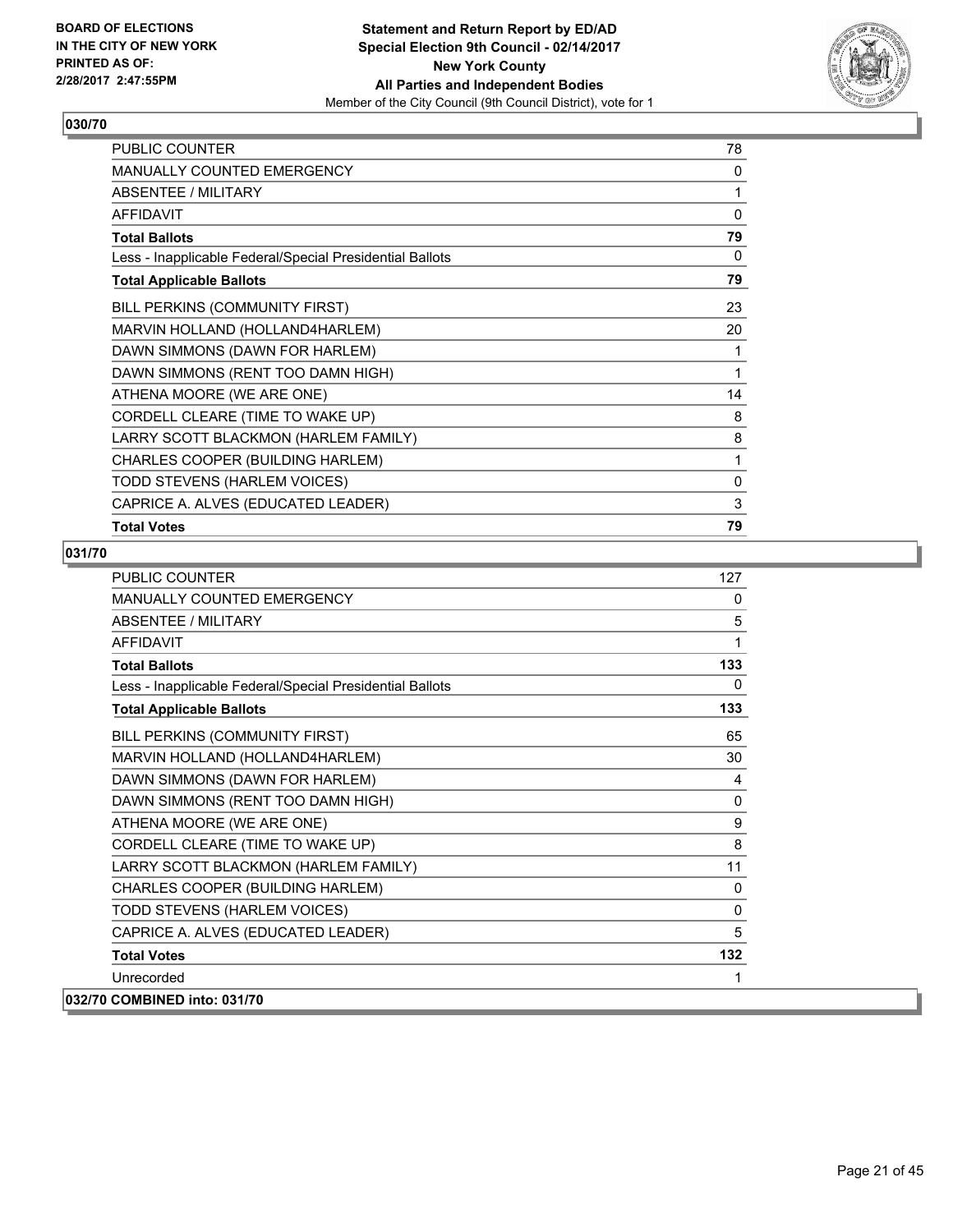**BOARD OF ELECTIONS IN THE CITY OF NEW YORK PRINTED AS OF: 2/28/2017 2:47:55PM**

**Statement and Return Report by ED/AD Special Election 9th Council - 02/14/2017 New York County All Parties and Independent Bodies**
Member of the City Council (9th Council District), vote for 1

## 030/70

| | |
|---|---|
| PUBLIC COUNTER | 78 |
| MANUALLY COUNTED EMERGENCY | 0 |
| ABSENTEE / MILITARY | 1 |
| AFFIDAVIT | 0 |
| **Total Ballots** | **79** |
| Less - Inapplicable Federal/Special Presidential Ballots | 0 |
| **Total Applicable Ballots** | **79** |
| BILL PERKINS (COMMUNITY FIRST) | 23 |
| MARVIN HOLLAND (HOLLAND4HARLEM) | 20 |
| DAWN SIMMONS (DAWN FOR HARLEM) | 1 |
| DAWN SIMMONS (RENT TOO DAMN HIGH) | 1 |
| ATHENA MOORE (WE ARE ONE) | 14 |
| CORDELL CLEARE (TIME TO WAKE UP) | 8 |
| LARRY SCOTT BLACKMON (HARLEM FAMILY) | 8 |
| CHARLES COOPER (BUILDING HARLEM) | 1 |
| TODD STEVENS (HARLEM VOICES) | 0 |
| CAPRICE A. ALVES (EDUCATED LEADER) | 3 |
| **Total Votes** | **79** |

## 031/70

| | |
|---|---|
| PUBLIC COUNTER | 127 |
| MANUALLY COUNTED EMERGENCY | 0 |
| ABSENTEE / MILITARY | 5 |
| AFFIDAVIT | 1 |
| **Total Ballots** | **133** |
| Less - Inapplicable Federal/Special Presidential Ballots | 0 |
| **Total Applicable Ballots** | **133** |
| BILL PERKINS (COMMUNITY FIRST) | 65 |
| MARVIN HOLLAND (HOLLAND4HARLEM) | 30 |
| DAWN SIMMONS (DAWN FOR HARLEM) | 4 |
| DAWN SIMMONS (RENT TOO DAMN HIGH) | 0 |
| ATHENA MOORE (WE ARE ONE) | 9 |
| CORDELL CLEARE (TIME TO WAKE UP) | 8 |
| LARRY SCOTT BLACKMON (HARLEM FAMILY) | 11 |
| CHARLES COOPER (BUILDING HARLEM) | 0 |
| TODD STEVENS (HARLEM VOICES) | 0 |
| CAPRICE A. ALVES (EDUCATED LEADER) | 5 |
| **Total Votes** | **132** |
| Unrecorded | 1 |

**032/70 COMBINED into: 031/70**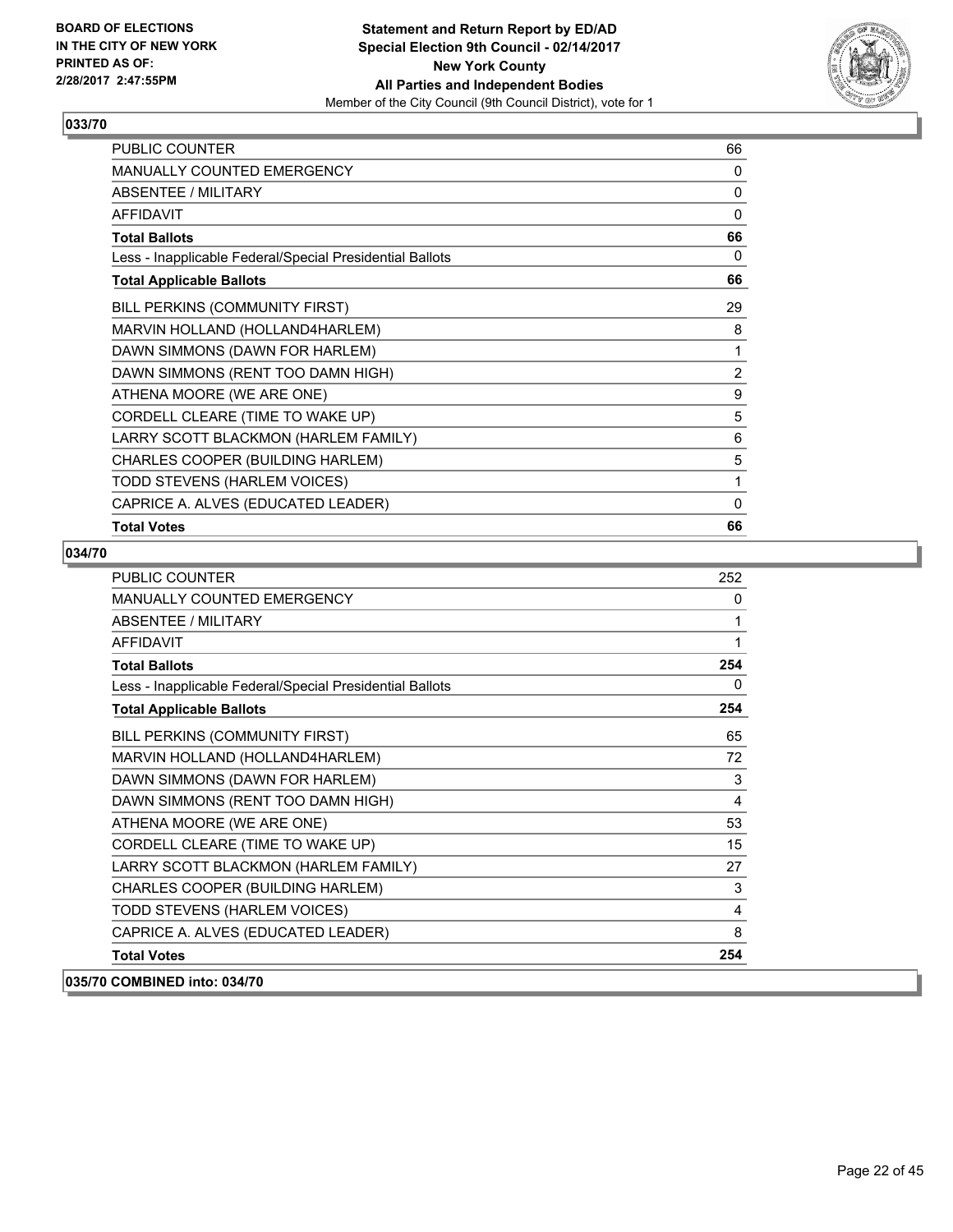**BOARD OF ELECTIONS IN THE CITY OF NEW YORK PRINTED AS OF: 2/28/2017 2:47:55PM**

**Statement and Return Report by ED/AD Special Election 9th Council - 02/14/2017 New York County All Parties and Independent Bodies**
Member of the City Council (9th Council District), vote for 1

## 033/70

| | |
|---|---|
| PUBLIC COUNTER | 66 |
| MANUALLY COUNTED EMERGENCY | 0 |
| ABSENTEE / MILITARY | 0 |
| AFFIDAVIT | 0 |
| **Total Ballots** | **66** |
| Less - Inapplicable Federal/Special Presidential Ballots | 0 |
| **Total Applicable Ballots** | **66** |
| BILL PERKINS (COMMUNITY FIRST) | 29 |
| MARVIN HOLLAND (HOLLAND4HARLEM) | 8 |
| DAWN SIMMONS (DAWN FOR HARLEM) | 1 |
| DAWN SIMMONS (RENT TOO DAMN HIGH) | 2 |
| ATHENA MOORE (WE ARE ONE) | 9 |
| CORDELL CLEARE (TIME TO WAKE UP) | 5 |
| LARRY SCOTT BLACKMON (HARLEM FAMILY) | 6 |
| CHARLES COOPER (BUILDING HARLEM) | 5 |
| TODD STEVENS (HARLEM VOICES) | 1 |
| CAPRICE A. ALVES (EDUCATED LEADER) | 0 |
| **Total Votes** | **66** |

## 034/70

| | |
|---|---|
| PUBLIC COUNTER | 252 |
| MANUALLY COUNTED EMERGENCY | 0 |
| ABSENTEE / MILITARY | 1 |
| AFFIDAVIT | 1 |
| **Total Ballots** | **254** |
| Less - Inapplicable Federal/Special Presidential Ballots | 0 |
| **Total Applicable Ballots** | **254** |
| BILL PERKINS (COMMUNITY FIRST) | 65 |
| MARVIN HOLLAND (HOLLAND4HARLEM) | 72 |
| DAWN SIMMONS (DAWN FOR HARLEM) | 3 |
| DAWN SIMMONS (RENT TOO DAMN HIGH) | 4 |
| ATHENA MOORE (WE ARE ONE) | 53 |
| CORDELL CLEARE (TIME TO WAKE UP) | 15 |
| LARRY SCOTT BLACKMON (HARLEM FAMILY) | 27 |
| CHARLES COOPER (BUILDING HARLEM) | 3 |
| TODD STEVENS (HARLEM VOICES) | 4 |
| CAPRICE A. ALVES (EDUCATED LEADER) | 8 |
| **Total Votes** | **254** |

**035/70 COMBINED into: 034/70**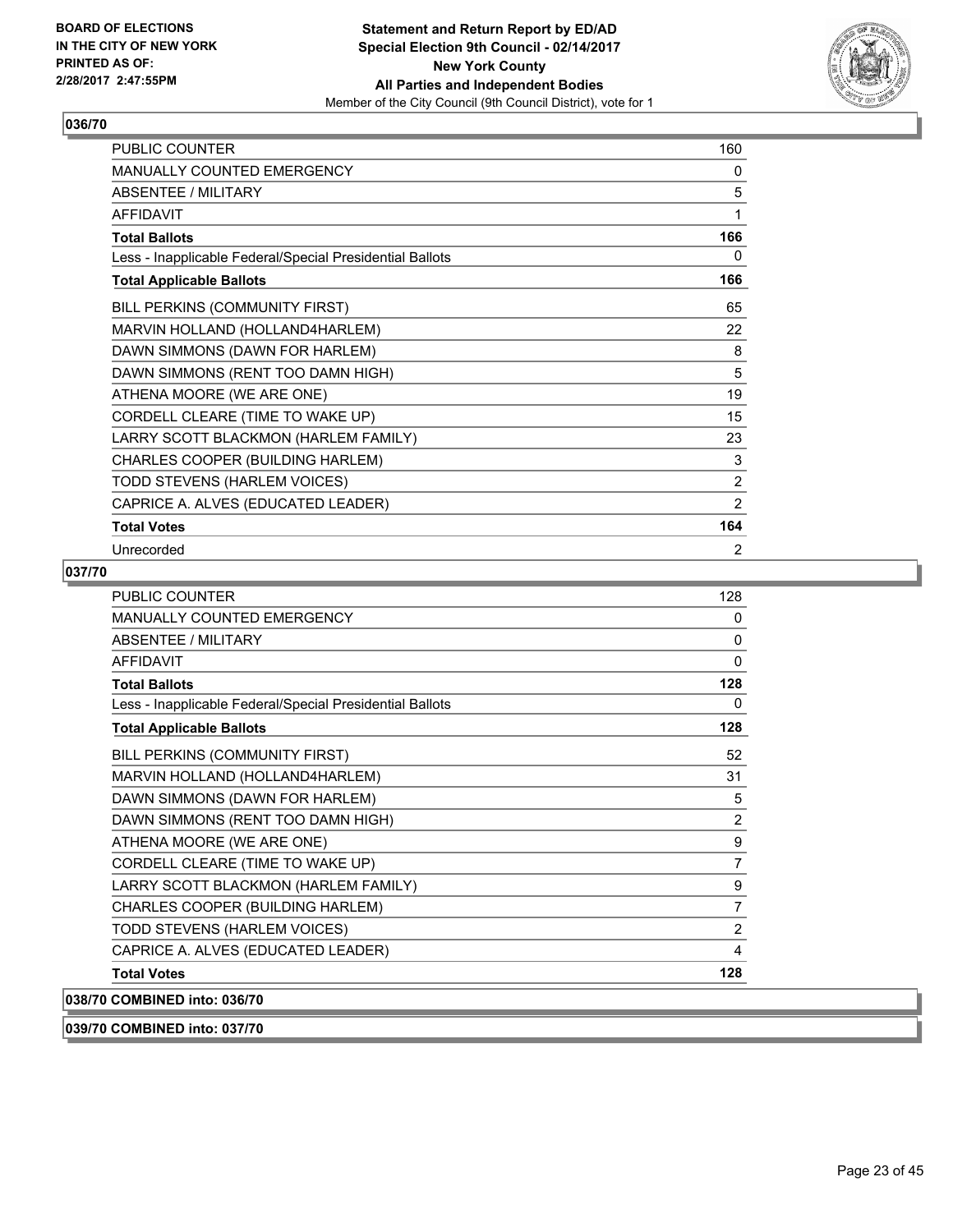**Statement and Return Report by ED/AD**
**Special Election 9th Council - 02/14/2017**
**New York County**
**All Parties and Independent Bodies**
Member of the City Council (9th Council District), vote for 1

BOARD OF ELECTIONS
IN THE CITY OF NEW YORK
PRINTED AS OF:
2/28/2017 2:47:55PM

### 036/70

| | |
|---|---|
| PUBLIC COUNTER | 160 |
| MANUALLY COUNTED EMERGENCY | 0 |
| ABSENTEE / MILITARY | 5 |
| AFFIDAVIT | 1 |
| **Total Ballots** | **166** |
| Less - Inapplicable Federal/Special Presidential Ballots | 0 |
| **Total Applicable Ballots** | **166** |
| BILL PERKINS (COMMUNITY FIRST) | 65 |
| MARVIN HOLLAND (HOLLAND4HARLEM) | 22 |
| DAWN SIMMONS (DAWN FOR HARLEM) | 8 |
| DAWN SIMMONS (RENT TOO DAMN HIGH) | 5 |
| ATHENA MOORE (WE ARE ONE) | 19 |
| CORDELL CLEARE (TIME TO WAKE UP) | 15 |
| LARRY SCOTT BLACKMON (HARLEM FAMILY) | 23 |
| CHARLES COOPER (BUILDING HARLEM) | 3 |
| TODD STEVENS (HARLEM VOICES) | 2 |
| CAPRICE A. ALVES (EDUCATED LEADER) | 2 |
| **Total Votes** | **164** |
| Unrecorded | 2 |

### 037/70

| | |
|---|---|
| PUBLIC COUNTER | 128 |
| MANUALLY COUNTED EMERGENCY | 0 |
| ABSENTEE / MILITARY | 0 |
| AFFIDAVIT | 0 |
| **Total Ballots** | **128** |
| Less - Inapplicable Federal/Special Presidential Ballots | 0 |
| **Total Applicable Ballots** | **128** |
| BILL PERKINS (COMMUNITY FIRST) | 52 |
| MARVIN HOLLAND (HOLLAND4HARLEM) | 31 |
| DAWN SIMMONS (DAWN FOR HARLEM) | 5 |
| DAWN SIMMONS (RENT TOO DAMN HIGH) | 2 |
| ATHENA MOORE (WE ARE ONE) | 9 |
| CORDELL CLEARE (TIME TO WAKE UP) | 7 |
| LARRY SCOTT BLACKMON (HARLEM FAMILY) | 9 |
| CHARLES COOPER (BUILDING HARLEM) | 7 |
| TODD STEVENS (HARLEM VOICES) | 2 |
| CAPRICE A. ALVES (EDUCATED LEADER) | 4 |
| **Total Votes** | **128** |

**038/70 COMBINED into: 036/70**

**039/70 COMBINED into: 037/70**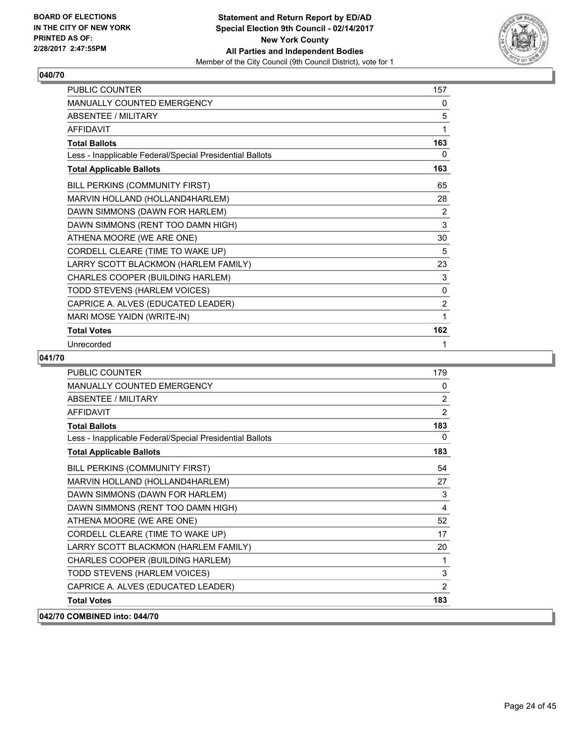**BOARD OF ELECTIONS IN THE CITY OF NEW YORK PRINTED AS OF: 2/28/2017 2:47:55PM**

**Statement and Return Report by ED/AD Special Election 9th Council - 02/14/2017 New York County All Parties and Independent Bodies**
Member of the City Council (9th Council District), vote for 1

## 040/70

| | |
|---|---|
| PUBLIC COUNTER | 157 |
| MANUALLY COUNTED EMERGENCY | 0 |
| ABSENTEE / MILITARY | 5 |
| AFFIDAVIT | 1 |
| **Total Ballots** | **163** |
| Less - Inapplicable Federal/Special Presidential Ballots | 0 |
| **Total Applicable Ballots** | **163** |
| BILL PERKINS (COMMUNITY FIRST) | 65 |
| MARVIN HOLLAND (HOLLAND4HARLEM) | 28 |
| DAWN SIMMONS (DAWN FOR HARLEM) | 2 |
| DAWN SIMMONS (RENT TOO DAMN HIGH) | 3 |
| ATHENA MOORE (WE ARE ONE) | 30 |
| CORDELL CLEARE (TIME TO WAKE UP) | 5 |
| LARRY SCOTT BLACKMON (HARLEM FAMILY) | 23 |
| CHARLES COOPER (BUILDING HARLEM) | 3 |
| TODD STEVENS (HARLEM VOICES) | 0 |
| CAPRICE A. ALVES (EDUCATED LEADER) | 2 |
| MARI MOSE YAIDN (WRITE-IN) | 1 |
| **Total Votes** | **162** |
| Unrecorded | 1 |

## 041/70

| | |
|---|---|
| PUBLIC COUNTER | 179 |
| MANUALLY COUNTED EMERGENCY | 0 |
| ABSENTEE / MILITARY | 2 |
| AFFIDAVIT | 2 |
| **Total Ballots** | **183** |
| Less - Inapplicable Federal/Special Presidential Ballots | 0 |
| **Total Applicable Ballots** | **183** |
| BILL PERKINS (COMMUNITY FIRST) | 54 |
| MARVIN HOLLAND (HOLLAND4HARLEM) | 27 |
| DAWN SIMMONS (DAWN FOR HARLEM) | 3 |
| DAWN SIMMONS (RENT TOO DAMN HIGH) | 4 |
| ATHENA MOORE (WE ARE ONE) | 52 |
| CORDELL CLEARE (TIME TO WAKE UP) | 17 |
| LARRY SCOTT BLACKMON (HARLEM FAMILY) | 20 |
| CHARLES COOPER (BUILDING HARLEM) | 1 |
| TODD STEVENS (HARLEM VOICES) | 3 |
| CAPRICE A. ALVES (EDUCATED LEADER) | 2 |
| **Total Votes** | **183** |

## 042/70 COMBINED into: 044/70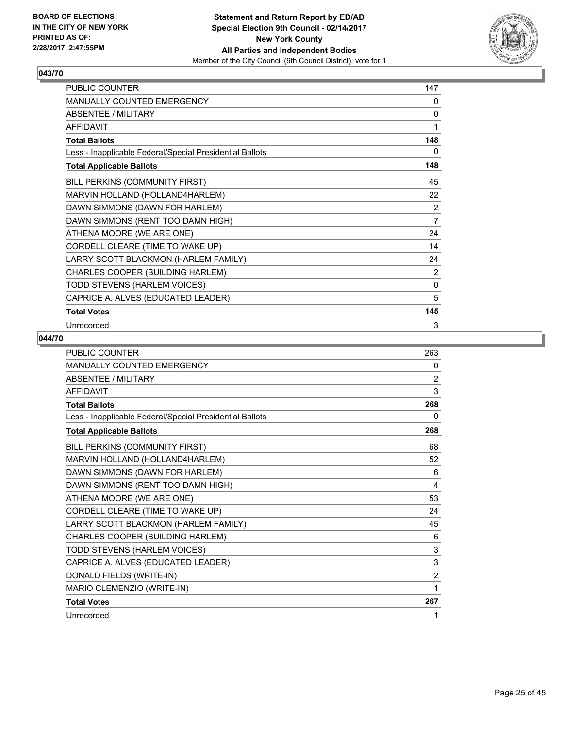## 043/70

| | |
|---|---|
| PUBLIC COUNTER | 147 |
| MANUALLY COUNTED EMERGENCY | 0 |
| ABSENTEE / MILITARY | 0 |
| AFFIDAVIT | 1 |
| **Total Ballots** | **148** |
| Less - Inapplicable Federal/Special Presidential Ballots | 0 |
| **Total Applicable Ballots** | **148** |
| BILL PERKINS (COMMUNITY FIRST) | 45 |
| MARVIN HOLLAND (HOLLAND4HARLEM) | 22 |
| DAWN SIMMONS (DAWN FOR HARLEM) | 2 |
| DAWN SIMMONS (RENT TOO DAMN HIGH) | 7 |
| ATHENA MOORE (WE ARE ONE) | 24 |
| CORDELL CLEARE (TIME TO WAKE UP) | 14 |
| LARRY SCOTT BLACKMON (HARLEM FAMILY) | 24 |
| CHARLES COOPER (BUILDING HARLEM) | 2 |
| TODD STEVENS (HARLEM VOICES) | 0 |
| CAPRICE A. ALVES (EDUCATED LEADER) | 5 |
| **Total Votes** | **145** |
| Unrecorded | 3 |

## 044/70

| | |
|---|---|
| PUBLIC COUNTER | 263 |
| MANUALLY COUNTED EMERGENCY | 0 |
| ABSENTEE / MILITARY | 2 |
| AFFIDAVIT | 3 |
| **Total Ballots** | **268** |
| Less - Inapplicable Federal/Special Presidential Ballots | 0 |
| **Total Applicable Ballots** | **268** |
| BILL PERKINS (COMMUNITY FIRST) | 68 |
| MARVIN HOLLAND (HOLLAND4HARLEM) | 52 |
| DAWN SIMMONS (DAWN FOR HARLEM) | 6 |
| DAWN SIMMONS (RENT TOO DAMN HIGH) | 4 |
| ATHENA MOORE (WE ARE ONE) | 53 |
| CORDELL CLEARE (TIME TO WAKE UP) | 24 |
| LARRY SCOTT BLACKMON (HARLEM FAMILY) | 45 |
| CHARLES COOPER (BUILDING HARLEM) | 6 |
| TODD STEVENS (HARLEM VOICES) | 3 |
| CAPRICE A. ALVES (EDUCATED LEADER) | 3 |
| DONALD FIELDS (WRITE-IN) | 2 |
| MARIO CLEMENZIO (WRITE-IN) | 1 |
| **Total Votes** | **267** |
| Unrecorded | 1 |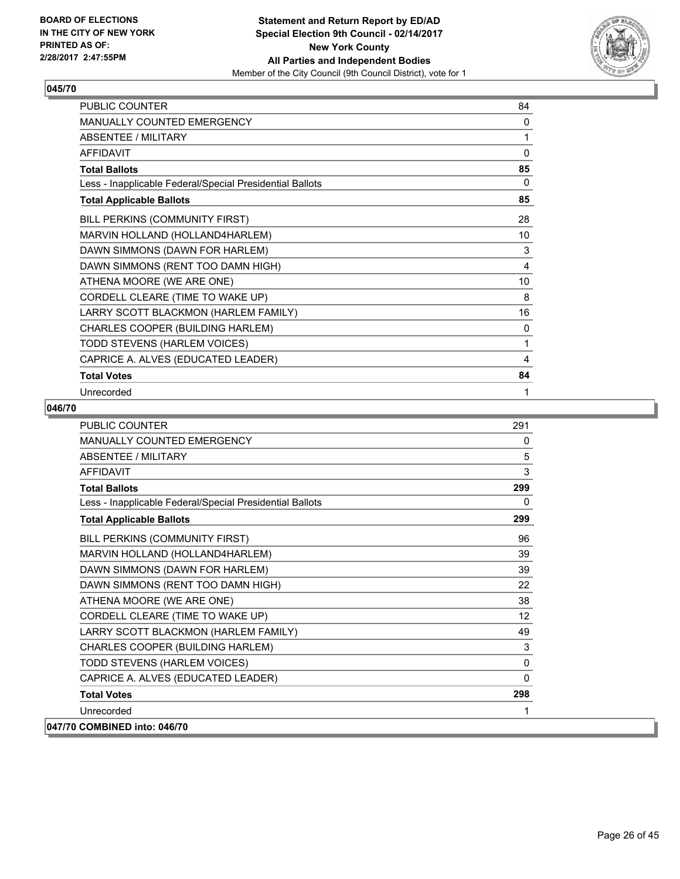**BOARD OF ELECTIONS IN THE CITY OF NEW YORK PRINTED AS OF: 2/28/2017 2:47:55PM**

**Statement and Return Report by ED/AD Special Election 9th Council - 02/14/2017 New York County All Parties and Independent Bodies**

Member of the City Council (9th Council District), vote for 1

## 045/70

| | |
|---|---|
| PUBLIC COUNTER | 84 |
| MANUALLY COUNTED EMERGENCY | 0 |
| ABSENTEE / MILITARY | 1 |
| AFFIDAVIT | 0 |
| **Total Ballots** | **85** |
| Less - Inapplicable Federal/Special Presidential Ballots | 0 |
| **Total Applicable Ballots** | **85** |
| BILL PERKINS (COMMUNITY FIRST) | 28 |
| MARVIN HOLLAND (HOLLAND4HARLEM) | 10 |
| DAWN SIMMONS (DAWN FOR HARLEM) | 3 |
| DAWN SIMMONS (RENT TOO DAMN HIGH) | 4 |
| ATHENA MOORE (WE ARE ONE) | 10 |
| CORDELL CLEARE (TIME TO WAKE UP) | 8 |
| LARRY SCOTT BLACKMON (HARLEM FAMILY) | 16 |
| CHARLES COOPER (BUILDING HARLEM) | 0 |
| TODD STEVENS (HARLEM VOICES) | 1 |
| CAPRICE A. ALVES (EDUCATED LEADER) | 4 |
| **Total Votes** | **84** |
| Unrecorded | 1 |

## 046/70

| | |
|---|---|
| PUBLIC COUNTER | 291 |
| MANUALLY COUNTED EMERGENCY | 0 |
| ABSENTEE / MILITARY | 5 |
| AFFIDAVIT | 3 |
| **Total Ballots** | **299** |
| Less - Inapplicable Federal/Special Presidential Ballots | 0 |
| **Total Applicable Ballots** | **299** |
| BILL PERKINS (COMMUNITY FIRST) | 96 |
| MARVIN HOLLAND (HOLLAND4HARLEM) | 39 |
| DAWN SIMMONS (DAWN FOR HARLEM) | 39 |
| DAWN SIMMONS (RENT TOO DAMN HIGH) | 22 |
| ATHENA MOORE (WE ARE ONE) | 38 |
| CORDELL CLEARE (TIME TO WAKE UP) | 12 |
| LARRY SCOTT BLACKMON (HARLEM FAMILY) | 49 |
| CHARLES COOPER (BUILDING HARLEM) | 3 |
| TODD STEVENS (HARLEM VOICES) | 0 |
| CAPRICE A. ALVES (EDUCATED LEADER) | 0 |
| **Total Votes** | **298** |
| Unrecorded | 1 |

## 047/70 COMBINED into: 046/70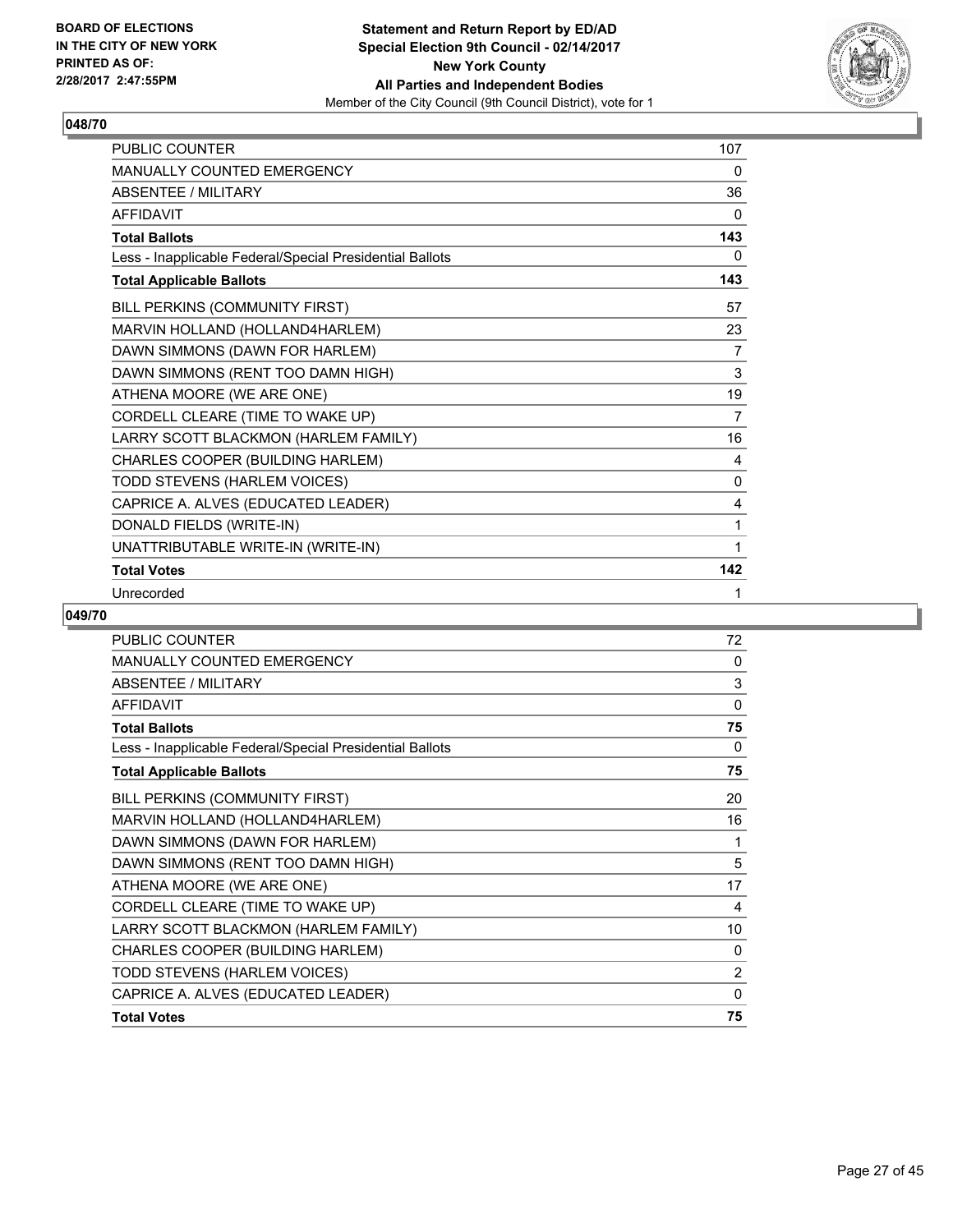**BOARD OF ELECTIONS IN THE CITY OF NEW YORK PRINTED AS OF: 2/28/2017 2:47:55PM**

**Statement and Return Report by ED/AD Special Election 9th Council - 02/14/2017 New York County All Parties and Independent Bodies**
Member of the City Council (9th Council District), vote for 1

## 048/70

| | |
|---|---|
| PUBLIC COUNTER | 107 |
| MANUALLY COUNTED EMERGENCY | 0 |
| ABSENTEE / MILITARY | 36 |
| AFFIDAVIT | 0 |
| **Total Ballots** | **143** |
| Less - Inapplicable Federal/Special Presidential Ballots | 0 |
| **Total Applicable Ballots** | **143** |
| BILL PERKINS (COMMUNITY FIRST) | 57 |
| MARVIN HOLLAND (HOLLAND4HARLEM) | 23 |
| DAWN SIMMONS (DAWN FOR HARLEM) | 7 |
| DAWN SIMMONS (RENT TOO DAMN HIGH) | 3 |
| ATHENA MOORE (WE ARE ONE) | 19 |
| CORDELL CLEARE (TIME TO WAKE UP) | 7 |
| LARRY SCOTT BLACKMON (HARLEM FAMILY) | 16 |
| CHARLES COOPER (BUILDING HARLEM) | 4 |
| TODD STEVENS (HARLEM VOICES) | 0 |
| CAPRICE A. ALVES (EDUCATED LEADER) | 4 |
| DONALD FIELDS (WRITE-IN) | 1 |
| UNATTRIBUTABLE WRITE-IN (WRITE-IN) | 1 |
| **Total Votes** | **142** |
| Unrecorded | 1 |

## 049/70

| | |
|---|---|
| PUBLIC COUNTER | 72 |
| MANUALLY COUNTED EMERGENCY | 0 |
| ABSENTEE / MILITARY | 3 |
| AFFIDAVIT | 0 |
| **Total Ballots** | **75** |
| Less - Inapplicable Federal/Special Presidential Ballots | 0 |
| **Total Applicable Ballots** | **75** |
| BILL PERKINS (COMMUNITY FIRST) | 20 |
| MARVIN HOLLAND (HOLLAND4HARLEM) | 16 |
| DAWN SIMMONS (DAWN FOR HARLEM) | 1 |
| DAWN SIMMONS (RENT TOO DAMN HIGH) | 5 |
| ATHENA MOORE (WE ARE ONE) | 17 |
| CORDELL CLEARE (TIME TO WAKE UP) | 4 |
| LARRY SCOTT BLACKMON (HARLEM FAMILY) | 10 |
| CHARLES COOPER (BUILDING HARLEM) | 0 |
| TODD STEVENS (HARLEM VOICES) | 2 |
| CAPRICE A. ALVES (EDUCATED LEADER) | 0 |
| **Total Votes** | **75** |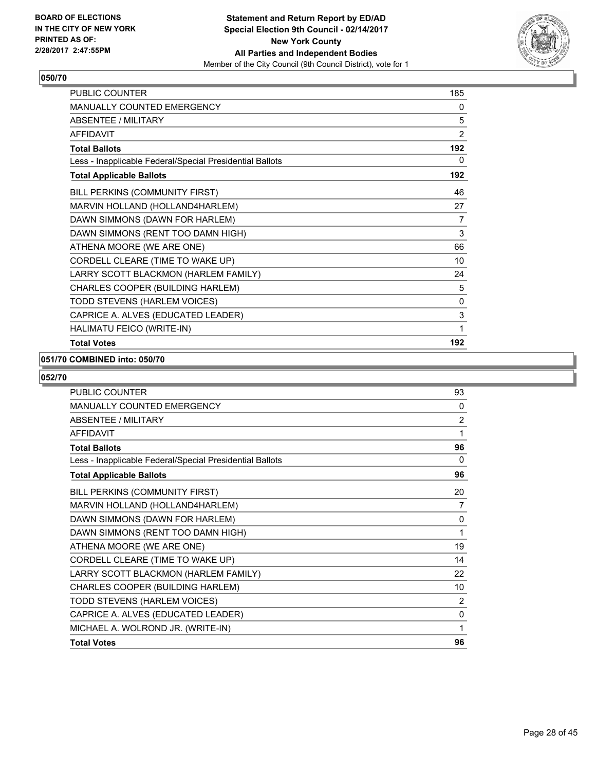## 050/70

| | |
|---|---|
| PUBLIC COUNTER | 185 |
| MANUALLY COUNTED EMERGENCY | 0 |
| ABSENTEE / MILITARY | 5 |
| AFFIDAVIT | 2 |
| **Total Ballots** | **192** |
| Less - Inapplicable Federal/Special Presidential Ballots | 0 |
| **Total Applicable Ballots** | **192** |
| BILL PERKINS (COMMUNITY FIRST) | 46 |
| MARVIN HOLLAND (HOLLAND4HARLEM) | 27 |
| DAWN SIMMONS (DAWN FOR HARLEM) | 7 |
| DAWN SIMMONS (RENT TOO DAMN HIGH) | 3 |
| ATHENA MOORE (WE ARE ONE) | 66 |
| CORDELL CLEARE (TIME TO WAKE UP) | 10 |
| LARRY SCOTT BLACKMON (HARLEM FAMILY) | 24 |
| CHARLES COOPER (BUILDING HARLEM) | 5 |
| TODD STEVENS (HARLEM VOICES) | 0 |
| CAPRICE A. ALVES (EDUCATED LEADER) | 3 |
| HALIMATU FEICO (WRITE-IN) | 1 |
| **Total Votes** | **192** |

## 051/70 COMBINED into: 050/70

## 052/70

| | |
|---|---|
| PUBLIC COUNTER | 93 |
| MANUALLY COUNTED EMERGENCY | 0 |
| ABSENTEE / MILITARY | 2 |
| AFFIDAVIT | 1 |
| **Total Ballots** | **96** |
| Less - Inapplicable Federal/Special Presidential Ballots | 0 |
| **Total Applicable Ballots** | **96** |
| BILL PERKINS (COMMUNITY FIRST) | 20 |
| MARVIN HOLLAND (HOLLAND4HARLEM) | 7 |
| DAWN SIMMONS (DAWN FOR HARLEM) | 0 |
| DAWN SIMMONS (RENT TOO DAMN HIGH) | 1 |
| ATHENA MOORE (WE ARE ONE) | 19 |
| CORDELL CLEARE (TIME TO WAKE UP) | 14 |
| LARRY SCOTT BLACKMON (HARLEM FAMILY) | 22 |
| CHARLES COOPER (BUILDING HARLEM) | 10 |
| TODD STEVENS (HARLEM VOICES) | 2 |
| CAPRICE A. ALVES (EDUCATED LEADER) | 0 |
| MICHAEL A. WOLROND JR. (WRITE-IN) | 1 |
| **Total Votes** | **96** |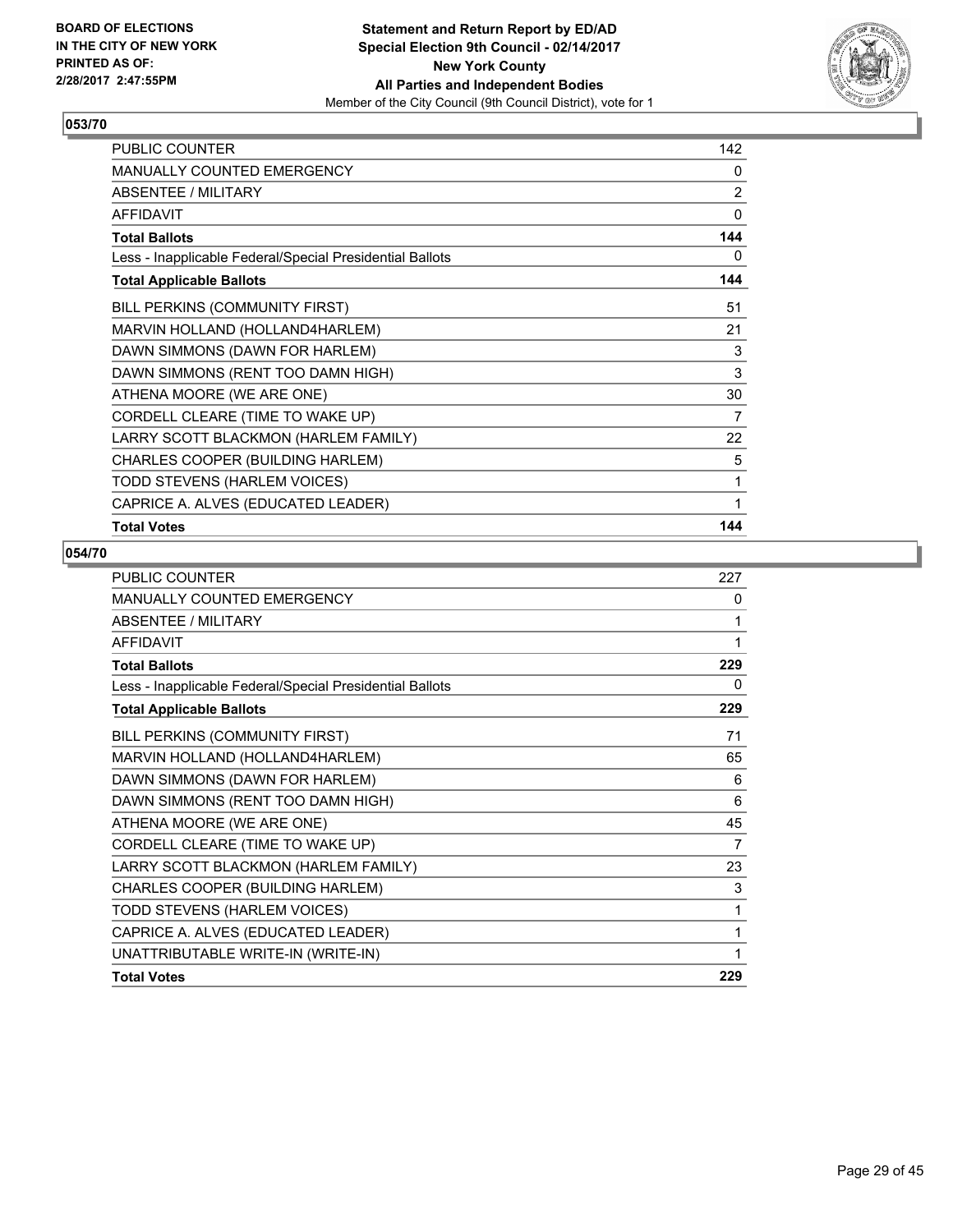**Statement and Return Report by ED/AD**
**Special Election 9th Council - 02/14/2017**
**New York County**
**All Parties and Independent Bodies**
Member of the City Council (9th Council District), vote for 1

BOARD OF ELECTIONS
IN THE CITY OF NEW YORK
PRINTED AS OF:
2/28/2017 2:47:55PM

### 053/70

| | |
|---|---|
| PUBLIC COUNTER | 142 |
| MANUALLY COUNTED EMERGENCY | 0 |
| ABSENTEE / MILITARY | 2 |
| AFFIDAVIT | 0 |
| **Total Ballots** | **144** |
| Less - Inapplicable Federal/Special Presidential Ballots | 0 |
| **Total Applicable Ballots** | **144** |
| BILL PERKINS (COMMUNITY FIRST) | 51 |
| MARVIN HOLLAND (HOLLAND4HARLEM) | 21 |
| DAWN SIMMONS (DAWN FOR HARLEM) | 3 |
| DAWN SIMMONS (RENT TOO DAMN HIGH) | 3 |
| ATHENA MOORE (WE ARE ONE) | 30 |
| CORDELL CLEARE (TIME TO WAKE UP) | 7 |
| LARRY SCOTT BLACKMON (HARLEM FAMILY) | 22 |
| CHARLES COOPER (BUILDING HARLEM) | 5 |
| TODD STEVENS (HARLEM VOICES) | 1 |
| CAPRICE A. ALVES (EDUCATED LEADER) | 1 |
| **Total Votes** | **144** |

### 054/70

| | |
|---|---|
| PUBLIC COUNTER | 227 |
| MANUALLY COUNTED EMERGENCY | 0 |
| ABSENTEE / MILITARY | 1 |
| AFFIDAVIT | 1 |
| **Total Ballots** | **229** |
| Less - Inapplicable Federal/Special Presidential Ballots | 0 |
| **Total Applicable Ballots** | **229** |
| BILL PERKINS (COMMUNITY FIRST) | 71 |
| MARVIN HOLLAND (HOLLAND4HARLEM) | 65 |
| DAWN SIMMONS (DAWN FOR HARLEM) | 6 |
| DAWN SIMMONS (RENT TOO DAMN HIGH) | 6 |
| ATHENA MOORE (WE ARE ONE) | 45 |
| CORDELL CLEARE (TIME TO WAKE UP) | 7 |
| LARRY SCOTT BLACKMON (HARLEM FAMILY) | 23 |
| CHARLES COOPER (BUILDING HARLEM) | 3 |
| TODD STEVENS (HARLEM VOICES) | 1 |
| CAPRICE A. ALVES (EDUCATED LEADER) | 1 |
| UNATTRIBUTABLE WRITE-IN (WRITE-IN) | 1 |
| **Total Votes** | **229** |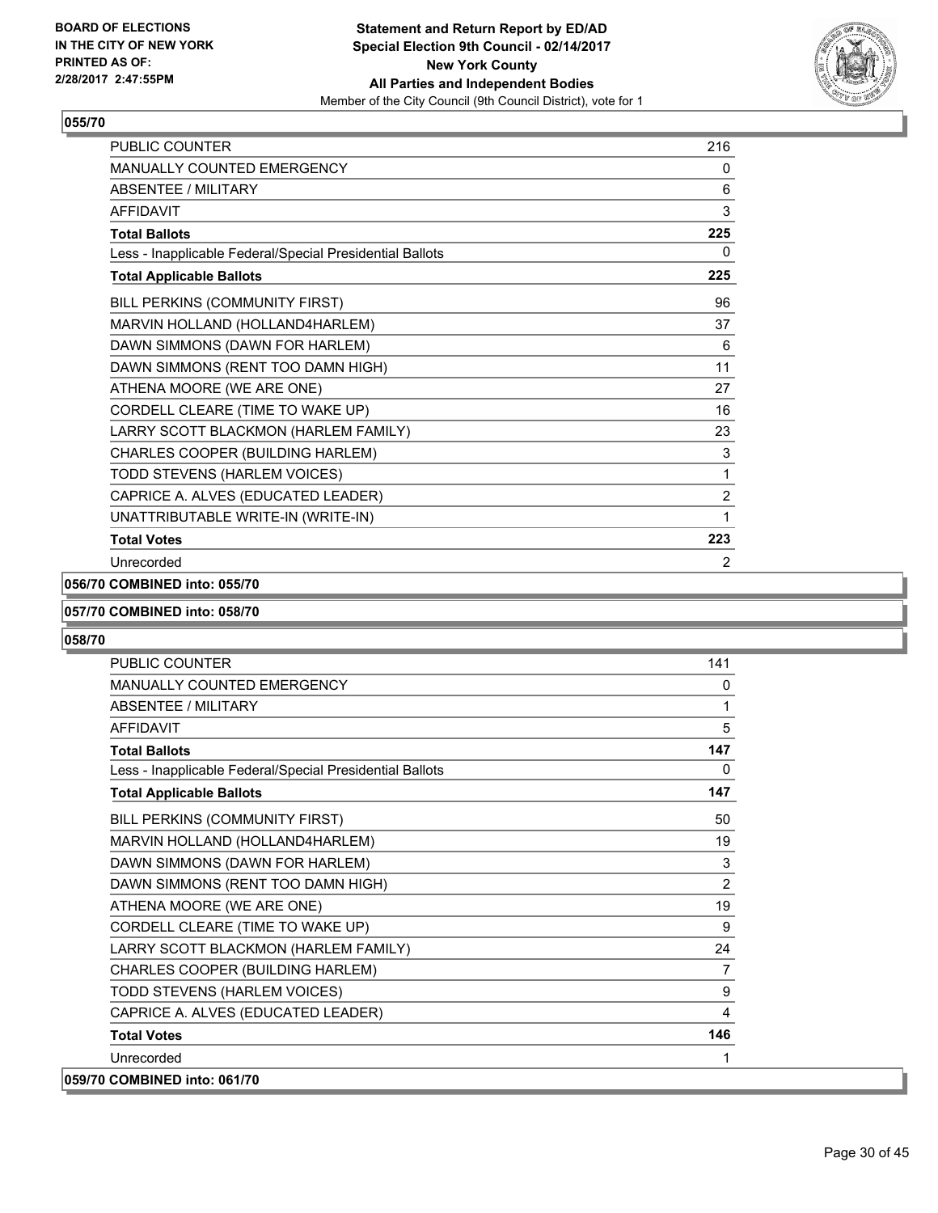**BOARD OF ELECTIONS IN THE CITY OF NEW YORK PRINTED AS OF: 2/28/2017 2:47:55PM**

**Statement and Return Report by ED/AD Special Election 9th Council - 02/14/2017 New York County All Parties and Independent Bodies**
Member of the City Council (9th Council District), vote for 1

### 055/70

| | |
|---|---|
| PUBLIC COUNTER | 216 |
| MANUALLY COUNTED EMERGENCY | 0 |
| ABSENTEE / MILITARY | 6 |
| AFFIDAVIT | 3 |
| **Total Ballots** | **225** |
| Less - Inapplicable Federal/Special Presidential Ballots | 0 |
| **Total Applicable Ballots** | **225** |
| BILL PERKINS (COMMUNITY FIRST) | 96 |
| MARVIN HOLLAND (HOLLAND4HARLEM) | 37 |
| DAWN SIMMONS (DAWN FOR HARLEM) | 6 |
| DAWN SIMMONS (RENT TOO DAMN HIGH) | 11 |
| ATHENA MOORE (WE ARE ONE) | 27 |
| CORDELL CLEARE (TIME TO WAKE UP) | 16 |
| LARRY SCOTT BLACKMON (HARLEM FAMILY) | 23 |
| CHARLES COOPER (BUILDING HARLEM) | 3 |
| TODD STEVENS (HARLEM VOICES) | 1 |
| CAPRICE A. ALVES (EDUCATED LEADER) | 2 |
| UNATTRIBUTABLE WRITE-IN (WRITE-IN) | 1 |
| **Total Votes** | **223** |
| Unrecorded | 2 |

### 056/70 COMBINED into: 055/70

### 057/70 COMBINED into: 058/70

### 058/70

| | |
|---|---|
| PUBLIC COUNTER | 141 |
| MANUALLY COUNTED EMERGENCY | 0 |
| ABSENTEE / MILITARY | 1 |
| AFFIDAVIT | 5 |
| **Total Ballots** | **147** |
| Less - Inapplicable Federal/Special Presidential Ballots | 0 |
| **Total Applicable Ballots** | **147** |
| BILL PERKINS (COMMUNITY FIRST) | 50 |
| MARVIN HOLLAND (HOLLAND4HARLEM) | 19 |
| DAWN SIMMONS (DAWN FOR HARLEM) | 3 |
| DAWN SIMMONS (RENT TOO DAMN HIGH) | 2 |
| ATHENA MOORE (WE ARE ONE) | 19 |
| CORDELL CLEARE (TIME TO WAKE UP) | 9 |
| LARRY SCOTT BLACKMON (HARLEM FAMILY) | 24 |
| CHARLES COOPER (BUILDING HARLEM) | 7 |
| TODD STEVENS (HARLEM VOICES) | 9 |
| CAPRICE A. ALVES (EDUCATED LEADER) | 4 |
| **Total Votes** | **146** |
| Unrecorded | 1 |

### 059/70 COMBINED into: 061/70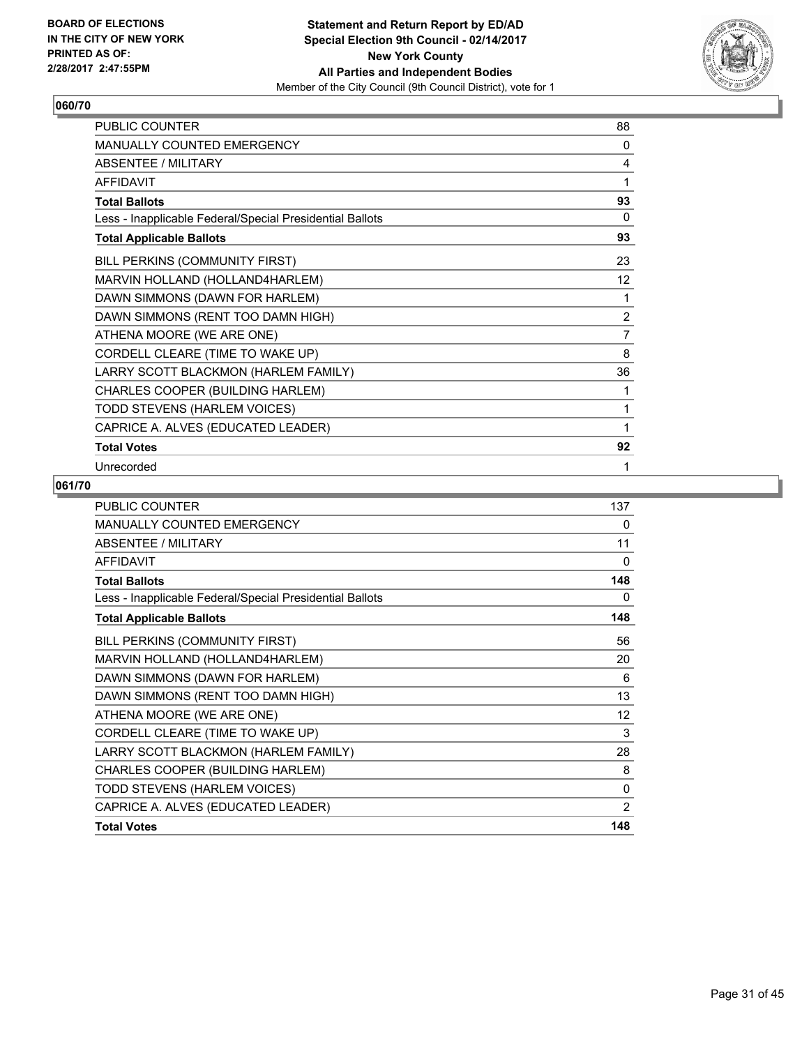**BOARD OF ELECTIONS IN THE CITY OF NEW YORK PRINTED AS OF: 2/28/2017 2:47:55PM**

**Statement and Return Report by ED/AD Special Election 9th Council - 02/14/2017 New York County All Parties and Independent Bodies**
Member of the City Council (9th Council District), vote for 1

## 060/70

| | |
|---|---|
| PUBLIC COUNTER | 88 |
| MANUALLY COUNTED EMERGENCY | 0 |
| ABSENTEE / MILITARY | 4 |
| AFFIDAVIT | 1 |
| **Total Ballots** | **93** |
| Less - Inapplicable Federal/Special Presidential Ballots | 0 |
| **Total Applicable Ballots** | **93** |
| BILL PERKINS (COMMUNITY FIRST) | 23 |
| MARVIN HOLLAND (HOLLAND4HARLEM) | 12 |
| DAWN SIMMONS (DAWN FOR HARLEM) | 1 |
| DAWN SIMMONS (RENT TOO DAMN HIGH) | 2 |
| ATHENA MOORE (WE ARE ONE) | 7 |
| CORDELL CLEARE (TIME TO WAKE UP) | 8 |
| LARRY SCOTT BLACKMON (HARLEM FAMILY) | 36 |
| CHARLES COOPER (BUILDING HARLEM) | 1 |
| TODD STEVENS (HARLEM VOICES) | 1 |
| CAPRICE A. ALVES (EDUCATED LEADER) | 1 |
| **Total Votes** | **92** |
| Unrecorded | 1 |

## 061/70

| | |
|---|---|
| PUBLIC COUNTER | 137 |
| MANUALLY COUNTED EMERGENCY | 0 |
| ABSENTEE / MILITARY | 11 |
| AFFIDAVIT | 0 |
| **Total Ballots** | **148** |
| Less - Inapplicable Federal/Special Presidential Ballots | 0 |
| **Total Applicable Ballots** | **148** |
| BILL PERKINS (COMMUNITY FIRST) | 56 |
| MARVIN HOLLAND (HOLLAND4HARLEM) | 20 |
| DAWN SIMMONS (DAWN FOR HARLEM) | 6 |
| DAWN SIMMONS (RENT TOO DAMN HIGH) | 13 |
| ATHENA MOORE (WE ARE ONE) | 12 |
| CORDELL CLEARE (TIME TO WAKE UP) | 3 |
| LARRY SCOTT BLACKMON (HARLEM FAMILY) | 28 |
| CHARLES COOPER (BUILDING HARLEM) | 8 |
| TODD STEVENS (HARLEM VOICES) | 0 |
| CAPRICE A. ALVES (EDUCATED LEADER) | 2 |
| **Total Votes** | **148** |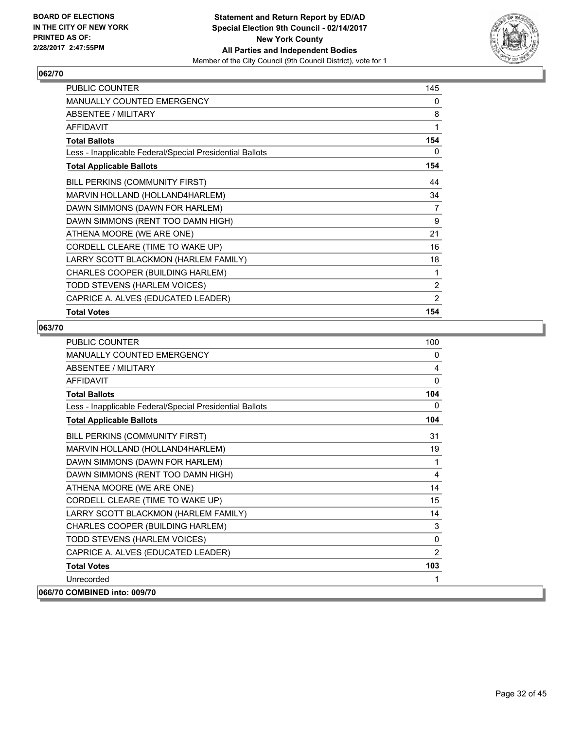BOARD OF ELECTIONS
IN THE CITY OF NEW YORK
PRINTED AS OF:
2/28/2017 2:47:55PM

**Statement and Return Report by ED/AD**
**Special Election 9th Council - 02/14/2017**
**New York County**
**All Parties and Independent Bodies**
Member of the City Council (9th Council District), vote for 1

## 062/70

| | |
|---|---|
| PUBLIC COUNTER | 145 |
| MANUALLY COUNTED EMERGENCY | 0 |
| ABSENTEE / MILITARY | 8 |
| AFFIDAVIT | 1 |
| **Total Ballots** | **154** |
| Less - Inapplicable Federal/Special Presidential Ballots | 0 |
| **Total Applicable Ballots** | **154** |
| BILL PERKINS (COMMUNITY FIRST) | 44 |
| MARVIN HOLLAND (HOLLAND4HARLEM) | 34 |
| DAWN SIMMONS (DAWN FOR HARLEM) | 7 |
| DAWN SIMMONS (RENT TOO DAMN HIGH) | 9 |
| ATHENA MOORE (WE ARE ONE) | 21 |
| CORDELL CLEARE (TIME TO WAKE UP) | 16 |
| LARRY SCOTT BLACKMON (HARLEM FAMILY) | 18 |
| CHARLES COOPER (BUILDING HARLEM) | 1 |
| TODD STEVENS (HARLEM VOICES) | 2 |
| CAPRICE A. ALVES (EDUCATED LEADER) | 2 |
| **Total Votes** | **154** |

## 063/70

| | |
|---|---|
| PUBLIC COUNTER | 100 |
| MANUALLY COUNTED EMERGENCY | 0 |
| ABSENTEE / MILITARY | 4 |
| AFFIDAVIT | 0 |
| **Total Ballots** | **104** |
| Less - Inapplicable Federal/Special Presidential Ballots | 0 |
| **Total Applicable Ballots** | **104** |
| BILL PERKINS (COMMUNITY FIRST) | 31 |
| MARVIN HOLLAND (HOLLAND4HARLEM) | 19 |
| DAWN SIMMONS (DAWN FOR HARLEM) | 1 |
| DAWN SIMMONS (RENT TOO DAMN HIGH) | 4 |
| ATHENA MOORE (WE ARE ONE) | 14 |
| CORDELL CLEARE (TIME TO WAKE UP) | 15 |
| LARRY SCOTT BLACKMON (HARLEM FAMILY) | 14 |
| CHARLES COOPER (BUILDING HARLEM) | 3 |
| TODD STEVENS (HARLEM VOICES) | 0 |
| CAPRICE A. ALVES (EDUCATED LEADER) | 2 |
| **Total Votes** | **103** |
| Unrecorded | 1 |

## 066/70 COMBINED into: 009/70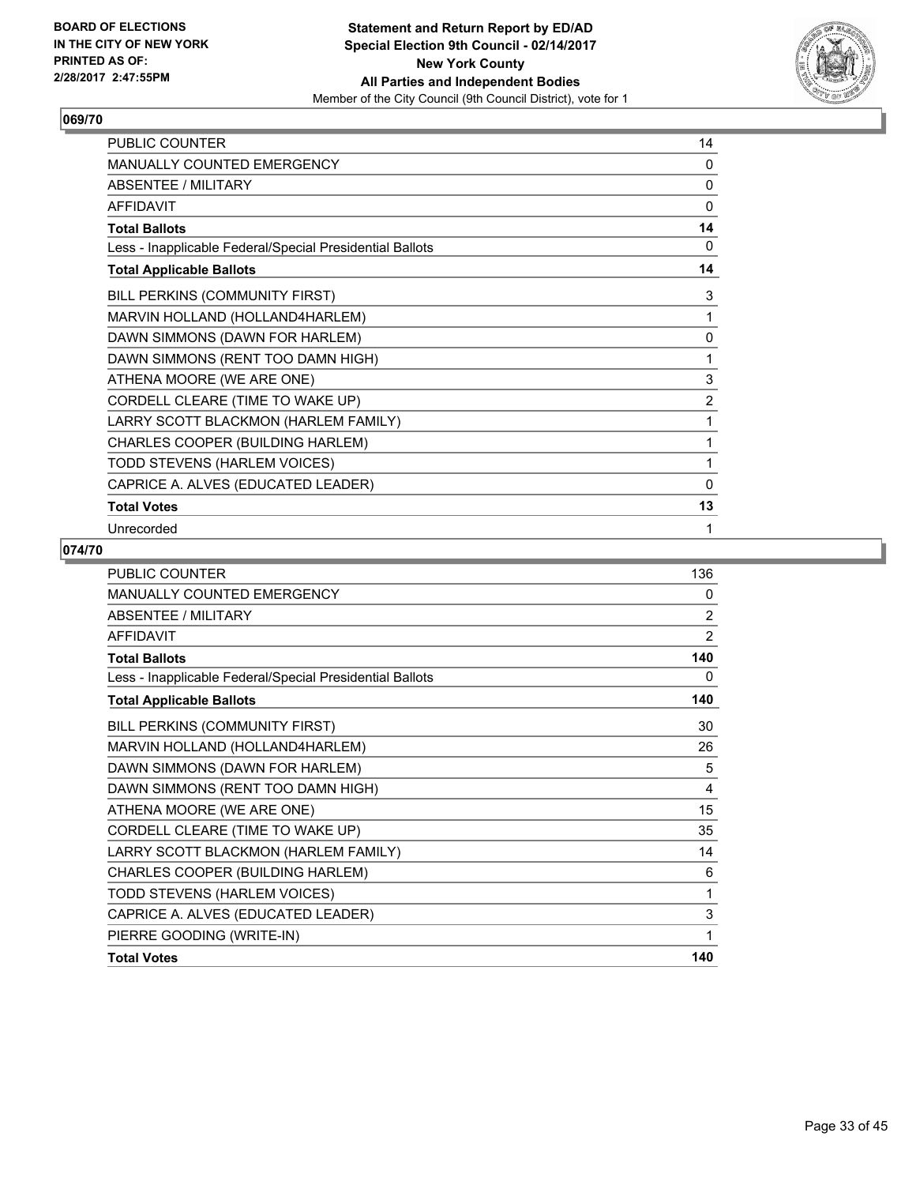**BOARD OF ELECTIONS IN THE CITY OF NEW YORK PRINTED AS OF: 2/28/2017 2:47:55PM**

**Statement and Return Report by ED/AD**
**Special Election 9th Council - 02/14/2017**
**New York County**
**All Parties and Independent Bodies**
Member of the City Council (9th Council District), vote for 1

## 069/70

| | |
|---|---|
| PUBLIC COUNTER | 14 |
| MANUALLY COUNTED EMERGENCY | 0 |
| ABSENTEE / MILITARY | 0 |
| AFFIDAVIT | 0 |
| **Total Ballots** | **14** |
| Less - Inapplicable Federal/Special Presidential Ballots | 0 |
| **Total Applicable Ballots** | **14** |
| BILL PERKINS (COMMUNITY FIRST) | 3 |
| MARVIN HOLLAND (HOLLAND4HARLEM) | 1 |
| DAWN SIMMONS (DAWN FOR HARLEM) | 0 |
| DAWN SIMMONS (RENT TOO DAMN HIGH) | 1 |
| ATHENA MOORE (WE ARE ONE) | 3 |
| CORDELL CLEARE (TIME TO WAKE UP) | 2 |
| LARRY SCOTT BLACKMON (HARLEM FAMILY) | 1 |
| CHARLES COOPER (BUILDING HARLEM) | 1 |
| TODD STEVENS (HARLEM VOICES) | 1 |
| CAPRICE A. ALVES (EDUCATED LEADER) | 0 |
| **Total Votes** | **13** |
| Unrecorded | 1 |

## 074/70

| | |
|---|---|
| PUBLIC COUNTER | 136 |
| MANUALLY COUNTED EMERGENCY | 0 |
| ABSENTEE / MILITARY | 2 |
| AFFIDAVIT | 2 |
| **Total Ballots** | **140** |
| Less - Inapplicable Federal/Special Presidential Ballots | 0 |
| **Total Applicable Ballots** | **140** |
| BILL PERKINS (COMMUNITY FIRST) | 30 |
| MARVIN HOLLAND (HOLLAND4HARLEM) | 26 |
| DAWN SIMMONS (DAWN FOR HARLEM) | 5 |
| DAWN SIMMONS (RENT TOO DAMN HIGH) | 4 |
| ATHENA MOORE (WE ARE ONE) | 15 |
| CORDELL CLEARE (TIME TO WAKE UP) | 35 |
| LARRY SCOTT BLACKMON (HARLEM FAMILY) | 14 |
| CHARLES COOPER (BUILDING HARLEM) | 6 |
| TODD STEVENS (HARLEM VOICES) | 1 |
| CAPRICE A. ALVES (EDUCATED LEADER) | 3 |
| PIERRE GOODING (WRITE-IN) | 1 |
| **Total Votes** | **140** |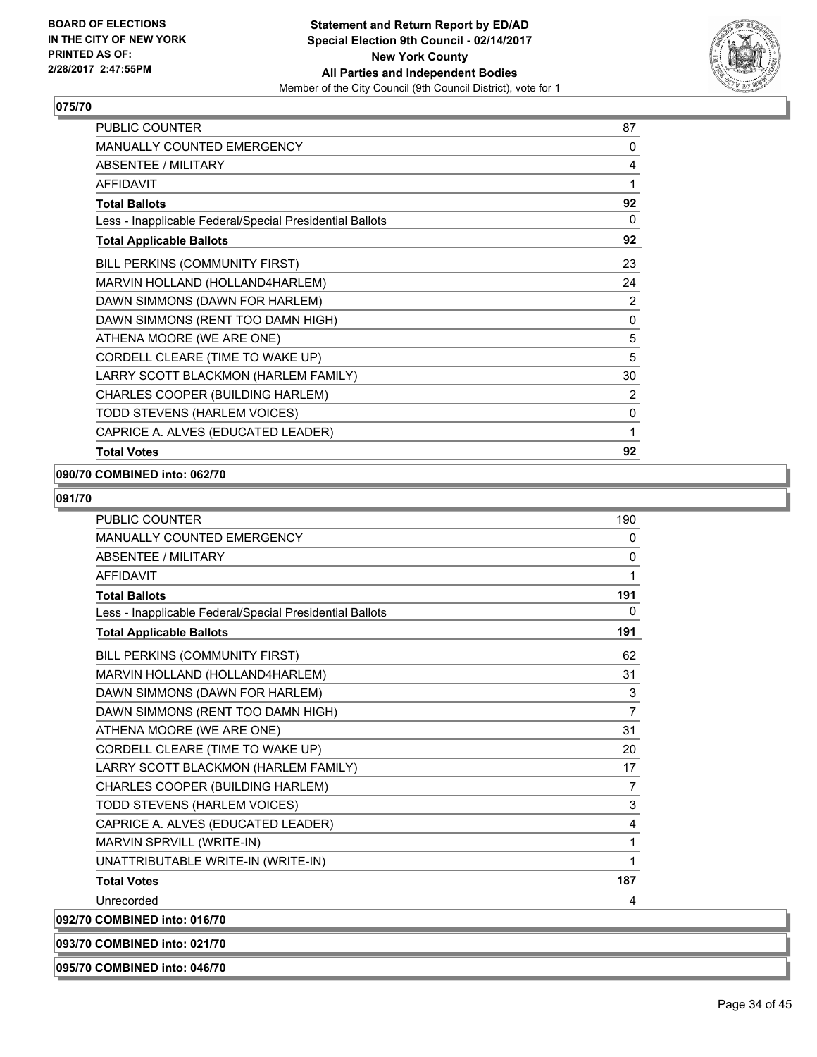### 075/70

| | |
|---|---|
| PUBLIC COUNTER | 87 |
| MANUALLY COUNTED EMERGENCY | 0 |
| ABSENTEE / MILITARY | 4 |
| AFFIDAVIT | 1 |
| **Total Ballots** | **92** |
| Less - Inapplicable Federal/Special Presidential Ballots | 0 |
| **Total Applicable Ballots** | **92** |
| BILL PERKINS (COMMUNITY FIRST) | 23 |
| MARVIN HOLLAND (HOLLAND4HARLEM) | 24 |
| DAWN SIMMONS (DAWN FOR HARLEM) | 2 |
| DAWN SIMMONS (RENT TOO DAMN HIGH) | 0 |
| ATHENA MOORE (WE ARE ONE) | 5 |
| CORDELL CLEARE (TIME TO WAKE UP) | 5 |
| LARRY SCOTT BLACKMON (HARLEM FAMILY) | 30 |
| CHARLES COOPER (BUILDING HARLEM) | 2 |
| TODD STEVENS (HARLEM VOICES) | 0 |
| CAPRICE A. ALVES (EDUCATED LEADER) | 1 |
| **Total Votes** | **92** |

### 090/70 COMBINED into: 062/70

### 091/70

| | |
|---|---|
| PUBLIC COUNTER | 190 |
| MANUALLY COUNTED EMERGENCY | 0 |
| ABSENTEE / MILITARY | 0 |
| AFFIDAVIT | 1 |
| **Total Ballots** | **191** |
| Less - Inapplicable Federal/Special Presidential Ballots | 0 |
| **Total Applicable Ballots** | **191** |
| BILL PERKINS (COMMUNITY FIRST) | 62 |
| MARVIN HOLLAND (HOLLAND4HARLEM) | 31 |
| DAWN SIMMONS (DAWN FOR HARLEM) | 3 |
| DAWN SIMMONS (RENT TOO DAMN HIGH) | 7 |
| ATHENA MOORE (WE ARE ONE) | 31 |
| CORDELL CLEARE (TIME TO WAKE UP) | 20 |
| LARRY SCOTT BLACKMON (HARLEM FAMILY) | 17 |
| CHARLES COOPER (BUILDING HARLEM) | 7 |
| TODD STEVENS (HARLEM VOICES) | 3 |
| CAPRICE A. ALVES (EDUCATED LEADER) | 4 |
| MARVIN SPRVILL (WRITE-IN) | 1 |
| UNATTRIBUTABLE WRITE-IN (WRITE-IN) | 1 |
| **Total Votes** | **187** |
| Unrecorded | 4 |

### 092/70 COMBINED into: 016/70

### 093/70 COMBINED into: 021/70

### 095/70 COMBINED into: 046/70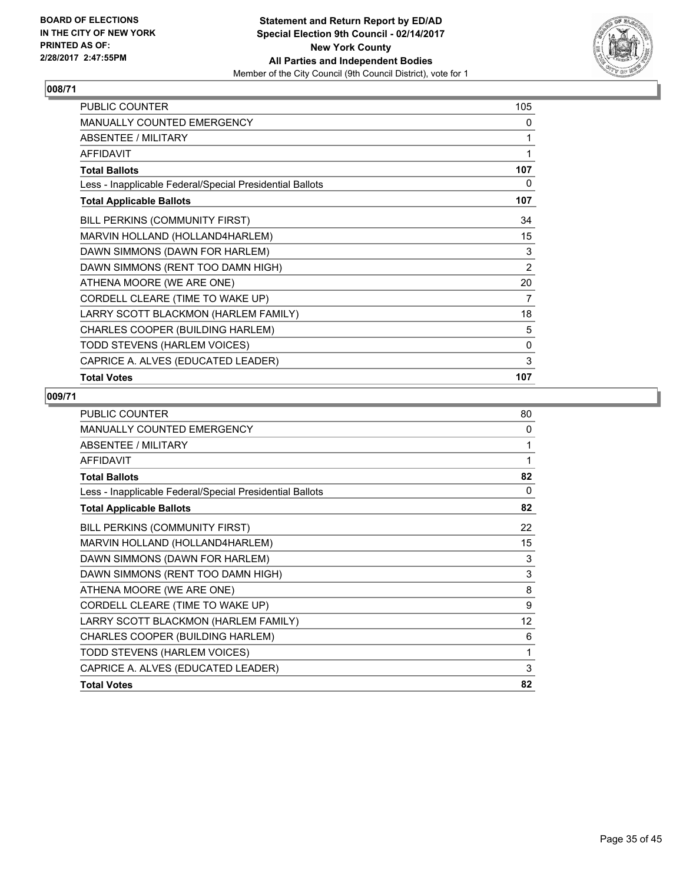**BOARD OF ELECTIONS IN THE CITY OF NEW YORK PRINTED AS OF: 2/28/2017 2:47:55PM**

**Statement and Return Report by ED/AD Special Election 9th Council - 02/14/2017 New York County All Parties and Independent Bodies**

Member of the City Council (9th Council District), vote for 1

## 008/71

| | |
|---|---|
| PUBLIC COUNTER | 105 |
| MANUALLY COUNTED EMERGENCY | 0 |
| ABSENTEE / MILITARY | 1 |
| AFFIDAVIT | 1 |
| **Total Ballots** | **107** |
| Less - Inapplicable Federal/Special Presidential Ballots | 0 |
| **Total Applicable Ballots** | **107** |
| BILL PERKINS (COMMUNITY FIRST) | 34 |
| MARVIN HOLLAND (HOLLAND4HARLEM) | 15 |
| DAWN SIMMONS (DAWN FOR HARLEM) | 3 |
| DAWN SIMMONS (RENT TOO DAMN HIGH) | 2 |
| ATHENA MOORE (WE ARE ONE) | 20 |
| CORDELL CLEARE (TIME TO WAKE UP) | 7 |
| LARRY SCOTT BLACKMON (HARLEM FAMILY) | 18 |
| CHARLES COOPER (BUILDING HARLEM) | 5 |
| TODD STEVENS (HARLEM VOICES) | 0 |
| CAPRICE A. ALVES (EDUCATED LEADER) | 3 |
| **Total Votes** | **107** |

## 009/71

| | |
|---|---|
| PUBLIC COUNTER | 80 |
| MANUALLY COUNTED EMERGENCY | 0 |
| ABSENTEE / MILITARY | 1 |
| AFFIDAVIT | 1 |
| **Total Ballots** | **82** |
| Less - Inapplicable Federal/Special Presidential Ballots | 0 |
| **Total Applicable Ballots** | **82** |
| BILL PERKINS (COMMUNITY FIRST) | 22 |
| MARVIN HOLLAND (HOLLAND4HARLEM) | 15 |
| DAWN SIMMONS (DAWN FOR HARLEM) | 3 |
| DAWN SIMMONS (RENT TOO DAMN HIGH) | 3 |
| ATHENA MOORE (WE ARE ONE) | 8 |
| CORDELL CLEARE (TIME TO WAKE UP) | 9 |
| LARRY SCOTT BLACKMON (HARLEM FAMILY) | 12 |
| CHARLES COOPER (BUILDING HARLEM) | 6 |
| TODD STEVENS (HARLEM VOICES) | 1 |
| CAPRICE A. ALVES (EDUCATED LEADER) | 3 |
| **Total Votes** | **82** |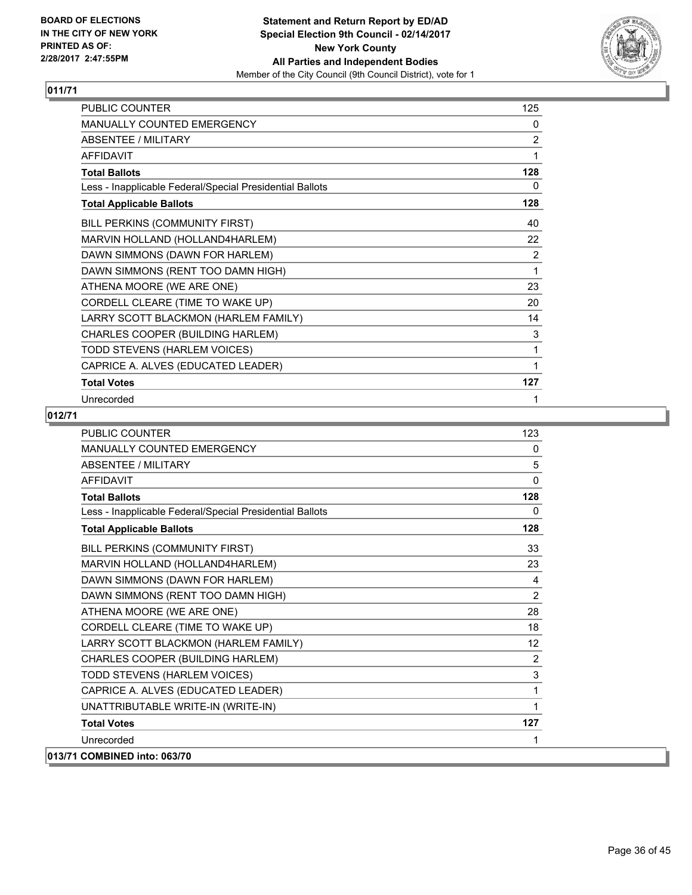**BOARD OF ELECTIONS IN THE CITY OF NEW YORK PRINTED AS OF: 2/28/2017 2:47:55PM**

**Statement and Return Report by ED/AD Special Election 9th Council - 02/14/2017 New York County All Parties and Independent Bodies**
Member of the City Council (9th Council District), vote for 1

**011/71**

| | |
|---|---|
| PUBLIC COUNTER | 125 |
| MANUALLY COUNTED EMERGENCY | 0 |
| ABSENTEE / MILITARY | 2 |
| AFFIDAVIT | 1 |
| **Total Ballots** | **128** |
| Less - Inapplicable Federal/Special Presidential Ballots | 0 |
| **Total Applicable Ballots** | **128** |
| BILL PERKINS (COMMUNITY FIRST) | 40 |
| MARVIN HOLLAND (HOLLAND4HARLEM) | 22 |
| DAWN SIMMONS (DAWN FOR HARLEM) | 2 |
| DAWN SIMMONS (RENT TOO DAMN HIGH) | 1 |
| ATHENA MOORE (WE ARE ONE) | 23 |
| CORDELL CLEARE (TIME TO WAKE UP) | 20 |
| LARRY SCOTT BLACKMON (HARLEM FAMILY) | 14 |
| CHARLES COOPER (BUILDING HARLEM) | 3 |
| TODD STEVENS (HARLEM VOICES) | 1 |
| CAPRICE A. ALVES (EDUCATED LEADER) | 1 |
| **Total Votes** | **127** |
| Unrecorded | 1 |

**012/71**

| | |
|---|---|
| PUBLIC COUNTER | 123 |
| MANUALLY COUNTED EMERGENCY | 0 |
| ABSENTEE / MILITARY | 5 |
| AFFIDAVIT | 0 |
| **Total Ballots** | **128** |
| Less - Inapplicable Federal/Special Presidential Ballots | 0 |
| **Total Applicable Ballots** | **128** |
| BILL PERKINS (COMMUNITY FIRST) | 33 |
| MARVIN HOLLAND (HOLLAND4HARLEM) | 23 |
| DAWN SIMMONS (DAWN FOR HARLEM) | 4 |
| DAWN SIMMONS (RENT TOO DAMN HIGH) | 2 |
| ATHENA MOORE (WE ARE ONE) | 28 |
| CORDELL CLEARE (TIME TO WAKE UP) | 18 |
| LARRY SCOTT BLACKMON (HARLEM FAMILY) | 12 |
| CHARLES COOPER (BUILDING HARLEM) | 2 |
| TODD STEVENS (HARLEM VOICES) | 3 |
| CAPRICE A. ALVES (EDUCATED LEADER) | 1 |
| UNATTRIBUTABLE WRITE-IN (WRITE-IN) | 1 |
| **Total Votes** | **127** |
| Unrecorded | 1 |

**013/71 COMBINED into: 063/70**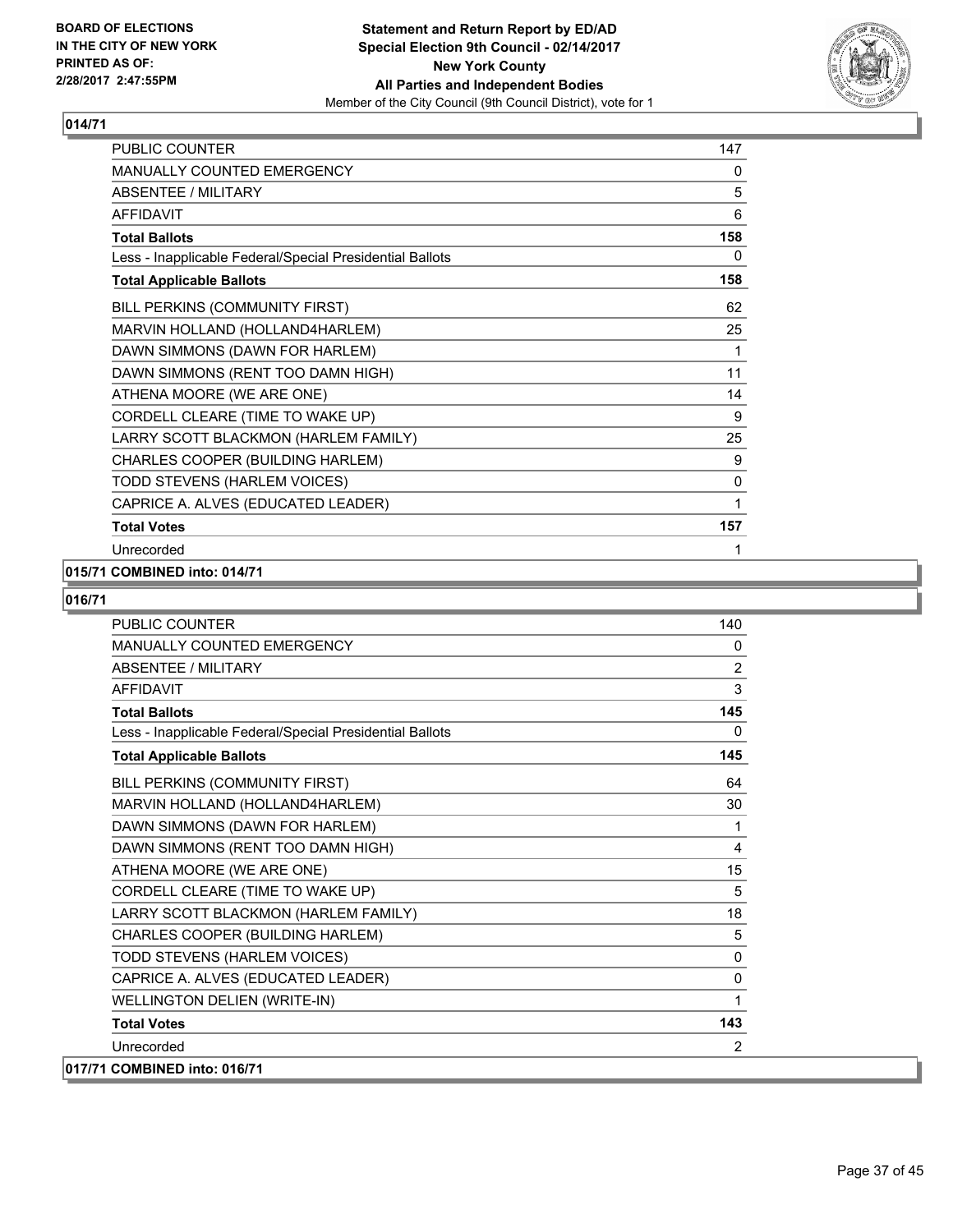**BOARD OF ELECTIONS IN THE CITY OF NEW YORK PRINTED AS OF: 2/28/2017 2:47:55PM**

**Statement and Return Report by ED/AD Special Election 9th Council - 02/14/2017 New York County All Parties and Independent Bodies**

Member of the City Council (9th Council District), vote for 1

## 014/71

| | |
|---|---|
| PUBLIC COUNTER | 147 |
| MANUALLY COUNTED EMERGENCY | 0 |
| ABSENTEE / MILITARY | 5 |
| AFFIDAVIT | 6 |
| **Total Ballots** | **158** |
| Less - Inapplicable Federal/Special Presidential Ballots | 0 |
| **Total Applicable Ballots** | **158** |
| BILL PERKINS (COMMUNITY FIRST) | 62 |
| MARVIN HOLLAND (HOLLAND4HARLEM) | 25 |
| DAWN SIMMONS (DAWN FOR HARLEM) | 1 |
| DAWN SIMMONS (RENT TOO DAMN HIGH) | 11 |
| ATHENA MOORE (WE ARE ONE) | 14 |
| CORDELL CLEARE (TIME TO WAKE UP) | 9 |
| LARRY SCOTT BLACKMON (HARLEM FAMILY) | 25 |
| CHARLES COOPER (BUILDING HARLEM) | 9 |
| TODD STEVENS (HARLEM VOICES) | 0 |
| CAPRICE A. ALVES (EDUCATED LEADER) | 1 |
| **Total Votes** | **157** |
| Unrecorded | 1 |

## 015/71 COMBINED into: 014/71

## 016/71

| | |
|---|---|
| PUBLIC COUNTER | 140 |
| MANUALLY COUNTED EMERGENCY | 0 |
| ABSENTEE / MILITARY | 2 |
| AFFIDAVIT | 3 |
| **Total Ballots** | **145** |
| Less - Inapplicable Federal/Special Presidential Ballots | 0 |
| **Total Applicable Ballots** | **145** |
| BILL PERKINS (COMMUNITY FIRST) | 64 |
| MARVIN HOLLAND (HOLLAND4HARLEM) | 30 |
| DAWN SIMMONS (DAWN FOR HARLEM) | 1 |
| DAWN SIMMONS (RENT TOO DAMN HIGH) | 4 |
| ATHENA MOORE (WE ARE ONE) | 15 |
| CORDELL CLEARE (TIME TO WAKE UP) | 5 |
| LARRY SCOTT BLACKMON (HARLEM FAMILY) | 18 |
| CHARLES COOPER (BUILDING HARLEM) | 5 |
| TODD STEVENS (HARLEM VOICES) | 0 |
| CAPRICE A. ALVES (EDUCATED LEADER) | 0 |
| WELLINGTON DELIEN (WRITE-IN) | 1 |
| **Total Votes** | **143** |
| Unrecorded | 2 |

## 017/71 COMBINED into: 016/71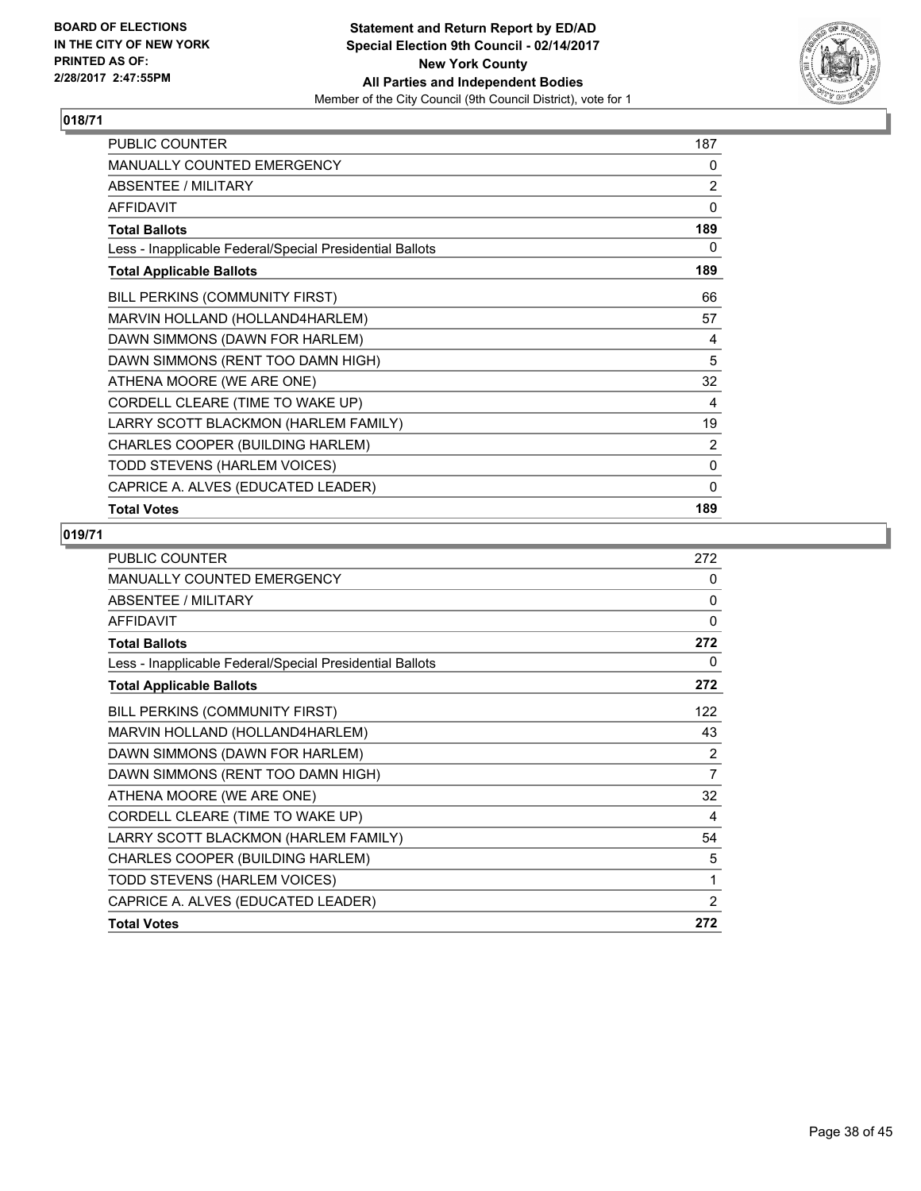**BOARD OF ELECTIONS IN THE CITY OF NEW YORK PRINTED AS OF: 2/28/2017 2:47:55PM**

**Statement and Return Report by ED/AD Special Election 9th Council - 02/14/2017 New York County All Parties and Independent Bodies**
Member of the City Council (9th Council District), vote for 1

## 018/71

| | |
|---|---|
| PUBLIC COUNTER | 187 |
| MANUALLY COUNTED EMERGENCY | 0 |
| ABSENTEE / MILITARY | 2 |
| AFFIDAVIT | 0 |
| **Total Ballots** | **189** |
| Less - Inapplicable Federal/Special Presidential Ballots | 0 |
| **Total Applicable Ballots** | **189** |
| BILL PERKINS (COMMUNITY FIRST) | 66 |
| MARVIN HOLLAND (HOLLAND4HARLEM) | 57 |
| DAWN SIMMONS (DAWN FOR HARLEM) | 4 |
| DAWN SIMMONS (RENT TOO DAMN HIGH) | 5 |
| ATHENA MOORE (WE ARE ONE) | 32 |
| CORDELL CLEARE (TIME TO WAKE UP) | 4 |
| LARRY SCOTT BLACKMON (HARLEM FAMILY) | 19 |
| CHARLES COOPER (BUILDING HARLEM) | 2 |
| TODD STEVENS (HARLEM VOICES) | 0 |
| CAPRICE A. ALVES (EDUCATED LEADER) | 0 |
| **Total Votes** | **189** |

## 019/71

| | |
|---|---|
| PUBLIC COUNTER | 272 |
| MANUALLY COUNTED EMERGENCY | 0 |
| ABSENTEE / MILITARY | 0 |
| AFFIDAVIT | 0 |
| **Total Ballots** | **272** |
| Less - Inapplicable Federal/Special Presidential Ballots | 0 |
| **Total Applicable Ballots** | **272** |
| BILL PERKINS (COMMUNITY FIRST) | 122 |
| MARVIN HOLLAND (HOLLAND4HARLEM) | 43 |
| DAWN SIMMONS (DAWN FOR HARLEM) | 2 |
| DAWN SIMMONS (RENT TOO DAMN HIGH) | 7 |
| ATHENA MOORE (WE ARE ONE) | 32 |
| CORDELL CLEARE (TIME TO WAKE UP) | 4 |
| LARRY SCOTT BLACKMON (HARLEM FAMILY) | 54 |
| CHARLES COOPER (BUILDING HARLEM) | 5 |
| TODD STEVENS (HARLEM VOICES) | 1 |
| CAPRICE A. ALVES (EDUCATED LEADER) | 2 |
| **Total Votes** | **272** |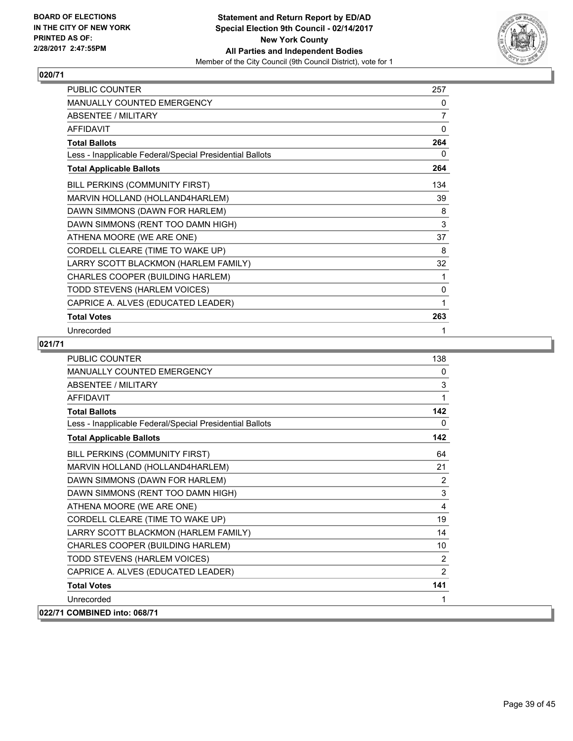**BOARD OF ELECTIONS IN THE CITY OF NEW YORK PRINTED AS OF: 2/28/2017 2:47:55PM**

**Statement and Return Report by ED/AD Special Election 9th Council - 02/14/2017 New York County All Parties and Independent Bodies**
Member of the City Council (9th Council District), vote for 1

### 020/71

| | |
|---|---|
| PUBLIC COUNTER | 257 |
| MANUALLY COUNTED EMERGENCY | 0 |
| ABSENTEE / MILITARY | 7 |
| AFFIDAVIT | 0 |
| **Total Ballots** | **264** |
| Less - Inapplicable Federal/Special Presidential Ballots | 0 |
| **Total Applicable Ballots** | **264** |
| BILL PERKINS (COMMUNITY FIRST) | 134 |
| MARVIN HOLLAND (HOLLAND4HARLEM) | 39 |
| DAWN SIMMONS (DAWN FOR HARLEM) | 8 |
| DAWN SIMMONS (RENT TOO DAMN HIGH) | 3 |
| ATHENA MOORE (WE ARE ONE) | 37 |
| CORDELL CLEARE (TIME TO WAKE UP) | 8 |
| LARRY SCOTT BLACKMON (HARLEM FAMILY) | 32 |
| CHARLES COOPER (BUILDING HARLEM) | 1 |
| TODD STEVENS (HARLEM VOICES) | 0 |
| CAPRICE A. ALVES (EDUCATED LEADER) | 1 |
| **Total Votes** | **263** |
| Unrecorded | 1 |

### 021/71

| | |
|---|---|
| PUBLIC COUNTER | 138 |
| MANUALLY COUNTED EMERGENCY | 0 |
| ABSENTEE / MILITARY | 3 |
| AFFIDAVIT | 1 |
| **Total Ballots** | **142** |
| Less - Inapplicable Federal/Special Presidential Ballots | 0 |
| **Total Applicable Ballots** | **142** |
| BILL PERKINS (COMMUNITY FIRST) | 64 |
| MARVIN HOLLAND (HOLLAND4HARLEM) | 21 |
| DAWN SIMMONS (DAWN FOR HARLEM) | 2 |
| DAWN SIMMONS (RENT TOO DAMN HIGH) | 3 |
| ATHENA MOORE (WE ARE ONE) | 4 |
| CORDELL CLEARE (TIME TO WAKE UP) | 19 |
| LARRY SCOTT BLACKMON (HARLEM FAMILY) | 14 |
| CHARLES COOPER (BUILDING HARLEM) | 10 |
| TODD STEVENS (HARLEM VOICES) | 2 |
| CAPRICE A. ALVES (EDUCATED LEADER) | 2 |
| **Total Votes** | **141** |
| Unrecorded | 1 |

### 022/71 COMBINED into: 068/71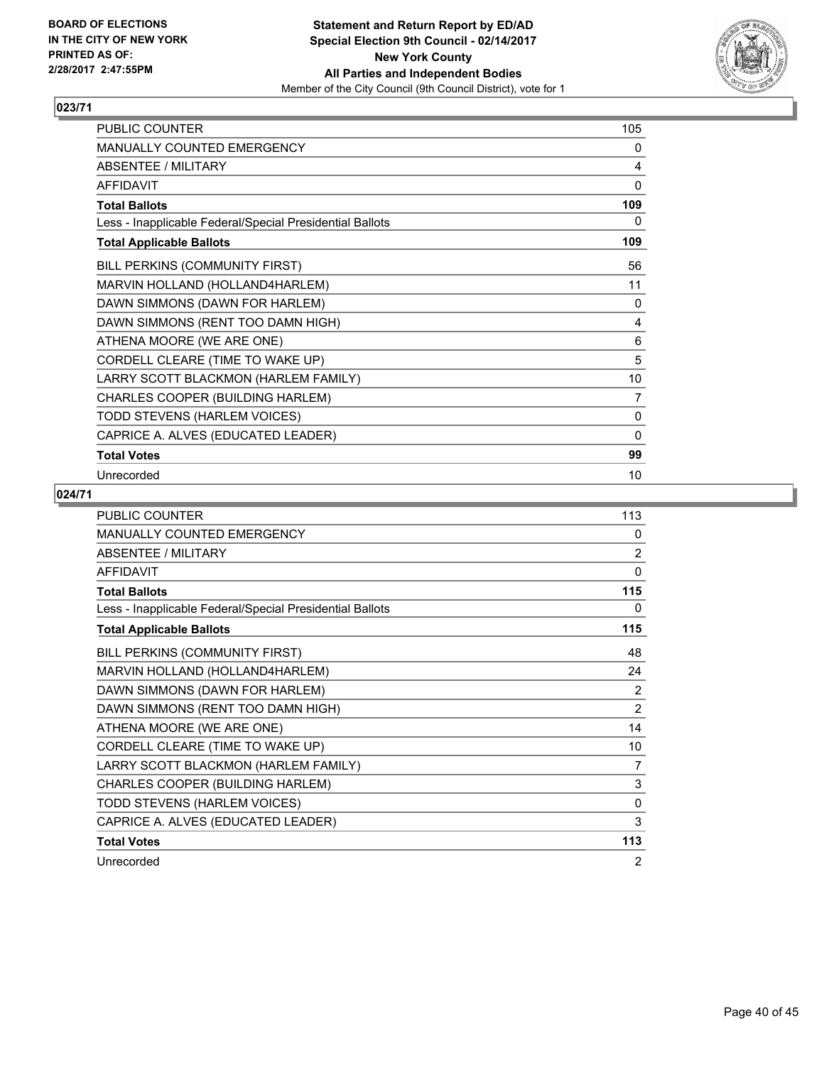**BOARD OF ELECTIONS IN THE CITY OF NEW YORK PRINTED AS OF: 2/28/2017 2:47:55PM**

**Statement and Return Report by ED/AD Special Election 9th Council - 02/14/2017 New York County All Parties and Independent Bodies**
Member of the City Council (9th Council District), vote for 1

## 023/71

| | |
|---|---|
| PUBLIC COUNTER | 105 |
| MANUALLY COUNTED EMERGENCY | 0 |
| ABSENTEE / MILITARY | 4 |
| AFFIDAVIT | 0 |
| **Total Ballots** | **109** |
| Less - Inapplicable Federal/Special Presidential Ballots | 0 |
| **Total Applicable Ballots** | **109** |
| BILL PERKINS (COMMUNITY FIRST) | 56 |
| MARVIN HOLLAND (HOLLAND4HARLEM) | 11 |
| DAWN SIMMONS (DAWN FOR HARLEM) | 0 |
| DAWN SIMMONS (RENT TOO DAMN HIGH) | 4 |
| ATHENA MOORE (WE ARE ONE) | 6 |
| CORDELL CLEARE (TIME TO WAKE UP) | 5 |
| LARRY SCOTT BLACKMON (HARLEM FAMILY) | 10 |
| CHARLES COOPER (BUILDING HARLEM) | 7 |
| TODD STEVENS (HARLEM VOICES) | 0 |
| CAPRICE A. ALVES (EDUCATED LEADER) | 0 |
| **Total Votes** | **99** |
| Unrecorded | 10 |

## 024/71

| | |
|---|---|
| PUBLIC COUNTER | 113 |
| MANUALLY COUNTED EMERGENCY | 0 |
| ABSENTEE / MILITARY | 2 |
| AFFIDAVIT | 0 |
| **Total Ballots** | **115** |
| Less - Inapplicable Federal/Special Presidential Ballots | 0 |
| **Total Applicable Ballots** | **115** |
| BILL PERKINS (COMMUNITY FIRST) | 48 |
| MARVIN HOLLAND (HOLLAND4HARLEM) | 24 |
| DAWN SIMMONS (DAWN FOR HARLEM) | 2 |
| DAWN SIMMONS (RENT TOO DAMN HIGH) | 2 |
| ATHENA MOORE (WE ARE ONE) | 14 |
| CORDELL CLEARE (TIME TO WAKE UP) | 10 |
| LARRY SCOTT BLACKMON (HARLEM FAMILY) | 7 |
| CHARLES COOPER (BUILDING HARLEM) | 3 |
| TODD STEVENS (HARLEM VOICES) | 0 |
| CAPRICE A. ALVES (EDUCATED LEADER) | 3 |
| **Total Votes** | **113** |
| Unrecorded | 2 |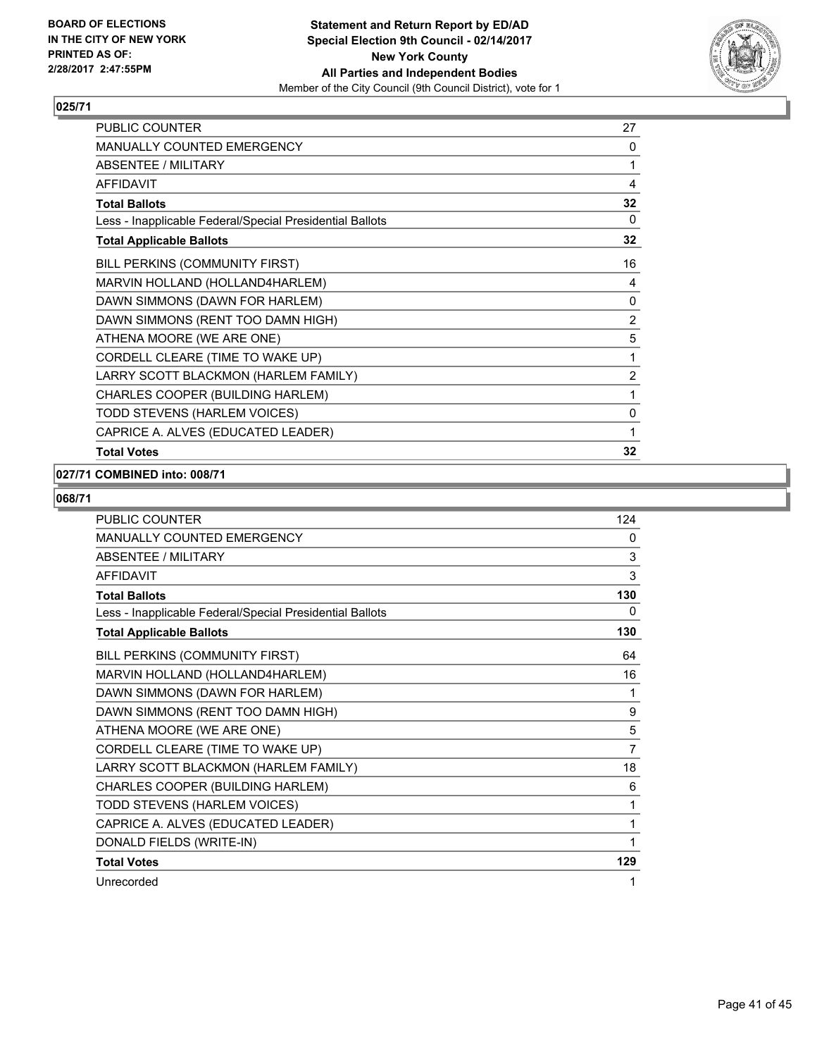**BOARD OF ELECTIONS IN THE CITY OF NEW YORK PRINTED AS OF: 2/28/2017 2:47:55PM**

**Statement and Return Report by ED/AD Special Election 9th Council - 02/14/2017 New York County All Parties and Independent Bodies**
Member of the City Council (9th Council District), vote for 1

**025/71**

| | |
|---|---|
| PUBLIC COUNTER | 27 |
| MANUALLY COUNTED EMERGENCY | 0 |
| ABSENTEE / MILITARY | 1 |
| AFFIDAVIT | 4 |
| **Total Ballots** | **32** |
| Less - Inapplicable Federal/Special Presidential Ballots | 0 |
| **Total Applicable Ballots** | **32** |
| BILL PERKINS (COMMUNITY FIRST) | 16 |
| MARVIN HOLLAND (HOLLAND4HARLEM) | 4 |
| DAWN SIMMONS (DAWN FOR HARLEM) | 0 |
| DAWN SIMMONS (RENT TOO DAMN HIGH) | 2 |
| ATHENA MOORE (WE ARE ONE) | 5 |
| CORDELL CLEARE (TIME TO WAKE UP) | 1 |
| LARRY SCOTT BLACKMON (HARLEM FAMILY) | 2 |
| CHARLES COOPER (BUILDING HARLEM) | 1 |
| TODD STEVENS (HARLEM VOICES) | 0 |
| CAPRICE A. ALVES (EDUCATED LEADER) | 1 |
| **Total Votes** | **32** |

**027/71 COMBINED into: 008/71**

**068/71**

| | |
|---|---|
| PUBLIC COUNTER | 124 |
| MANUALLY COUNTED EMERGENCY | 0 |
| ABSENTEE / MILITARY | 3 |
| AFFIDAVIT | 3 |
| **Total Ballots** | **130** |
| Less - Inapplicable Federal/Special Presidential Ballots | 0 |
| **Total Applicable Ballots** | **130** |
| BILL PERKINS (COMMUNITY FIRST) | 64 |
| MARVIN HOLLAND (HOLLAND4HARLEM) | 16 |
| DAWN SIMMONS (DAWN FOR HARLEM) | 1 |
| DAWN SIMMONS (RENT TOO DAMN HIGH) | 9 |
| ATHENA MOORE (WE ARE ONE) | 5 |
| CORDELL CLEARE (TIME TO WAKE UP) | 7 |
| LARRY SCOTT BLACKMON (HARLEM FAMILY) | 18 |
| CHARLES COOPER (BUILDING HARLEM) | 6 |
| TODD STEVENS (HARLEM VOICES) | 1 |
| CAPRICE A. ALVES (EDUCATED LEADER) | 1 |
| DONALD FIELDS (WRITE-IN) | 1 |
| **Total Votes** | **129** |
| Unrecorded | 1 |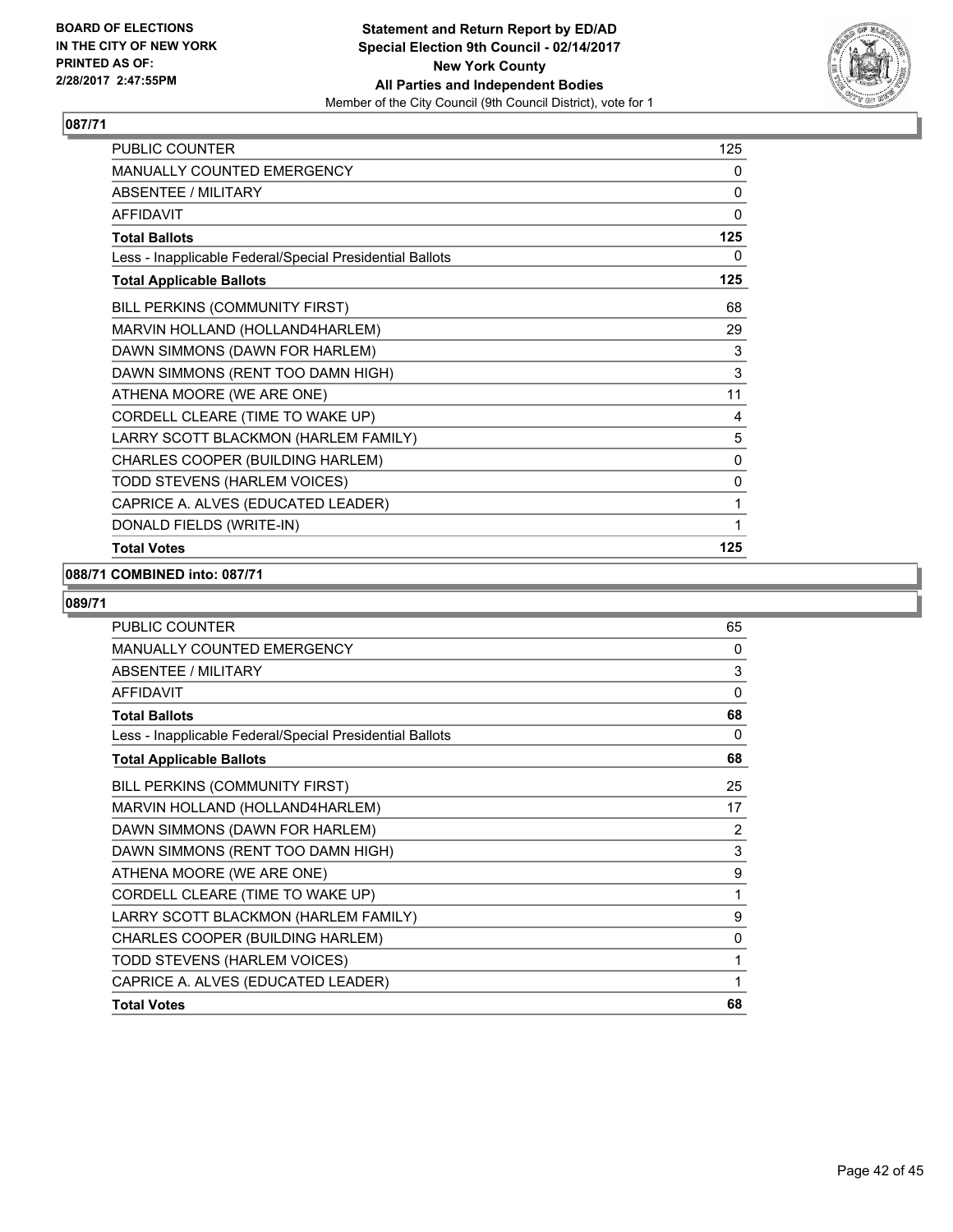**BOARD OF ELECTIONS IN THE CITY OF NEW YORK PRINTED AS OF: 2/28/2017 2:47:55PM**

**Statement and Return Report by ED/AD Special Election 9th Council - 02/14/2017 New York County All Parties and Independent Bodies**
Member of the City Council (9th Council District), vote for 1

## 087/71

| | |
|---|---|
| PUBLIC COUNTER | 125 |
| MANUALLY COUNTED EMERGENCY | 0 |
| ABSENTEE / MILITARY | 0 |
| AFFIDAVIT | 0 |
| **Total Ballots** | **125** |
| Less - Inapplicable Federal/Special Presidential Ballots | 0 |
| **Total Applicable Ballots** | **125** |
| BILL PERKINS (COMMUNITY FIRST) | 68 |
| MARVIN HOLLAND (HOLLAND4HARLEM) | 29 |
| DAWN SIMMONS (DAWN FOR HARLEM) | 3 |
| DAWN SIMMONS (RENT TOO DAMN HIGH) | 3 |
| ATHENA MOORE (WE ARE ONE) | 11 |
| CORDELL CLEARE (TIME TO WAKE UP) | 4 |
| LARRY SCOTT BLACKMON (HARLEM FAMILY) | 5 |
| CHARLES COOPER (BUILDING HARLEM) | 0 |
| TODD STEVENS (HARLEM VOICES) | 0 |
| CAPRICE A. ALVES (EDUCATED LEADER) | 1 |
| DONALD FIELDS (WRITE-IN) | 1 |
| **Total Votes** | **125** |

## 088/71 COMBINED into: 087/71

## 089/71

| | |
|---|---|
| PUBLIC COUNTER | 65 |
| MANUALLY COUNTED EMERGENCY | 0 |
| ABSENTEE / MILITARY | 3 |
| AFFIDAVIT | 0 |
| **Total Ballots** | **68** |
| Less - Inapplicable Federal/Special Presidential Ballots | 0 |
| **Total Applicable Ballots** | **68** |
| BILL PERKINS (COMMUNITY FIRST) | 25 |
| MARVIN HOLLAND (HOLLAND4HARLEM) | 17 |
| DAWN SIMMONS (DAWN FOR HARLEM) | 2 |
| DAWN SIMMONS (RENT TOO DAMN HIGH) | 3 |
| ATHENA MOORE (WE ARE ONE) | 9 |
| CORDELL CLEARE (TIME TO WAKE UP) | 1 |
| LARRY SCOTT BLACKMON (HARLEM FAMILY) | 9 |
| CHARLES COOPER (BUILDING HARLEM) | 0 |
| TODD STEVENS (HARLEM VOICES) | 1 |
| CAPRICE A. ALVES (EDUCATED LEADER) | 1 |
| **Total Votes** | **68** |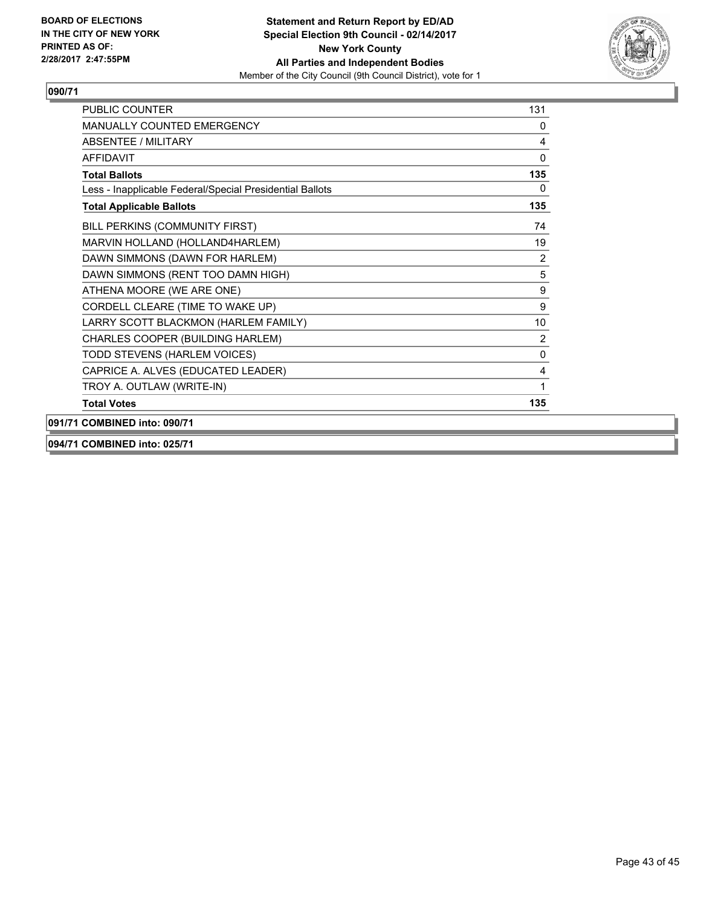**BOARD OF ELECTIONS IN THE CITY OF NEW YORK PRINTED AS OF: 2/28/2017 2:47:55PM**

**Statement and Return Report by ED/AD Special Election 9th Council - 02/14/2017 New York County All Parties and Independent Bodies**
Member of the City Council (9th Council District), vote for 1

**090/71**

| | |
|---|---|
| PUBLIC COUNTER | 131 |
| MANUALLY COUNTED EMERGENCY | 0 |
| ABSENTEE / MILITARY | 4 |
| AFFIDAVIT | 0 |
| **Total Ballots** | **135** |
| Less - Inapplicable Federal/Special Presidential Ballots | 0 |
| **Total Applicable Ballots** | **135** |
| BILL PERKINS (COMMUNITY FIRST) | 74 |
| MARVIN HOLLAND (HOLLAND4HARLEM) | 19 |
| DAWN SIMMONS (DAWN FOR HARLEM) | 2 |
| DAWN SIMMONS (RENT TOO DAMN HIGH) | 5 |
| ATHENA MOORE (WE ARE ONE) | 9 |
| CORDELL CLEARE (TIME TO WAKE UP) | 9 |
| LARRY SCOTT BLACKMON (HARLEM FAMILY) | 10 |
| CHARLES COOPER (BUILDING HARLEM) | 2 |
| TODD STEVENS (HARLEM VOICES) | 0 |
| CAPRICE A. ALVES (EDUCATED LEADER) | 4 |
| TROY A. OUTLAW (WRITE-IN) | 1 |
| **Total Votes** | **135** |

**091/71 COMBINED into: 090/71**

**094/71 COMBINED into: 025/71**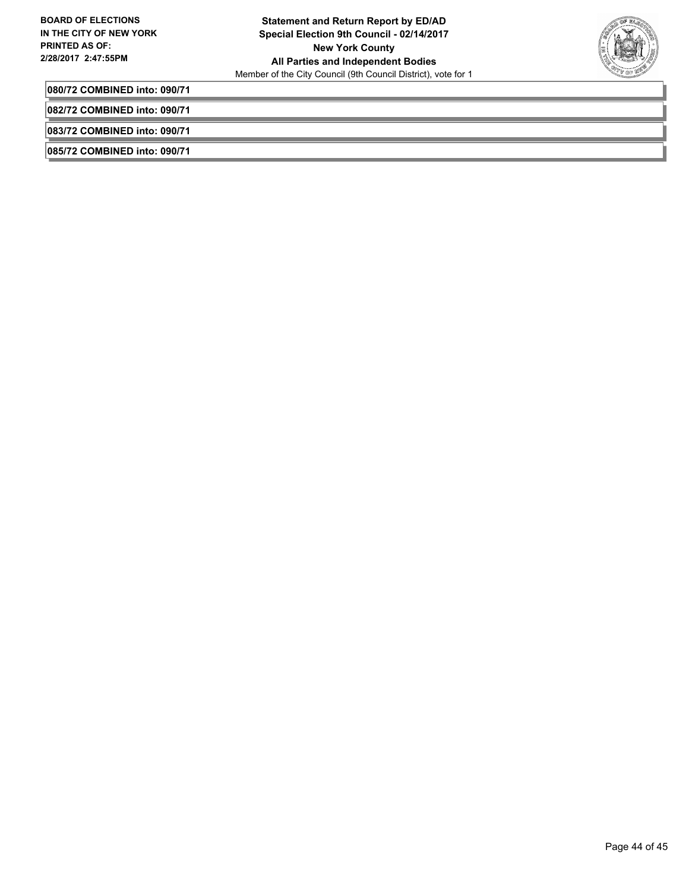**080/72 COMBINED into: 090/71**

**082/72 COMBINED into: 090/71**

**083/72 COMBINED into: 090/71**

**085/72 COMBINED into: 090/71**